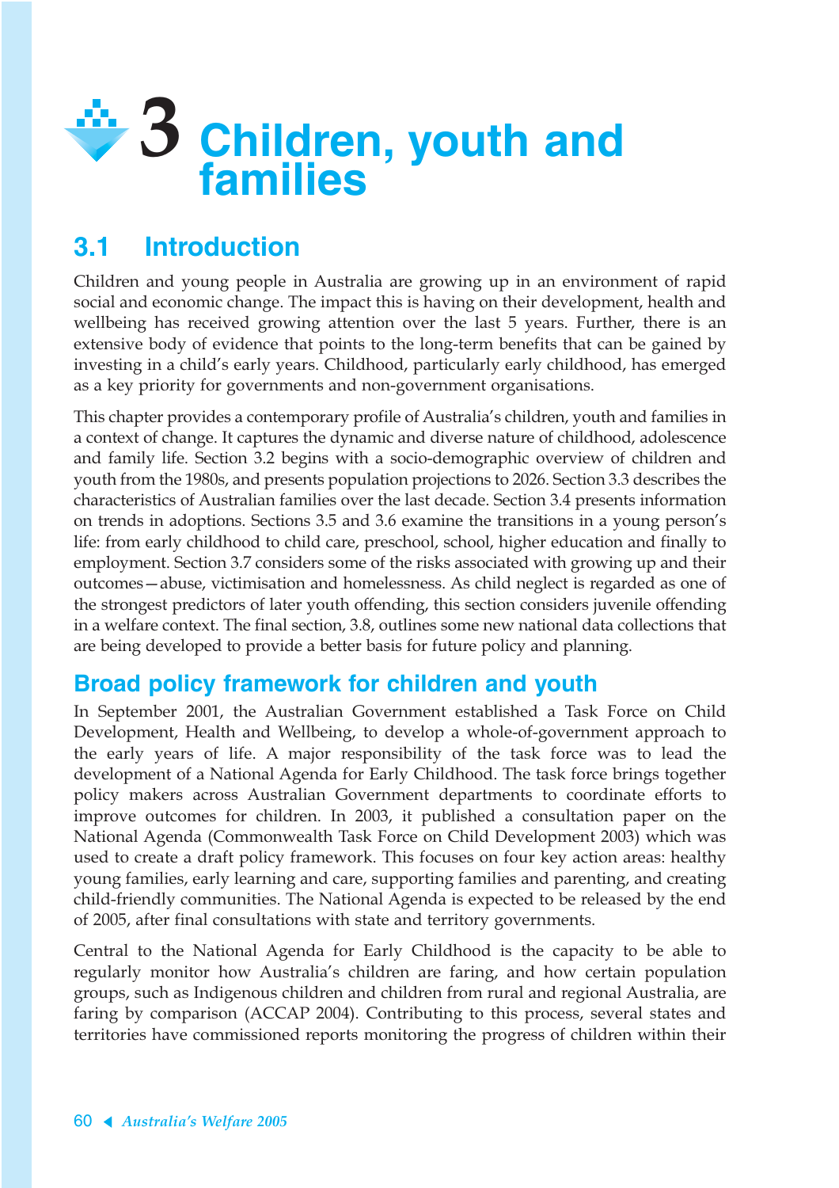# 3 Children, youth and families

## 3.1 Introduction

Children and young people in Australia are growing up in an environment of rapid social and economic change. The impact this is having on their development, health and wellbeing has received growing attention over the last 5 years. Further, there is an extensive body of evidence that points to the long-term benefits that can be gained by investing in a child's early years. Childhood, particularly early childhood, has emerged as a key priority for governments and non-government organisations.

This chapter provides a contemporary profile of Australia's children, youth and families in a context of change. It captures the dynamic and diverse nature of childhood, adolescence and family life. Section 3.2 begins with a socio-demographic overview of children and youth from the 1980s, and presents population projections to 2026. Section 3.3 describes the characteristics of Australian families over the last decade. Section 3.4 presents information on trends in adoptions. Sections 3.5 and 3.6 examine the transitions in a young person's life: from early childhood to child care, preschool, school, higher education and finally to employment. Section 3.7 considers some of the risks associated with growing up and their outcomes—abuse, victimisation and homelessness. As child neglect is regarded as one of the strongest predictors of later youth offending, this section considers juvenile offending in a welfare context. The final section, 3.8, outlines some new national data collections that are being developed to provide a better basis for future policy and planning.

## Broad policy framework for children and youth

In September 2001, the Australian Government established a Task Force on Child Development, Health and Wellbeing, to develop a whole-of-government approach to the early years of life. A major responsibility of the task force was to lead the development of a National Agenda for Early Childhood. The task force brings together policy makers across Australian Government departments to coordinate efforts to improve outcomes for children. In 2003, it published a consultation paper on the National Agenda (Commonwealth Task Force on Child Development 2003) which was used to create a draft policy framework. This focuses on four key action areas: healthy young families, early learning and care, supporting families and parenting, and creating child-friendly communities. The National Agenda is expected to be released by the end of 2005, after final consultations with state and territory governments.

Central to the National Agenda for Early Childhood is the capacity to be able to regularly monitor how Australia's children are faring, and how certain population groups, such as Indigenous children and children from rural and regional Australia, are faring by comparison (ACCAP 2004). Contributing to this process, several states and territories have commissioned reports monitoring the progress of children within their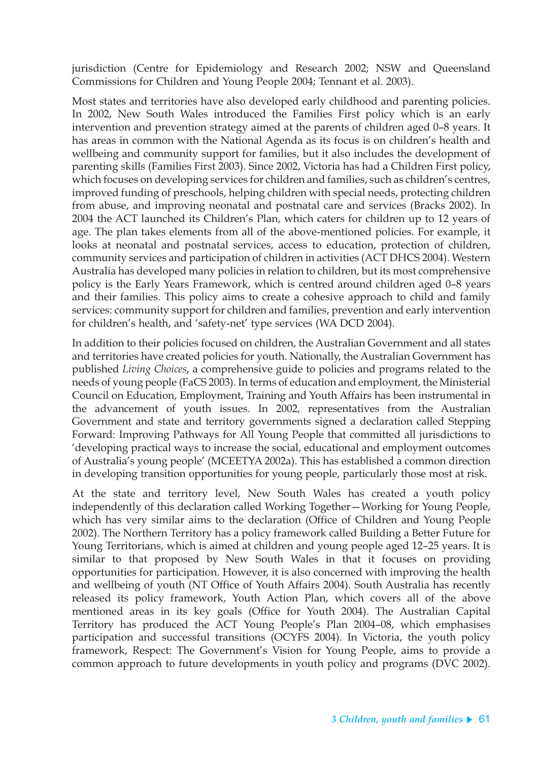jurisdiction (Centre for Epidemiology and Research 2002; NSW and Queensland Commissions for Children and Young People 2004; Tennant et al. 2003).

Most states and territories have also developed early childhood and parenting policies. In 2002, New South Wales introduced the Families First policy which is an early intervention and prevention strategy aimed at the parents of children aged 0–8 years. It has areas in common with the National Agenda as its focus is on children's health and wellbeing and community support for families, but it also includes the development of parenting skills (Families First 2003). Since 2002, Victoria has had a Children First policy, which focuses on developing services for children and families, such as children's centres, improved funding of preschools, helping children with special needs, protecting children from abuse, and improving neonatal and postnatal care and services (Bracks 2002). In 2004 the ACT launched its Children's Plan, which caters for children up to 12 years of age. The plan takes elements from all of the above-mentioned policies. For example, it looks at neonatal and postnatal services, access to education, protection of children, community services and participation of children in activities (ACT DHCS 2004). Western Australia has developed many policies in relation to children, but its most comprehensive policy is the Early Years Framework, which is centred around children aged 0–8 years and their families. This policy aims to create a cohesive approach to child and family services: community support for children and families, prevention and early intervention for children's health, and 'safety-net' type services (WA DCD 2004).

In addition to their policies focused on children, the Australian Government and all states and territories have created policies for youth. Nationally, the Australian Government has published *Living Choices*, a comprehensive guide to policies and programs related to the needs of young people (FaCS 2003). In terms of education and employment, the Ministerial Council on Education, Employment, Training and Youth Affairs has been instrumental in the advancement of youth issues. In 2002, representatives from the Australian Government and state and territory governments signed a declaration called Stepping Forward: Improving Pathways for All Young People that committed all jurisdictions to 'developing practical ways to increase the social, educational and employment outcomes of Australia's young people' (MCEETYA 2002a). This has established a common direction in developing transition opportunities for young people, particularly those most at risk.

At the state and territory level, New South Wales has created a youth policy independently of this declaration called Working Together—Working for Young People, which has very similar aims to the declaration (Office of Children and Young People 2002). The Northern Territory has a policy framework called Building a Better Future for Young Territorians, which is aimed at children and young people aged 12–25 years. It is similar to that proposed by New South Wales in that it focuses on providing opportunities for participation. However, it is also concerned with improving the health and wellbeing of youth (NT Office of Youth Affairs 2004). South Australia has recently released its policy framework, Youth Action Plan, which covers all of the above mentioned areas in its key goals (Office for Youth 2004). The Australian Capital Territory has produced the ACT Young People's Plan 2004–08, which emphasises participation and successful transitions (OCYFS 2004). In Victoria, the youth policy framework, Respect: The Government's Vision for Young People, aims to provide a common approach to future developments in youth policy and programs (DVC 2002).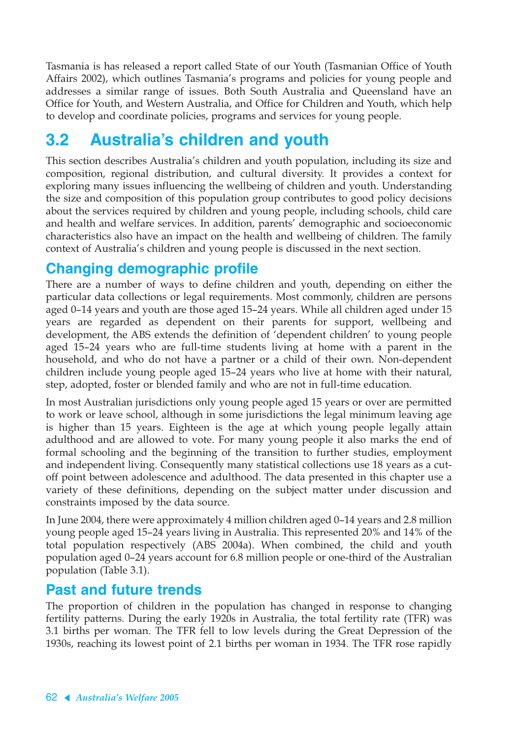Tasmania is has released a report called State of our Youth (Tasmanian Office of Youth Affairs 2002), which outlines Tasmania's programs and policies for young people and addresses a similar range of issues. Both South Australia and Queensland have an Office for Youth, and Western Australia, and Office for Children and Youth, which help to develop and coordinate policies, programs and services for young people.

## 3.2 Australia's children and youth

This section describes Australia's children and youth population, including its size and composition, regional distribution, and cultural diversity. It provides a context for exploring many issues influencing the wellbeing of children and youth. Understanding the size and composition of this population group contributes to good policy decisions about the services required by children and young people, including schools, child care and health and welfare services. In addition, parents' demographic and socioeconomic characteristics also have an impact on the health and wellbeing of children. The family context of Australia's children and young people is discussed in the next section.

### Changing demographic profile

There are a number of ways to define children and youth, depending on either the particular data collections or legal requirements. Most commonly, children are persons aged 0–14 years and youth are those aged 15–24 years. While all children aged under 15 years are regarded as dependent on their parents for support, wellbeing and development, the ABS extends the definition of 'dependent children' to young people aged 15–24 years who are full-time students living at home with a parent in the household, and who do not have a partner or a child of their own. Non-dependent children include young people aged 15–24 years who live at home with their natural, step, adopted, foster or blended family and who are not in full-time education.

In most Australian jurisdictions only young people aged 15 years or over are permitted to work or leave school, although in some jurisdictions the legal minimum leaving age is higher than 15 years. Eighteen is the age at which young people legally attain adulthood and are allowed to vote. For many young people it also marks the end of formal schooling and the beginning of the transition to further studies, employment and independent living. Consequently many statistical collections use 18 years as a cut-off point between adolescence and adulthood. The data presented in this chapter use a variety of these definitions, depending on the subject matter under discussion and constraints imposed by the data source.

In June 2004, there were approximately 4 million children aged 0–14 years and 2.8 million young people aged 15–24 years living in Australia. This represented 20% and 14% of the total population respectively (ABS 2004a). When combined, the child and youth population aged 0–24 years account for 6.8 million people or one-third of the Australian population (Table 3.1).

### Past and future trends

The proportion of children in the population has changed in response to changing fertility patterns. During the early 1920s in Australia, the total fertility rate (TFR) was 3.1 births per woman. The TFR fell to low levels during the Great Depression of the 1930s, reaching its lowest point of 2.1 births per woman in 1934. The TFR rose rapidly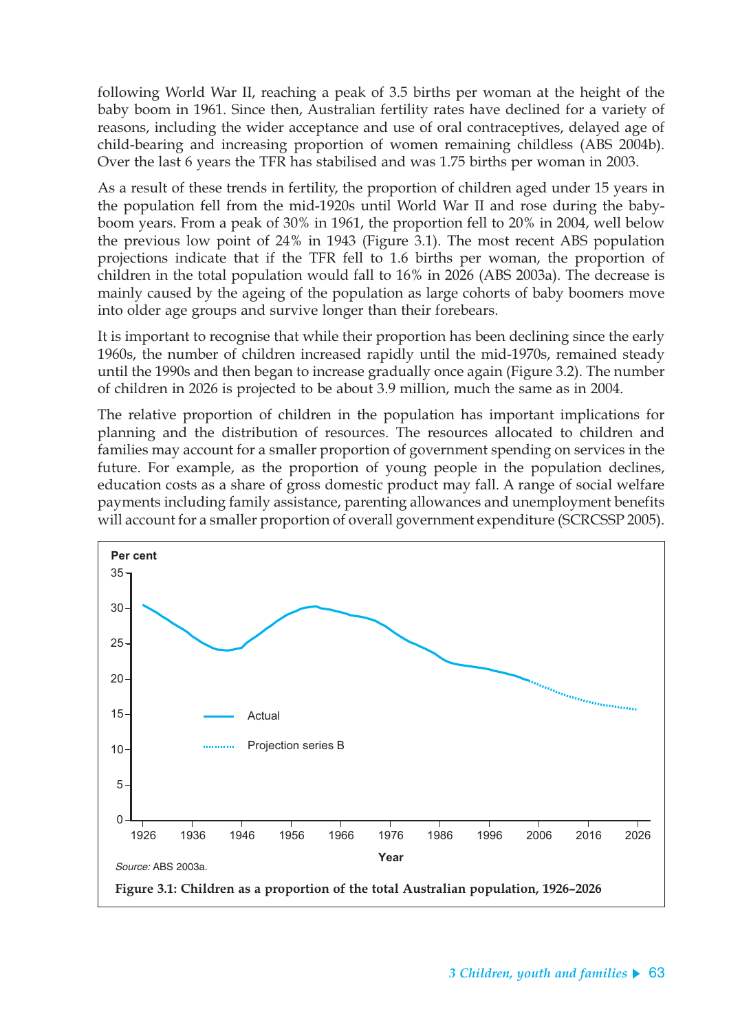following World War II, reaching a peak of 3.5 births per woman at the height of the baby boom in 1961. Since then, Australian fertility rates have declined for a variety of reasons, including the wider acceptance and use of oral contraceptives, delayed age of child-bearing and increasing proportion of women remaining childless (ABS 2004b). Over the last 6 years the TFR has stabilised and was 1.75 births per woman in 2003.

As a result of these trends in fertility, the proportion of children aged under 15 years in the population fell from the mid-1920s until World War II and rose during the baby-boom years. From a peak of 30% in 1961, the proportion fell to 20% in 2004, well below the previous low point of 24% in 1943 (Figure 3.1). The most recent ABS population projections indicate that if the TFR fell to 1.6 births per woman, the proportion of children in the total population would fall to 16% in 2026 (ABS 2003a). The decrease is mainly caused by the ageing of the population as large cohorts of baby boomers move into older age groups and survive longer than their forebears.

It is important to recognise that while their proportion has been declining since the early 1960s, the number of children increased rapidly until the mid-1970s, remained steady until the 1990s and then began to increase gradually once again (Figure 3.2). The number of children in 2026 is projected to be about 3.9 million, much the same as in 2004.

The relative proportion of children in the population has important implications for planning and the distribution of resources. The resources allocated to children and families may account for a smaller proportion of government spending on services in the future. For example, as the proportion of young people in the population declines, education costs as a share of gross domestic product may fall. A range of social welfare payments including family assistance, parenting allowances and unemployment benefits will account for a smaller proportion of overall government expenditure (SCRCSSP 2005).

*Source:* ABS 2003a.

**Figure 3.1: Children as a proportion of the total Australian population, 1926–2026**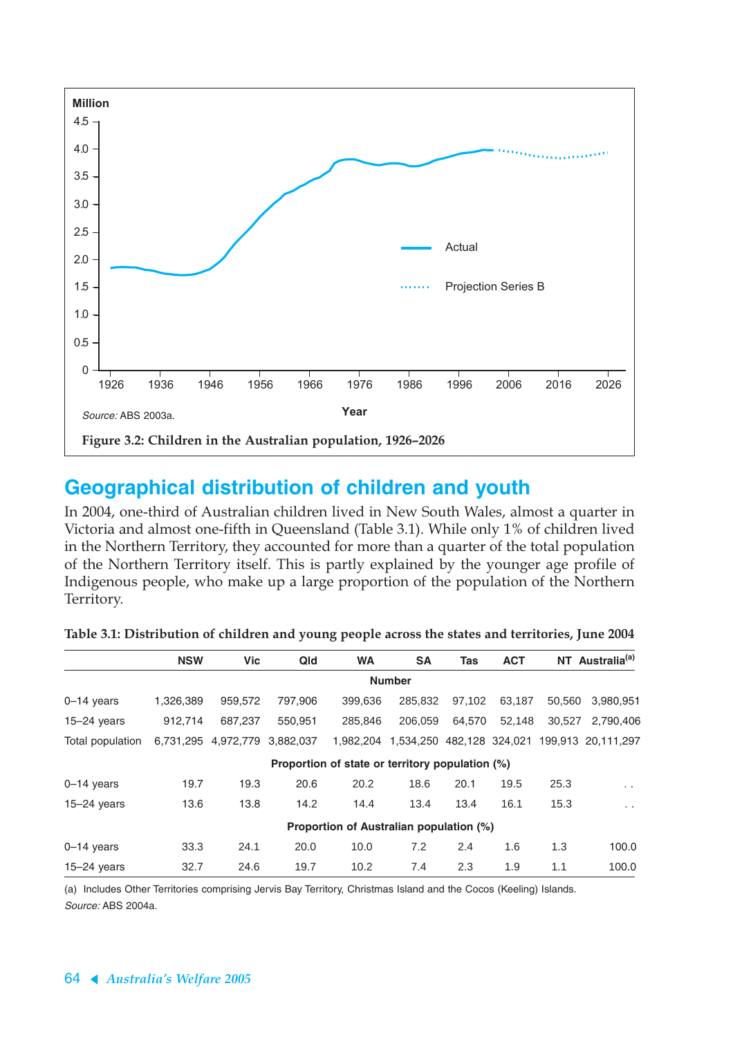Million

Source: ABS 2003a.

**Figure 3.2: Children in the Australian population, 1926–2026**

## Geographical distribution of children and youth

In 2004, one-third of Australian children lived in New South Wales, almost a quarter in Victoria and almost one-fifth in Queensland (Table 3.1). While only 1% of children lived in the Northern Territory, they accounted for more than a quarter of the total population of the Northern Territory itself. This is partly explained by the younger age profile of Indigenous people, who make up a large proportion of the population of the Northern Territory.

**Table 3.1: Distribution of children and young people across the states and territories, June 2004**

| | NSW | Vic | Qld | WA | SA | Tas | ACT | NT | Australia[(a)] |
|---|---|---|---|---|---|---|---|---|---|
| | | | | | Number | | | | |
| 0–14 years | 1,326,389 | 959,572 | 797,906 | 399,636 | 285,832 | 97,102 | 63,187 | 50,560 | 3,980,951 |
| 15–24 years | 912,714 | 687,237 | 550,951 | 285,846 | 206,059 | 64,570 | 52,148 | 30,527 | 2,790,406 |
| Total population | 6,731,295 | 4,972,779 | 3,882,037 | 1,982,204 | 1,534,250 | 482,128 | 324,021 | 199,913 | 20,111,297 |
| | | | | Proportion of state or territory population (%) | | | | | |
| 0–14 years | 19.7 | 19.3 | 20.6 | 20.2 | 18.6 | 20.1 | 19.5 | 25.3 | . . |
| 15–24 years | 13.6 | 13.8 | 14.2 | 14.4 | 13.4 | 13.4 | 16.1 | 15.3 | . . |
| | | | | Proportion of Australian population (%) | | | | | |
| 0–14 years | 33.3 | 24.1 | 20.0 | 10.0 | 7.2 | 2.4 | 1.6 | 1.3 | 100.0 |
| 15–24 years | 32.7 | 24.6 | 19.7 | 10.2 | 7.4 | 2.3 | 1.9 | 1.1 | 100.0 |

(a) Includes Other Territories comprising Jervis Bay Territory, Christmas Island and the Cocos (Keeling) Islands.

*Source:* ABS 2004a.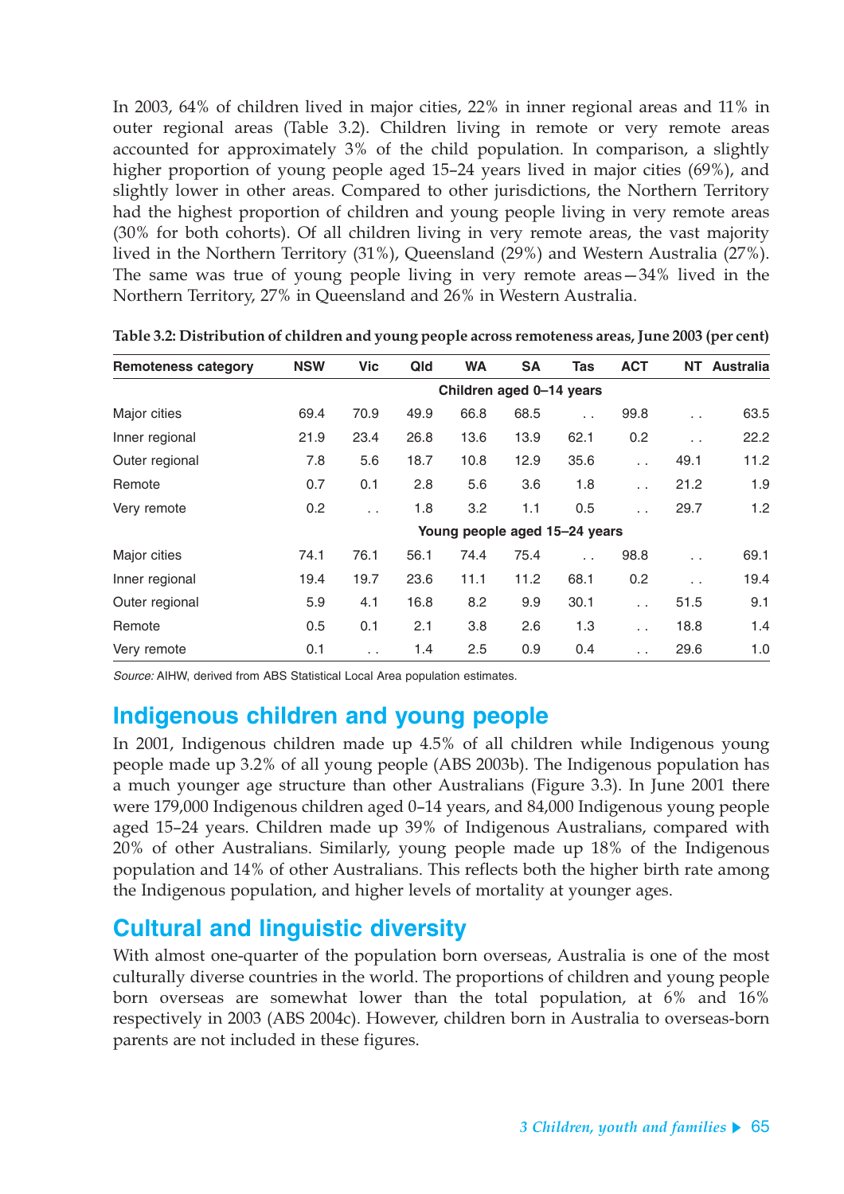In 2003, 64% of children lived in major cities, 22% in inner regional areas and 11% in outer regional areas (Table 3.2). Children living in remote or very remote areas accounted for approximately 3% of the child population. In comparison, a slightly higher proportion of young people aged 15–24 years lived in major cities (69%), and slightly lower in other areas. Compared to other jurisdictions, the Northern Territory had the highest proportion of children and young people living in very remote areas (30% for both cohorts). Of all children living in very remote areas, the vast majority lived in the Northern Territory (31%), Queensland (29%) and Western Australia (27%). The same was true of young people living in very remote areas—34% lived in the Northern Territory, 27% in Queensland and 26% in Western Australia.

**Table 3.2: Distribution of children and young people across remoteness areas, June 2003 (per cent)**

| Remoteness category | NSW | Vic | Qld | WA | SA | Tas | ACT | NT | Australia |
|---|---|---|---|---|---|---|---|---|---|
| | | | | Children aged 0–14 years | | | | | |
| Major cities | 69.4 | 70.9 | 49.9 | 66.8 | 68.5 | . . | 99.8 | . . | 63.5 |
| Inner regional | 21.9 | 23.4 | 26.8 | 13.6 | 13.9 | 62.1 | 0.2 | . . | 22.2 |
| Outer regional | 7.8 | 5.6 | 18.7 | 10.8 | 12.9 | 35.6 | . . | 49.1 | 11.2 |
| Remote | 0.7 | 0.1 | 2.8 | 5.6 | 3.6 | 1.8 | . . | 21.2 | 1.9 |
| Very remote | 0.2 | . . | 1.8 | 3.2 | 1.1 | 0.5 | . . | 29.7 | 1.2 |
| | | | | Young people aged 15–24 years | | | | | |
| Major cities | 74.1 | 76.1 | 56.1 | 74.4 | 75.4 | . . | 98.8 | . . | 69.1 |
| Inner regional | 19.4 | 19.7 | 23.6 | 11.1 | 11.2 | 68.1 | 0.2 | . . | 19.4 |
| Outer regional | 5.9 | 4.1 | 16.8 | 8.2 | 9.9 | 30.1 | . . | 51.5 | 9.1 |
| Remote | 0.5 | 0.1 | 2.1 | 3.8 | 2.6 | 1.3 | . . | 18.8 | 1.4 |
| Very remote | 0.1 | . . | 1.4 | 2.5 | 0.9 | 0.4 | . . | 29.6 | 1.0 |

*Source:* AIHW, derived from ABS Statistical Local Area population estimates.

## Indigenous children and young people

In 2001, Indigenous children made up 4.5% of all children while Indigenous young people made up 3.2% of all young people (ABS 2003b). The Indigenous population has a much younger age structure than other Australians (Figure 3.3). In June 2001 there were 179,000 Indigenous children aged 0–14 years, and 84,000 Indigenous young people aged 15–24 years. Children made up 39% of Indigenous Australians, compared with 20% of other Australians. Similarly, young people made up 18% of the Indigenous population and 14% of other Australians. This reflects both the higher birth rate among the Indigenous population, and higher levels of mortality at younger ages.

## Cultural and linguistic diversity

With almost one-quarter of the population born overseas, Australia is one of the most culturally diverse countries in the world. The proportions of children and young people born overseas are somewhat lower than the total population, at 6% and 16% respectively in 2003 (ABS 2004c). However, children born in Australia to overseas-born parents are not included in these figures.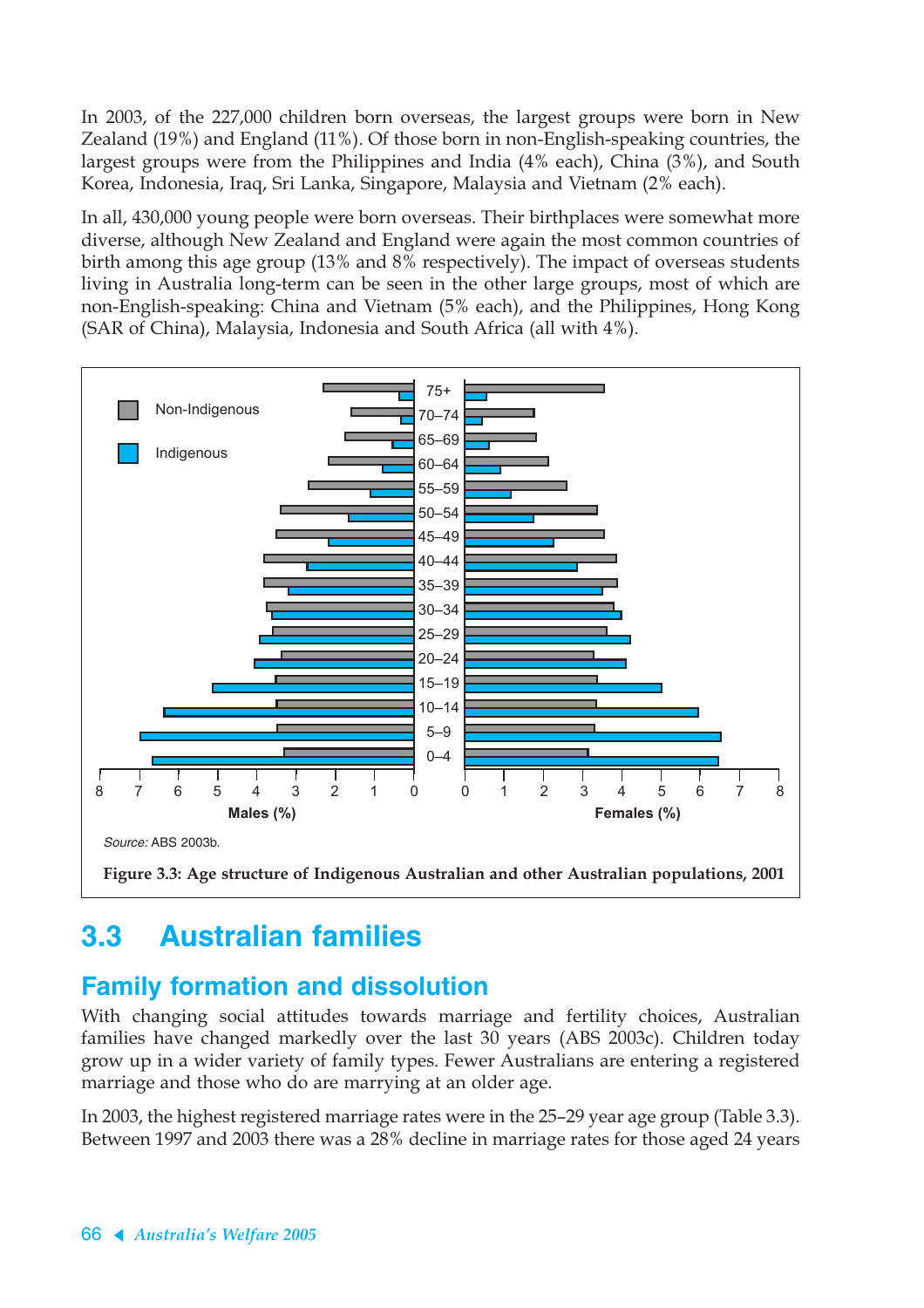In 2003, of the 227,000 children born overseas, the largest groups were born in New Zealand (19%) and England (11%). Of those born in non-English-speaking countries, the largest groups were from the Philippines and India (4% each), China (3%), and South Korea, Indonesia, Iraq, Sri Lanka, Singapore, Malaysia and Vietnam (2% each).

In all, 430,000 young people were born overseas. Their birthplaces were somewhat more diverse, although New Zealand and England were again the most common countries of birth among this age group (13% and 8% respectively). The impact of overseas students living in Australia long-term can be seen in the other large groups, most of which are non-English-speaking: China and Vietnam (5% each), and the Philippines, Hong Kong (SAR of China), Malaysia, Indonesia and South Africa (all with 4%).

*Source:* ABS 2003b.

**Figure 3.3: Age structure of Indigenous Australian and other Australian populations, 2001**

## 3.3 Australian families

### Family formation and dissolution

With changing social attitudes towards marriage and fertility choices, Australian families have changed markedly over the last 30 years (ABS 2003c). Children today grow up in a wider variety of family types. Fewer Australians are entering a registered marriage and those who do are marrying at an older age.

In 2003, the highest registered marriage rates were in the 25–29 year age group (Table 3.3). Between 1997 and 2003 there was a 28% decline in marriage rates for those aged 24 years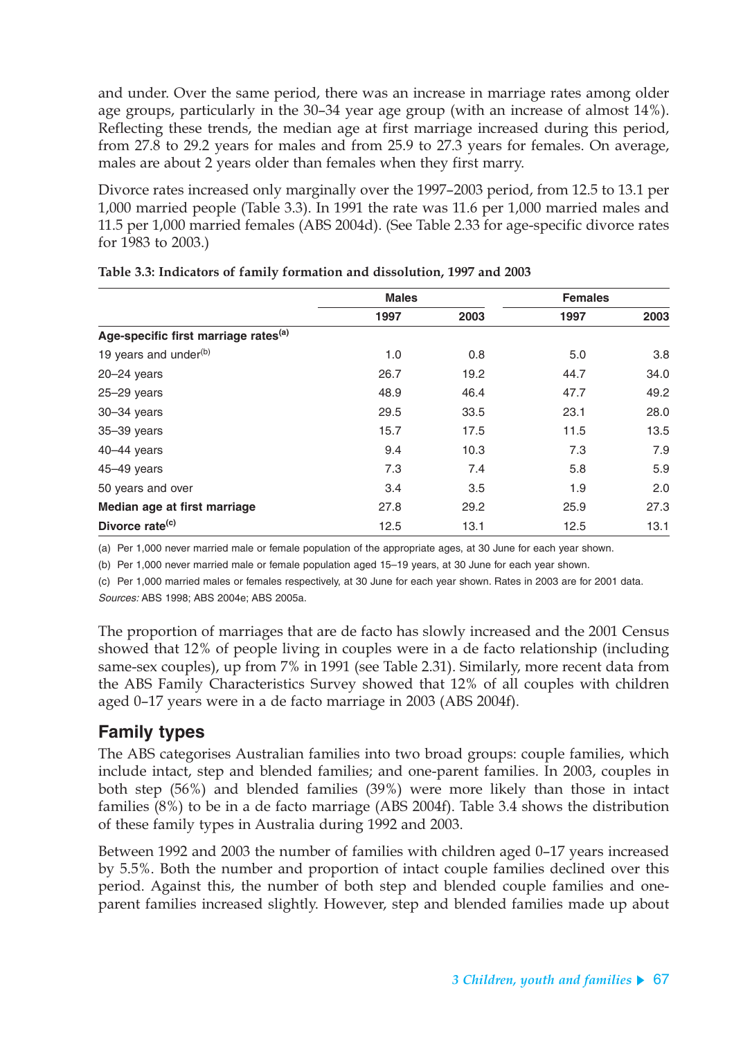and under. Over the same period, there was an increase in marriage rates among older age groups, particularly in the 30–34 year age group (with an increase of almost 14%). Reflecting these trends, the median age at first marriage increased during this period, from 27.8 to 29.2 years for males and from 25.9 to 27.3 years for females. On average, males are about 2 years older than females when they first marry.

Divorce rates increased only marginally over the 1997–2003 period, from 12.5 to 13.1 per 1,000 married people (Table 3.3). In 1991 the rate was 11.6 per 1,000 married males and 11.5 per 1,000 married females (ABS 2004d). (See Table 2.33 for age-specific divorce rates for 1983 to 2003.)

**Table 3.3: Indicators of family formation and dissolution, 1997 and 2003**

| | Males | | Females | |
|---|---|---|---|---|
| | 1997 | 2003 | 1997 | 2003 |
| **Age-specific first marriage rates[a]** | | | | |
| 19 years and under[b] | 1.0 | 0.8 | 5.0 | 3.8 |
| 20–24 years | 26.7 | 19.2 | 44.7 | 34.0 |
| 25–29 years | 48.9 | 46.4 | 47.7 | 49.2 |
| 30–34 years | 29.5 | 33.5 | 23.1 | 28.0 |
| 35–39 years | 15.7 | 17.5 | 11.5 | 13.5 |
| 40–44 years | 9.4 | 10.3 | 7.3 | 7.9 |
| 45–49 years | 7.3 | 7.4 | 5.8 | 5.9 |
| 50 years and over | 3.4 | 3.5 | 1.9 | 2.0 |
| **Median age at first marriage** | 27.8 | 29.2 | 25.9 | 27.3 |
| **Divorce rate[c]** | 12.5 | 13.1 | 12.5 | 13.1 |

(a) Per 1,000 never married male or female population of the appropriate ages, at 30 June for each year shown.

(b) Per 1,000 never married male or female population aged 15–19 years, at 30 June for each year shown.

(c) Per 1,000 married males or females respectively, at 30 June for each year shown. Rates in 2003 are for 2001 data.

*Sources:* ABS 1998; ABS 2004e; ABS 2005a.

The proportion of marriages that are de facto has slowly increased and the 2001 Census showed that 12% of people living in couples were in a de facto relationship (including same-sex couples), up from 7% in 1991 (see Table 2.31). Similarly, more recent data from the ABS Family Characteristics Survey showed that 12% of all couples with children aged 0–17 years were in a de facto marriage in 2003 (ABS 2004f).

## Family types

The ABS categorises Australian families into two broad groups: couple families, which include intact, step and blended families; and one-parent families. In 2003, couples in both step (56%) and blended families (39%) were more likely than those in intact families (8%) to be in a de facto marriage (ABS 2004f). Table 3.4 shows the distribution of these family types in Australia during 1992 and 2003.

Between 1992 and 2003 the number of families with children aged 0–17 years increased by 5.5%. Both the number and proportion of intact couple families declined over this period. Against this, the number of both step and blended couple families and one-parent families increased slightly. However, step and blended families made up about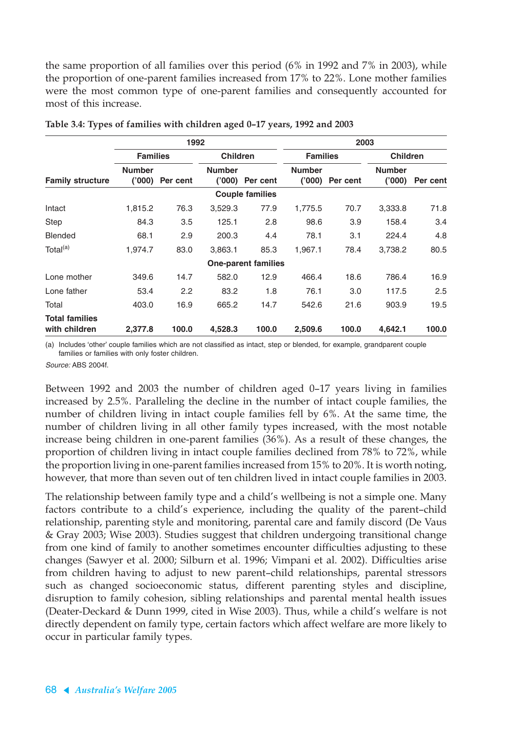the same proportion of all families over this period (6% in 1992 and 7% in 2003), while the proportion of one-parent families increased from 17% to 22%. Lone mother families were the most common type of one-parent families and consequently accounted for most of this increase.

**Table 3.4: Types of families with children aged 0–17 years, 1992 and 2003**

| | 1992 | | | | 2003 | | | |
|---|---|---|---|---|---|---|---|---|
| | Families | | Children | | Families | | Children | |
| Family structure | Number ('000) | Per cent | Number ('000) | Per cent | Number ('000) | Per cent | Number ('000) | Per cent |
| | | | | **Couple families** | | | | |
| Intact | 1,815.2 | 76.3 | 3,529.3 | 77.9 | 1,775.5 | 70.7 | 3,333.8 | 71.8 |
| Step | 84.3 | 3.5 | 125.1 | 2.8 | 98.6 | 3.9 | 158.4 | 3.4 |
| Blended | 68.1 | 2.9 | 200.3 | 4.4 | 78.1 | 3.1 | 224.4 | 4.8 |
| Total[(a)] | 1,974.7 | 83.0 | 3,863.1 | 85.3 | 1,967.1 | 78.4 | 3,738.2 | 80.5 |
| | | | | **One-parent families** | | | | |
| Lone mother | 349.6 | 14.7 | 582.0 | 12.9 | 466.4 | 18.6 | 786.4 | 16.9 |
| Lone father | 53.4 | 2.2 | 83.2 | 1.8 | 76.1 | 3.0 | 117.5 | 2.5 |
| Total | 403.0 | 16.9 | 665.2 | 14.7 | 542.6 | 21.6 | 903.9 | 19.5 |
| **Total families with children** | **2,377.8** | **100.0** | **4,528.3** | **100.0** | **2,509.6** | **100.0** | **4,642.1** | **100.0** |

(a) Includes 'other' couple families which are not classified as intact, step or blended, for example, grandparent couple families or families with only foster children.

*Source:* ABS 2004f.

Between 1992 and 2003 the number of children aged 0–17 years living in families increased by 2.5%. Paralleling the decline in the number of intact couple families, the number of children living in intact couple families fell by 6%. At the same time, the number of children living in all other family types increased, with the most notable increase being children in one-parent families (36%). As a result of these changes, the proportion of children living in intact couple families declined from 78% to 72%, while the proportion living in one-parent families increased from 15% to 20%. It is worth noting, however, that more than seven out of ten children lived in intact couple families in 2003.

The relationship between family type and a child's wellbeing is not a simple one. Many factors contribute to a child's experience, including the quality of the parent–child relationship, parenting style and monitoring, parental care and family discord (De Vaus & Gray 2003; Wise 2003). Studies suggest that children undergoing transitional change from one kind of family to another sometimes encounter difficulties adjusting to these changes (Sawyer et al. 2000; Silburn et al. 1996; Vimpani et al. 2002). Difficulties arise from children having to adjust to new parent–child relationships, parental stressors such as changed socioeconomic status, different parenting styles and discipline, disruption to family cohesion, sibling relationships and parental mental health issues (Deater-Deckard & Dunn 1999, cited in Wise 2003). Thus, while a child's welfare is not directly dependent on family type, certain factors which affect welfare are more likely to occur in particular family types.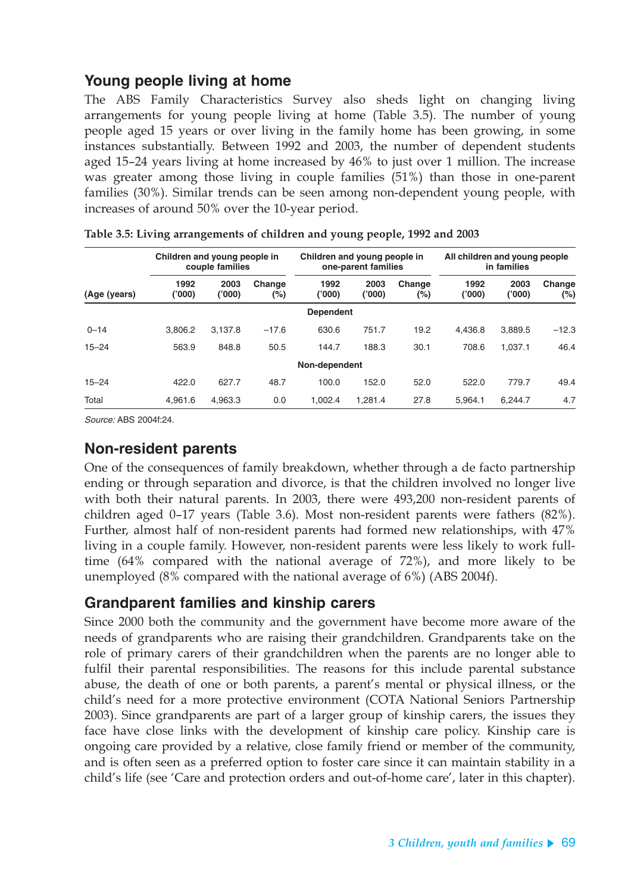## Young people living at home

The ABS Family Characteristics Survey also sheds light on changing living arrangements for young people living at home (Table 3.5). The number of young people aged 15 years or over living in the family home has been growing, in some instances substantially. Between 1992 and 2003, the number of dependent students aged 15–24 years living at home increased by 46% to just over 1 million. The increase was greater among those living in couple families (51%) than those in one-parent families (30%). Similar trends can be seen among non-dependent young people, with increases of around 50% over the 10-year period.

**Table 3.5: Living arrangements of children and young people, 1992 and 2003**

| | Children and young people in couple families | | | Children and young people in one-parent families | | | All children and young people in families | | |
|---|---|---|---|---|---|---|---|---|---|
| (Age (years) | 1992 ('000) | 2003 ('000) | Change (%) | 1992 ('000) | 2003 ('000) | Change (%) | 1992 ('000) | 2003 ('000) | Change (%) |
| | | | | **Dependent** | | | | | |
| 0–14 | 3,806.2 | 3,137.8 | –17.6 | 630.6 | 751.7 | 19.2 | 4,436.8 | 3,889.5 | –12.3 |
| 15–24 | 563.9 | 848.8 | 50.5 | 144.7 | 188.3 | 30.1 | 708.6 | 1,037.1 | 46.4 |
| | | | | **Non-dependent** | | | | | |
| 15–24 | 422.0 | 627.7 | 48.7 | 100.0 | 152.0 | 52.0 | 522.0 | 779.7 | 49.4 |
| Total | 4,961.6 | 4,963.3 | 0.0 | 1,002.4 | 1,281.4 | 27.8 | 5,964.1 | 6,244.7 | 4.7 |

*Source:* ABS 2004f:24.

## Non-resident parents

One of the consequences of family breakdown, whether through a de facto partnership ending or through separation and divorce, is that the children involved no longer live with both their natural parents. In 2003, there were 493,200 non-resident parents of children aged 0–17 years (Table 3.6). Most non-resident parents were fathers (82%). Further, almost half of non-resident parents had formed new relationships, with 47% living in a couple family. However, non-resident parents were less likely to work full-time (64% compared with the national average of 72%), and more likely to be unemployed (8% compared with the national average of 6%) (ABS 2004f).

## Grandparent families and kinship carers

Since 2000 both the community and the government have become more aware of the needs of grandparents who are raising their grandchildren. Grandparents take on the role of primary carers of their grandchildren when the parents are no longer able to fulfil their parental responsibilities. The reasons for this include parental substance abuse, the death of one or both parents, a parent's mental or physical illness, or the child's need for a more protective environment (COTA National Seniors Partnership 2003). Since grandparents are part of a larger group of kinship carers, the issues they face have close links with the development of kinship care policy. Kinship care is ongoing care provided by a relative, close family friend or member of the community, and is often seen as a preferred option to foster care since it can maintain stability in a child's life (see 'Care and protection orders and out-of-home care', later in this chapter).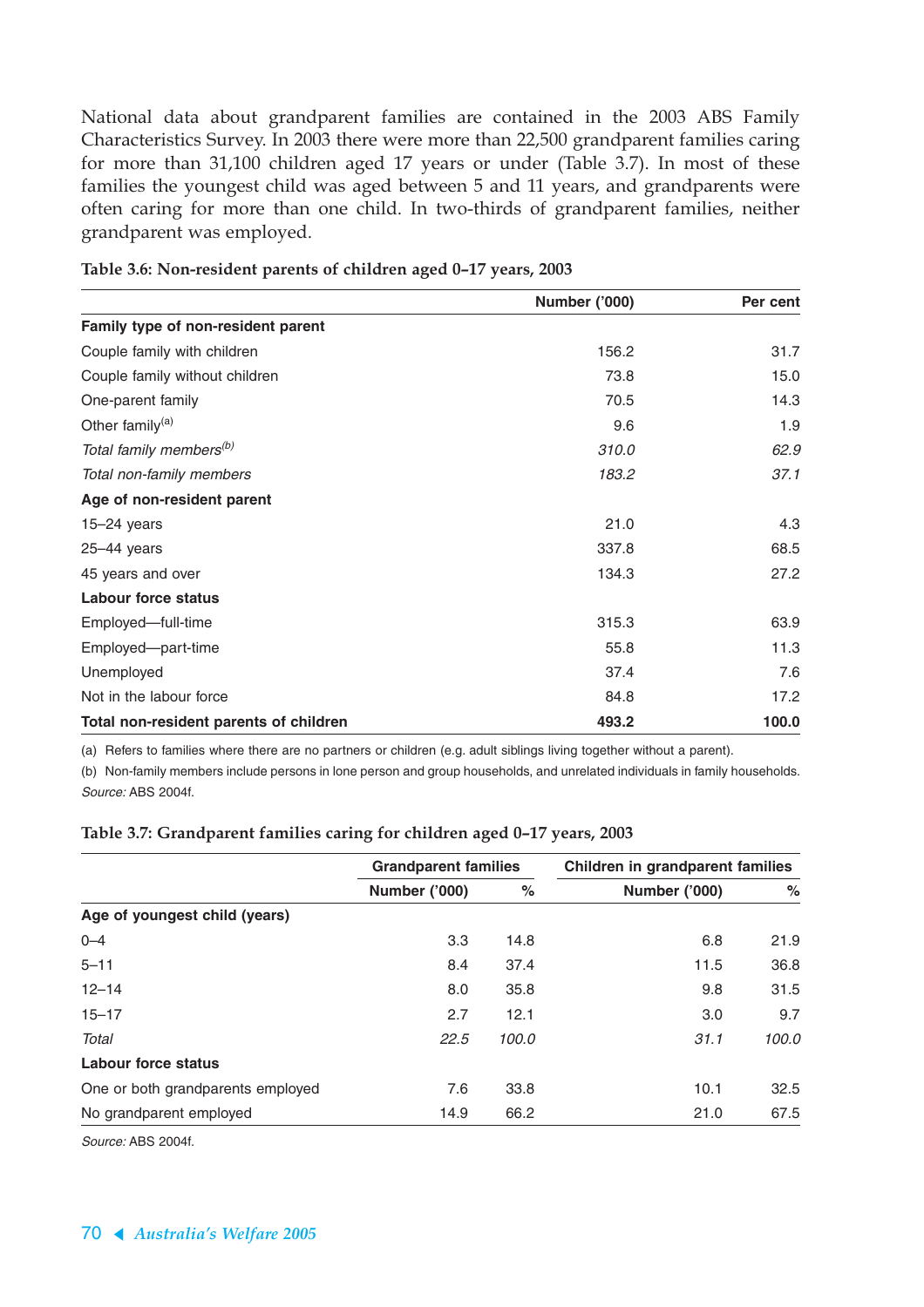National data about grandparent families are contained in the 2003 ABS Family Characteristics Survey. In 2003 there were more than 22,500 grandparent families caring for more than 31,100 children aged 17 years or under (Table 3.7). In most of these families the youngest child was aged between 5 and 11 years, and grandparents were often caring for more than one child. In two-thirds of grandparent families, neither grandparent was employed.

**Table 3.6: Non-resident parents of children aged 0–17 years, 2003**

| | Number ('000) | Per cent |
|---|---|---|
| **Family type of non-resident parent** | | |
| Couple family with children | 156.2 | 31.7 |
| Couple family without children | 73.8 | 15.0 |
| One-parent family | 70.5 | 14.3 |
| Other family[(a)] | 9.6 | 1.9 |
| *Total family members[(b)]* | *310.0* | *62.9* |
| *Total non-family members* | *183.2* | *37.1* |
| **Age of non-resident parent** | | |
| 15–24 years | 21.0 | 4.3 |
| 25–44 years | 337.8 | 68.5 |
| 45 years and over | 134.3 | 27.2 |
| **Labour force status** | | |
| Employed—full-time | 315.3 | 63.9 |
| Employed—part-time | 55.8 | 11.3 |
| Unemployed | 37.4 | 7.6 |
| Not in the labour force | 84.8 | 17.2 |
| **Total non-resident parents of children** | **493.2** | **100.0** |

(a) Refers to families where there are no partners or children (e.g. adult siblings living together without a parent).

(b) Non-family members include persons in lone person and group households, and unrelated individuals in family households.

*Source:* ABS 2004f.

**Table 3.7: Grandparent families caring for children aged 0–17 years, 2003**

| | Grandparent families | | Children in grandparent families | |
|---|---|---|---|---|
| | Number ('000) | % | Number ('000) | % |
| **Age of youngest child (years)** | | | | |
| 0–4 | 3.3 | 14.8 | 6.8 | 21.9 |
| 5–11 | 8.4 | 37.4 | 11.5 | 36.8 |
| 12–14 | 8.0 | 35.8 | 9.8 | 31.5 |
| 15–17 | 2.7 | 12.1 | 3.0 | 9.7 |
| *Total* | *22.5* | *100.0* | *31.1* | *100.0* |
| **Labour force status** | | | | |
| One or both grandparents employed | 7.6 | 33.8 | 10.1 | 32.5 |
| No grandparent employed | 14.9 | 66.2 | 21.0 | 67.5 |

*Source:* ABS 2004f.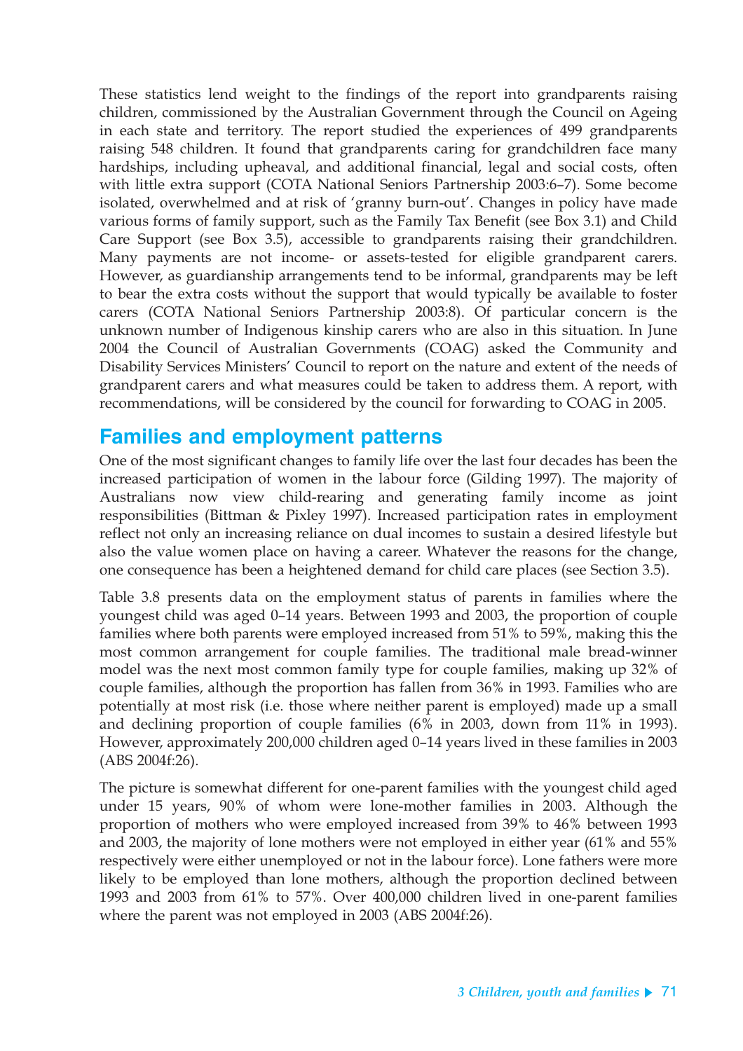These statistics lend weight to the findings of the report into grandparents raising children, commissioned by the Australian Government through the Council on Ageing in each state and territory. The report studied the experiences of 499 grandparents raising 548 children. It found that grandparents caring for grandchildren face many hardships, including upheaval, and additional financial, legal and social costs, often with little extra support (COTA National Seniors Partnership 2003:6–7). Some become isolated, overwhelmed and at risk of 'granny burn-out'. Changes in policy have made various forms of family support, such as the Family Tax Benefit (see Box 3.1) and Child Care Support (see Box 3.5), accessible to grandparents raising their grandchildren. Many payments are not income- or assets-tested for eligible grandparent carers. However, as guardianship arrangements tend to be informal, grandparents may be left to bear the extra costs without the support that would typically be available to foster carers (COTA National Seniors Partnership 2003:8). Of particular concern is the unknown number of Indigenous kinship carers who are also in this situation. In June 2004 the Council of Australian Governments (COAG) asked the Community and Disability Services Ministers' Council to report on the nature and extent of the needs of grandparent carers and what measures could be taken to address them. A report, with recommendations, will be considered by the council for forwarding to COAG in 2005.

## Families and employment patterns

One of the most significant changes to family life over the last four decades has been the increased participation of women in the labour force (Gilding 1997). The majority of Australians now view child-rearing and generating family income as joint responsibilities (Bittman & Pixley 1997). Increased participation rates in employment reflect not only an increasing reliance on dual incomes to sustain a desired lifestyle but also the value women place on having a career. Whatever the reasons for the change, one consequence has been a heightened demand for child care places (see Section 3.5).

Table 3.8 presents data on the employment status of parents in families where the youngest child was aged 0–14 years. Between 1993 and 2003, the proportion of couple families where both parents were employed increased from 51% to 59%, making this the most common arrangement for couple families. The traditional male bread-winner model was the next most common family type for couple families, making up 32% of couple families, although the proportion has fallen from 36% in 1993. Families who are potentially at most risk (i.e. those where neither parent is employed) made up a small and declining proportion of couple families (6% in 2003, down from 11% in 1993). However, approximately 200,000 children aged 0–14 years lived in these families in 2003 (ABS 2004f:26).

The picture is somewhat different for one-parent families with the youngest child aged under 15 years, 90% of whom were lone-mother families in 2003. Although the proportion of mothers who were employed increased from 39% to 46% between 1993 and 2003, the majority of lone mothers were not employed in either year (61% and 55% respectively were either unemployed or not in the labour force). Lone fathers were more likely to be employed than lone mothers, although the proportion declined between 1993 and 2003 from 61% to 57%. Over 400,000 children lived in one-parent families where the parent was not employed in 2003 (ABS 2004f:26).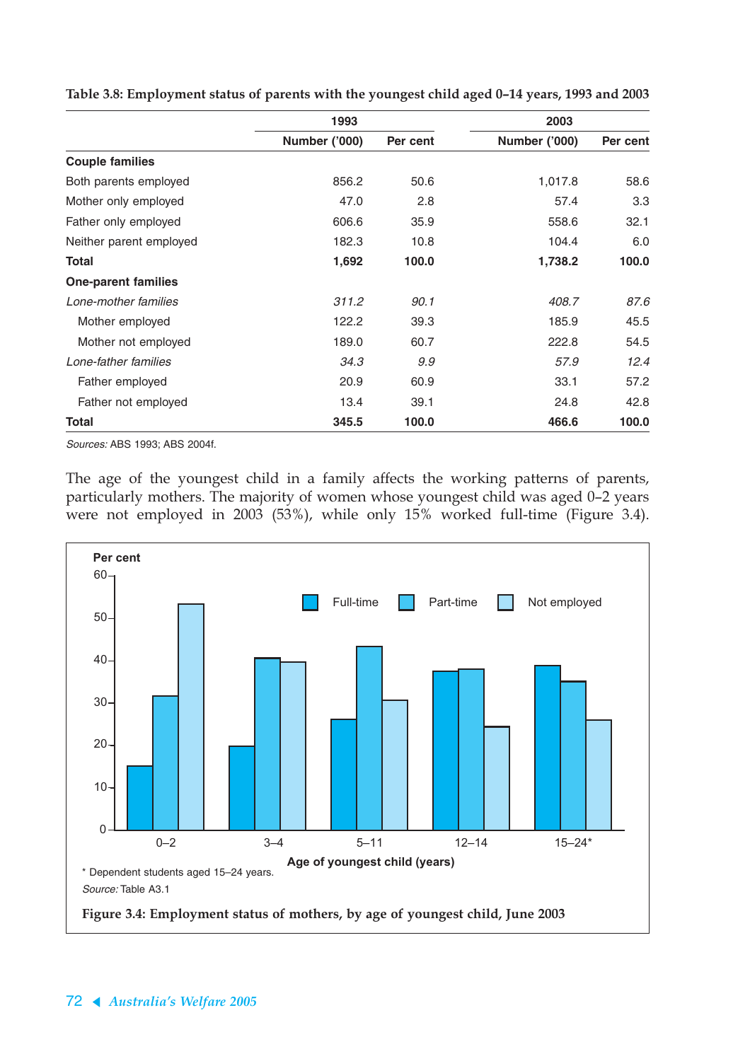**Table 3.8: Employment status of parents with the youngest child aged 0–14 years, 1993 and 2003**

| | 1993 | | 2003 | |
|---|---|---|---|---|
| | Number ('000) | Per cent | Number ('000) | Per cent |
| **Couple families** | | | | |
| Both parents employed | 856.2 | 50.6 | 1,017.8 | 58.6 |
| Mother only employed | 47.0 | 2.8 | 57.4 | 3.3 |
| Father only employed | 606.6 | 35.9 | 558.6 | 32.1 |
| Neither parent employed | 182.3 | 10.8 | 104.4 | 6.0 |
| **Total** | **1,692** | **100.0** | **1,738.2** | **100.0** |
| **One-parent families** | | | | |
| *Lone-mother families* | *311.2* | *90.1* | *408.7* | *87.6* |
| Mother employed | 122.2 | 39.3 | 185.9 | 45.5 |
| Mother not employed | 189.0 | 60.7 | 222.8 | 54.5 |
| *Lone-father families* | *34.3* | *9.9* | *57.9* | *12.4* |
| Father employed | 20.9 | 60.9 | 33.1 | 57.2 |
| Father not employed | 13.4 | 39.1 | 24.8 | 42.8 |
| **Total** | **345.5** | **100.0** | **466.6** | **100.0** |

*Sources:* ABS 1993; ABS 2004f.

The age of the youngest child in a family affects the working patterns of parents, particularly mothers. The majority of women whose youngest child was aged 0–2 years were not employed in 2003 (53%), while only 15% worked full-time (Figure 3.4).

\* Dependent students aged 15–24 years.

*Source:* Table A3.1

**Figure 3.4: Employment status of mothers, by age of youngest child, June 2003**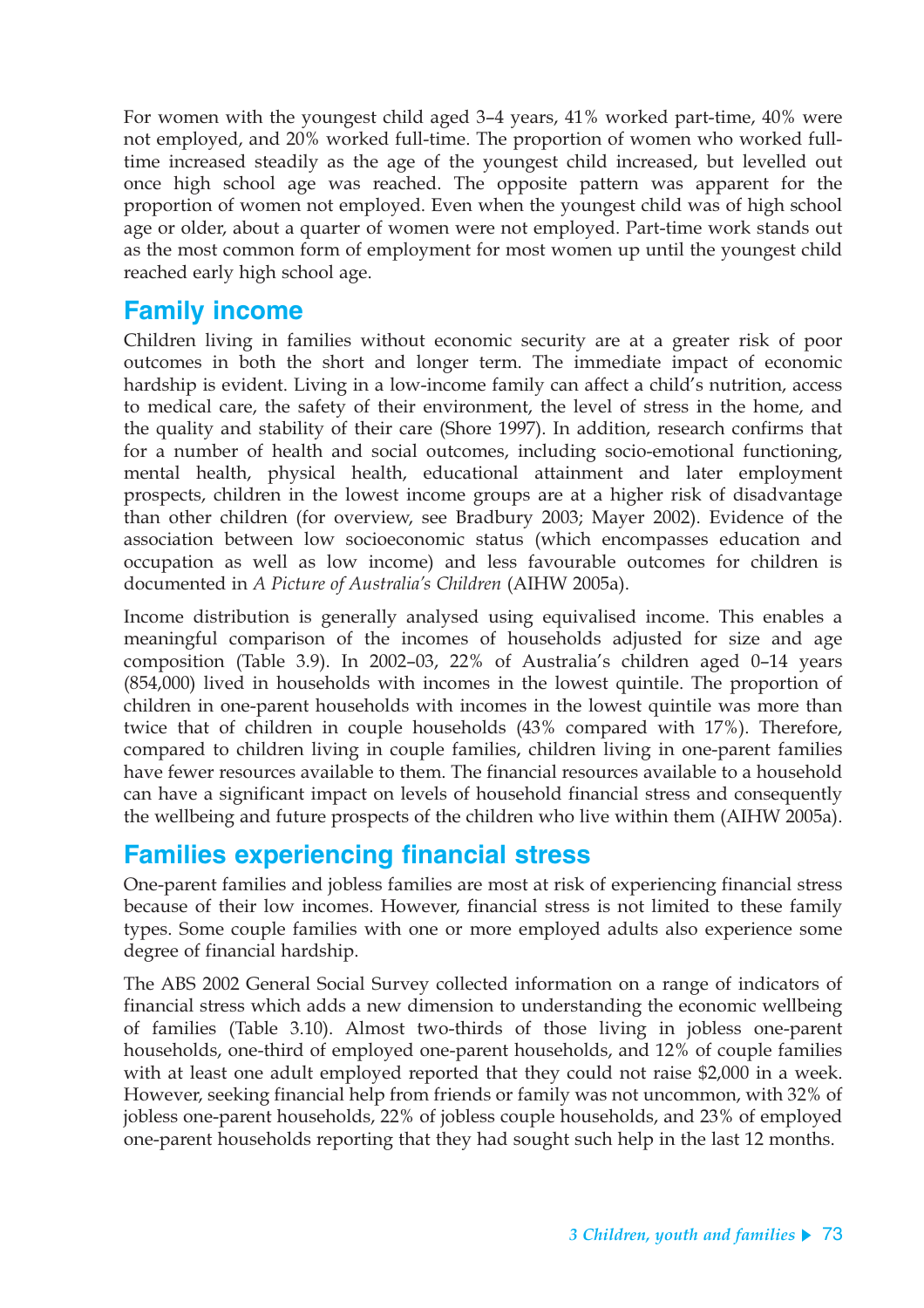For women with the youngest child aged 3–4 years, 41% worked part-time, 40% were not employed, and 20% worked full-time. The proportion of women who worked full-time increased steadily as the age of the youngest child increased, but levelled out once high school age was reached. The opposite pattern was apparent for the proportion of women not employed. Even when the youngest child was of high school age or older, about a quarter of women were not employed. Part-time work stands out as the most common form of employment for most women up until the youngest child reached early high school age.

## Family income

Children living in families without economic security are at a greater risk of poor outcomes in both the short and longer term. The immediate impact of economic hardship is evident. Living in a low-income family can affect a child's nutrition, access to medical care, the safety of their environment, the level of stress in the home, and the quality and stability of their care (Shore 1997). In addition, research confirms that for a number of health and social outcomes, including socio-emotional functioning, mental health, physical health, educational attainment and later employment prospects, children in the lowest income groups are at a higher risk of disadvantage than other children (for overview, see Bradbury 2003; Mayer 2002). Evidence of the association between low socioeconomic status (which encompasses education and occupation as well as low income) and less favourable outcomes for children is documented in *A Picture of Australia's Children* (AIHW 2005a).

Income distribution is generally analysed using equivalised income. This enables a meaningful comparison of the incomes of households adjusted for size and age composition (Table 3.9). In 2002–03, 22% of Australia's children aged 0–14 years (854,000) lived in households with incomes in the lowest quintile. The proportion of children in one-parent households with incomes in the lowest quintile was more than twice that of children in couple households (43% compared with 17%). Therefore, compared to children living in couple families, children living in one-parent families have fewer resources available to them. The financial resources available to a household can have a significant impact on levels of household financial stress and consequently the wellbeing and future prospects of the children who live within them (AIHW 2005a).

## Families experiencing financial stress

One-parent families and jobless families are most at risk of experiencing financial stress because of their low incomes. However, financial stress is not limited to these family types. Some couple families with one or more employed adults also experience some degree of financial hardship.

The ABS 2002 General Social Survey collected information on a range of indicators of financial stress which adds a new dimension to understanding the economic wellbeing of families (Table 3.10). Almost two-thirds of those living in jobless one-parent households, one-third of employed one-parent households, and 12% of couple families with at least one adult employed reported that they could not raise $2,000 in a week. However, seeking financial help from friends or family was not uncommon, with 32% of jobless one-parent households, 22% of jobless couple households, and 23% of employed one-parent households reporting that they had sought such help in the last 12 months.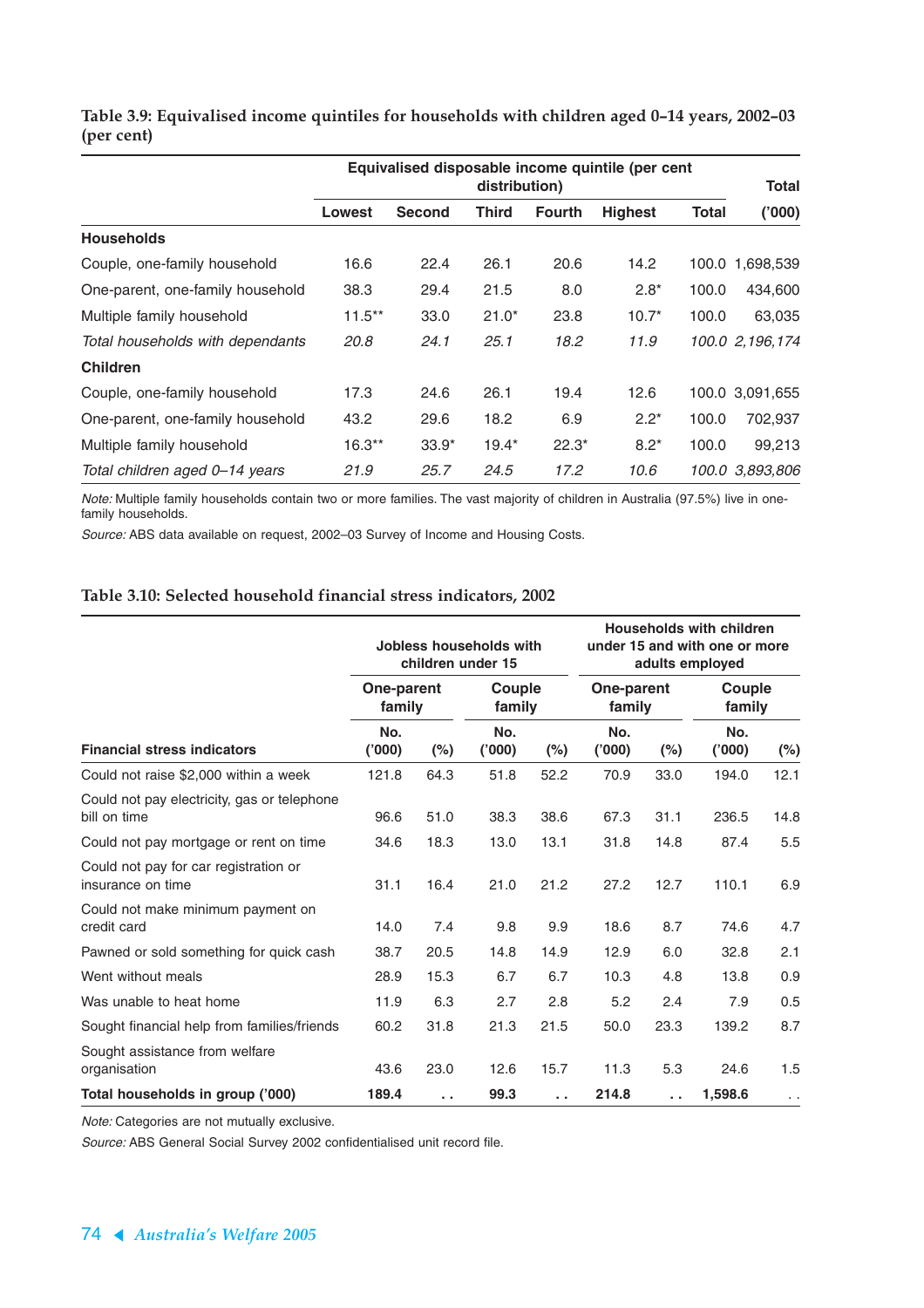**Table 3.9: Equivalised income quintiles for households with children aged 0–14 years, 2002–03 (per cent)**

| | Equivalised disposable income quintile (per cent distribution) | | | | | | Total |
|---|---|---|---|---|---|---|---|
| | Lowest | Second | Third | Fourth | Highest | Total | ('000) |
| **Households** | | | | | | | |
| Couple, one-family household | 16.6 | 22.4 | 26.1 | 20.6 | 14.2 | 100.0 | 1,698,539 |
| One-parent, one-family household | 38.3 | 29.4 | 21.5 | 8.0 | 2.8* | 100.0 | 434,600 |
| Multiple family household | 11.5** | 33.0 | 21.0* | 23.8 | 10.7* | 100.0 | 63,035 |
| *Total households with dependants* | *20.8* | *24.1* | *25.1* | *18.2* | *11.9* | *100.0* | *2,196,174* |
| **Children** | | | | | | | |
| Couple, one-family household | 17.3 | 24.6 | 26.1 | 19.4 | 12.6 | 100.0 | 3,091,655 |
| One-parent, one-family household | 43.2 | 29.6 | 18.2 | 6.9 | 2.2* | 100.0 | 702,937 |
| Multiple family household | 16.3** | 33.9* | 19.4* | 22.3* | 8.2* | 100.0 | 99,213 |
| *Total children aged 0–14 years* | *21.9* | *25.7* | *24.5* | *17.2* | *10.6* | *100.0* | *3,893,806* |

*Note:* Multiple family households contain two or more families. The vast majority of children in Australia (97.5%) live in one-family households.

*Source:* ABS data available on request, 2002–03 Survey of Income and Housing Costs.

**Table 3.10: Selected household financial stress indicators, 2002**

| | Jobless households with children under 15 | | | | Households with children under 15 and with one or more adults employed | | | |
|---|---|---|---|---|---|---|---|---|
| | One-parent family | | Couple family | | One-parent family | | Couple family | |
| **Financial stress indicators** | No. ('000) | (%) | No. ('000) | (%) | No. ('000) | (%) | No. ('000) | (%) |
| Could not raise $2,000 within a week | 121.8 | 64.3 | 51.8 | 52.2 | 70.9 | 33.0 | 194.0 | 12.1 |
| Could not pay electricity, gas or telephone bill on time | 96.6 | 51.0 | 38.3 | 38.6 | 67.3 | 31.1 | 236.5 | 14.8 |
| Could not pay mortgage or rent on time | 34.6 | 18.3 | 13.0 | 13.1 | 31.8 | 14.8 | 87.4 | 5.5 |
| Could not pay for car registration or insurance on time | 31.1 | 16.4 | 21.0 | 21.2 | 27.2 | 12.7 | 110.1 | 6.9 |
| Could not make minimum payment on credit card | 14.0 | 7.4 | 9.8 | 9.9 | 18.6 | 8.7 | 74.6 | 4.7 |
| Pawned or sold something for quick cash | 38.7 | 20.5 | 14.8 | 14.9 | 12.9 | 6.0 | 32.8 | 2.1 |
| Went without meals | 28.9 | 15.3 | 6.7 | 6.7 | 10.3 | 4.8 | 13.8 | 0.9 |
| Was unable to heat home | 11.9 | 6.3 | 2.7 | 2.8 | 5.2 | 2.4 | 7.9 | 0.5 |
| Sought financial help from families/friends | 60.2 | 31.8 | 21.3 | 21.5 | 50.0 | 23.3 | 139.2 | 8.7 |
| Sought assistance from welfare organisation | 43.6 | 23.0 | 12.6 | 15.7 | 11.3 | 5.3 | 24.6 | 1.5 |
| **Total households in group ('000)** | **189.4** | . . | **99.3** | . . | **214.8** | . . | **1,598.6** | . . |

*Note:* Categories are not mutually exclusive.

*Source:* ABS General Social Survey 2002 confidentialised unit record file.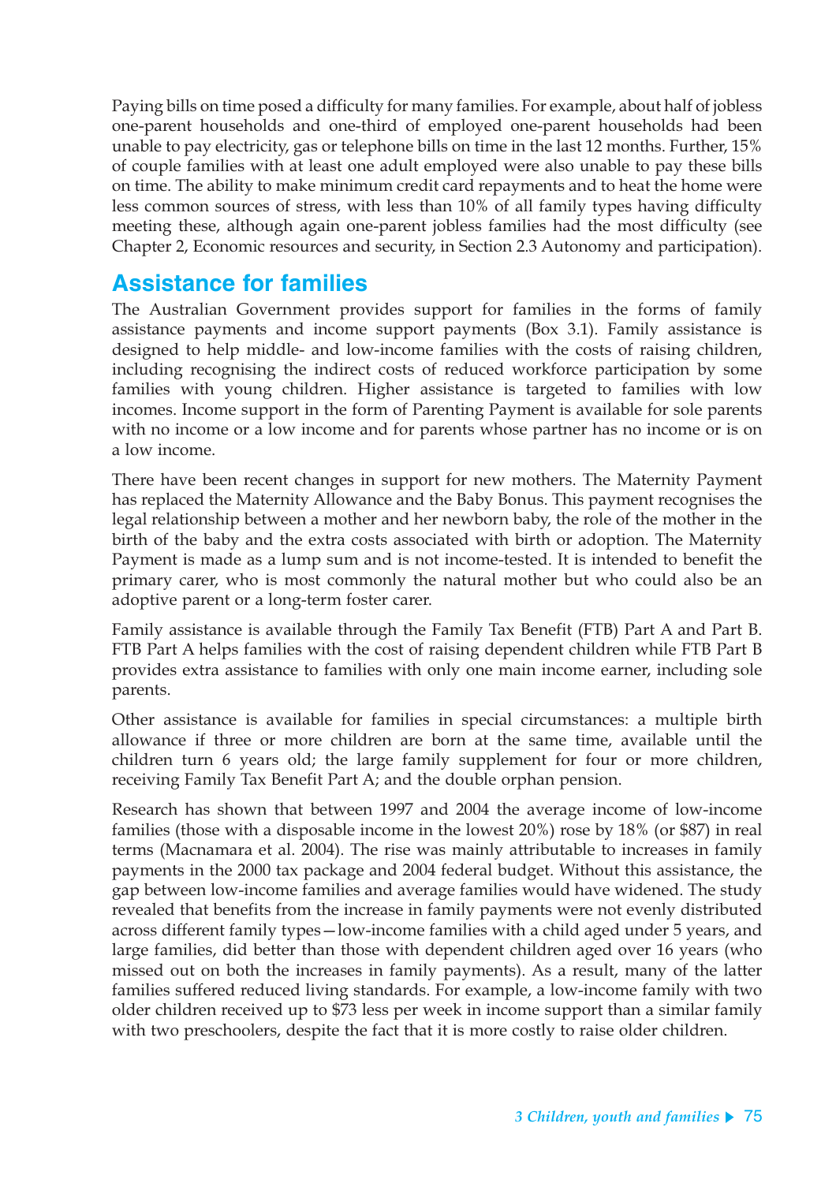Paying bills on time posed a difficulty for many families. For example, about half of jobless one-parent households and one-third of employed one-parent households had been unable to pay electricity, gas or telephone bills on time in the last 12 months. Further, 15% of couple families with at least one adult employed were also unable to pay these bills on time. The ability to make minimum credit card repayments and to heat the home were less common sources of stress, with less than 10% of all family types having difficulty meeting these, although again one-parent jobless families had the most difficulty (see Chapter 2, Economic resources and security, in Section 2.3 Autonomy and participation).

## Assistance for families

The Australian Government provides support for families in the forms of family assistance payments and income support payments (Box 3.1). Family assistance is designed to help middle- and low-income families with the costs of raising children, including recognising the indirect costs of reduced workforce participation by some families with young children. Higher assistance is targeted to families with low incomes. Income support in the form of Parenting Payment is available for sole parents with no income or a low income and for parents whose partner has no income or is on a low income.

There have been recent changes in support for new mothers. The Maternity Payment has replaced the Maternity Allowance and the Baby Bonus. This payment recognises the legal relationship between a mother and her newborn baby, the role of the mother in the birth of the baby and the extra costs associated with birth or adoption. The Maternity Payment is made as a lump sum and is not income-tested. It is intended to benefit the primary carer, who is most commonly the natural mother but who could also be an adoptive parent or a long-term foster carer.

Family assistance is available through the Family Tax Benefit (FTB) Part A and Part B. FTB Part A helps families with the cost of raising dependent children while FTB Part B provides extra assistance to families with only one main income earner, including sole parents.

Other assistance is available for families in special circumstances: a multiple birth allowance if three or more children are born at the same time, available until the children turn 6 years old; the large family supplement for four or more children, receiving Family Tax Benefit Part A; and the double orphan pension.

Research has shown that between 1997 and 2004 the average income of low-income families (those with a disposable income in the lowest 20%) rose by 18% (or $87) in real terms (Macnamara et al. 2004). The rise was mainly attributable to increases in family payments in the 2000 tax package and 2004 federal budget. Without this assistance, the gap between low-income families and average families would have widened. The study revealed that benefits from the increase in family payments were not evenly distributed across different family types—low-income families with a child aged under 5 years, and large families, did better than those with dependent children aged over 16 years (who missed out on both the increases in family payments). As a result, many of the latter families suffered reduced living standards. For example, a low-income family with two older children received up to $73 less per week in income support than a similar family with two preschoolers, despite the fact that it is more costly to raise older children.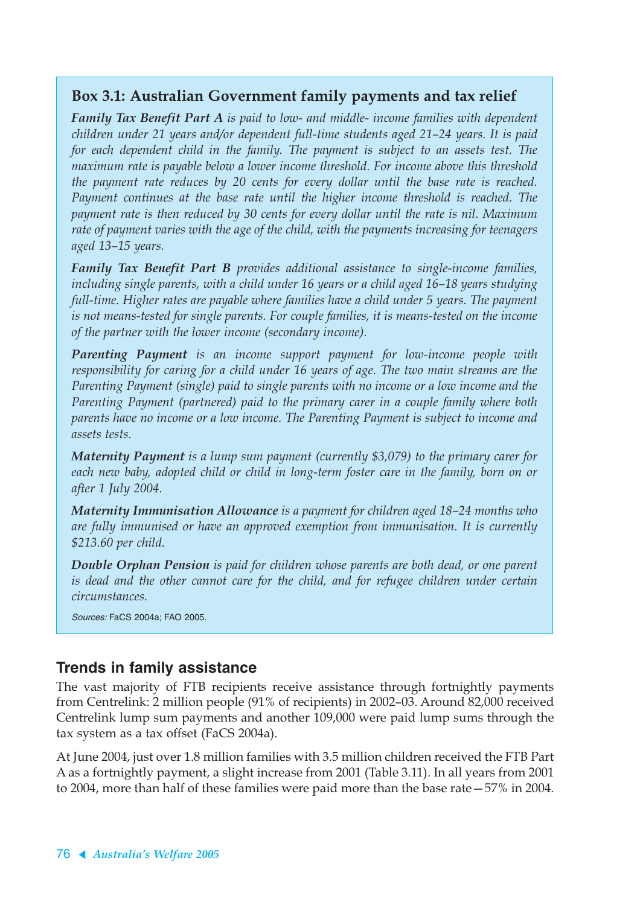### Box 3.1: Australian Government family payments and tax relief

***Family Tax Benefit Part A*** *is paid to low- and middle- income families with dependent children under 21 years and/or dependent full-time students aged 21–24 years. It is paid for each dependent child in the family. The payment is subject to an assets test. The maximum rate is payable below a lower income threshold. For income above this threshold the payment rate reduces by 20 cents for every dollar until the base rate is reached. Payment continues at the base rate until the higher income threshold is reached. The payment rate is then reduced by 30 cents for every dollar until the rate is nil. Maximum rate of payment varies with the age of the child, with the payments increasing for teenagers aged 13–15 years.*

***Family Tax Benefit Part B*** *provides additional assistance to single-income families, including single parents, with a child under 16 years or a child aged 16–18 years studying full-time. Higher rates are payable where families have a child under 5 years. The payment is not means-tested for single parents. For couple families, it is means-tested on the income of the partner with the lower income (secondary income).*

***Parenting Payment*** *is an income support payment for low-income people with responsibility for caring for a child under 16 years of age. The two main streams are the Parenting Payment (single) paid to single parents with no income or a low income and the Parenting Payment (partnered) paid to the primary carer in a couple family where both parents have no income or a low income. The Parenting Payment is subject to income and assets tests.*

***Maternity Payment*** *is a lump sum payment (currently $3,079) to the primary carer for each new baby, adopted child or child in long-term foster care in the family, born on or after 1 July 2004.*

***Maternity Immunisation Allowance*** *is a payment for children aged 18–24 months who are fully immunised or have an approved exemption from immunisation. It is currently $213.60 per child.*

***Double Orphan Pension*** *is paid for children whose parents are both dead, or one parent is dead and the other cannot care for the child, and for refugee children under certain circumstances.*

*Sources:* FaCS 2004a; FAO 2005.

## Trends in family assistance

The vast majority of FTB recipients receive assistance through fortnightly payments from Centrelink: 2 million people (91% of recipients) in 2002–03. Around 82,000 received Centrelink lump sum payments and another 109,000 were paid lump sums through the tax system as a tax offset (FaCS 2004a).

At June 2004, just over 1.8 million families with 3.5 million children received the FTB Part A as a fortnightly payment, a slight increase from 2001 (Table 3.11). In all years from 2001 to 2004, more than half of these families were paid more than the base rate—57% in 2004.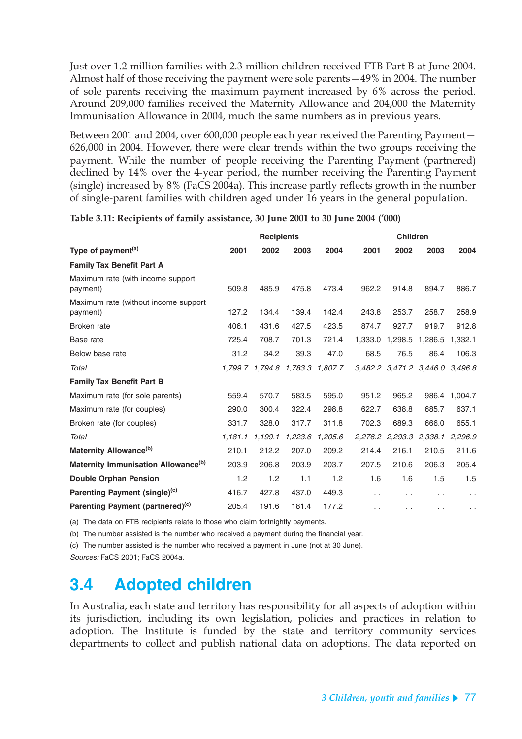Just over 1.2 million families with 2.3 million children received FTB Part B at June 2004. Almost half of those receiving the payment were sole parents—49% in 2004. The number of sole parents receiving the maximum payment increased by 6% across the period. Around 209,000 families received the Maternity Allowance and 204,000 the Maternity Immunisation Allowance in 2004, much the same numbers as in previous years.

Between 2001 and 2004, over 600,000 people each year received the Parenting Payment—626,000 in 2004. However, there were clear trends within the two groups receiving the payment. While the number of people receiving the Parenting Payment (partnered) declined by 14% over the 4-year period, the number receiving the Parenting Payment (single) increased by 8% (FaCS 2004a). This increase partly reflects growth in the number of single-parent families with children aged under 16 years in the general population.

**Table 3.11: Recipients of family assistance, 30 June 2001 to 30 June 2004 ('000)**

| | Recipients | | | | Children | | | |
|---|---|---|---|---|---|---|---|---|
| Type of payment[a] | 2001 | 2002 | 2003 | 2004 | 2001 | 2002 | 2003 | 2004 |
| **Family Tax Benefit Part A** | | | | | | | | |
| Maximum rate (with income support payment) | 509.8 | 485.9 | 475.8 | 473.4 | 962.2 | 914.8 | 894.7 | 886.7 |
| Maximum rate (without income support payment) | 127.2 | 134.4 | 139.4 | 142.4 | 243.8 | 253.7 | 258.7 | 258.9 |
| Broken rate | 406.1 | 431.6 | 427.5 | 423.5 | 874.7 | 927.7 | 919.7 | 912.8 |
| Base rate | 725.4 | 708.7 | 701.3 | 721.4 | 1,333.0 | 1,298.5 | 1,286.5 | 1,332.1 |
| Below base rate | 31.2 | 34.2 | 39.3 | 47.0 | 68.5 | 76.5 | 86.4 | 106.3 |
| *Total* | *1,799.7* | *1,794.8* | *1,783.3* | *1,807.7* | *3,482.2* | *3,471.2* | *3,446.0* | *3,496.8* |
| **Family Tax Benefit Part B** | | | | | | | | |
| Maximum rate (for sole parents) | 559.4 | 570.7 | 583.5 | 595.0 | 951.2 | 965.2 | 986.4 | 1,004.7 |
| Maximum rate (for couples) | 290.0 | 300.4 | 322.4 | 298.8 | 622.7 | 638.8 | 685.7 | 637.1 |
| Broken rate (for couples) | 331.7 | 328.0 | 317.7 | 311.8 | 702.3 | 689.3 | 666.0 | 655.1 |
| *Total* | *1,181.1* | *1,199.1* | *1,223.6* | *1,205.6* | *2,276.2* | *2,293.3* | *2,338.1* | *2,296.9* |
| **Maternity Allowance[b]** | 210.1 | 212.2 | 207.0 | 209.2 | 214.4 | 216.1 | 210.5 | 211.6 |
| **Maternity Immunisation Allowance[b]** | 203.9 | 206.8 | 203.9 | 203.7 | 207.5 | 210.6 | 206.3 | 205.4 |
| **Double Orphan Pension** | 1.2 | 1.2 | 1.1 | 1.2 | 1.6 | 1.6 | 1.5 | 1.5 |
| **Parenting Payment (single)[c]** | 416.7 | 427.8 | 437.0 | 449.3 | . . | . . | . . | . . |
| **Parenting Payment (partnered)[c]** | 205.4 | 191.6 | 181.4 | 177.2 | . . | . . | . . | . . |

(a) The data on FTB recipients relate to those who claim fortnightly payments.

(b) The number assisted is the number who received a payment during the financial year.

(c) The number assisted is the number who received a payment in June (not at 30 June).

*Sources:* FaCS 2001; FaCS 2004a.

## 3.4 Adopted children

In Australia, each state and territory has responsibility for all aspects of adoption within its jurisdiction, including its own legislation, policies and practices in relation to adoption. The Institute is funded by the state and territory community services departments to collect and publish national data on adoptions. The data reported on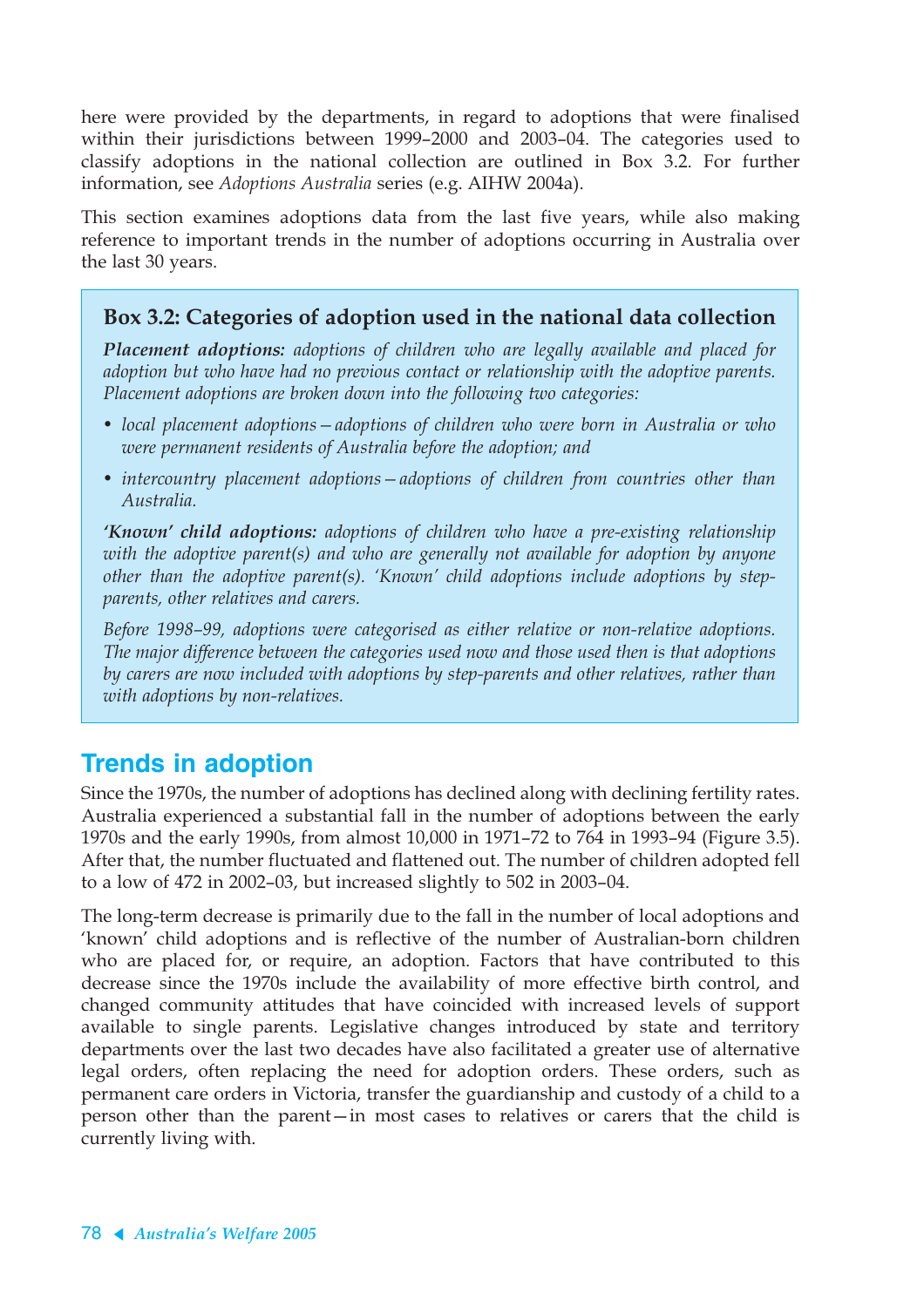here were provided by the departments, in regard to adoptions that were finalised within their jurisdictions between 1999–2000 and 2003–04. The categories used to classify adoptions in the national collection are outlined in Box 3.2. For further information, see *Adoptions Australia* series (e.g. AIHW 2004a).

This section examines adoptions data from the last five years, while also making reference to important trends in the number of adoptions occurring in Australia over the last 30 years.

> **Box 3.2: Categories of adoption used in the national data collection**
>
> ***Placement adoptions:*** *adoptions of children who are legally available and placed for adoption but who have had no previous contact or relationship with the adoptive parents. Placement adoptions are broken down into the following two categories:*
>
> - *local placement adoptions—adoptions of children who were born in Australia or who were permanent residents of Australia before the adoption; and*
> - *intercountry placement adoptions—adoptions of children from countries other than Australia.*
>
> ***'Known' child adoptions:*** *adoptions of children who have a pre-existing relationship with the adoptive parent(s) and who are generally not available for adoption by anyone other than the adoptive parent(s). 'Known' child adoptions include adoptions by step-parents, other relatives and carers.*
>
> *Before 1998–99, adoptions were categorised as either relative or non-relative adoptions. The major difference between the categories used now and those used then is that adoptions by carers are now included with adoptions by step-parents and other relatives, rather than with adoptions by non-relatives.*

## Trends in adoption

Since the 1970s, the number of adoptions has declined along with declining fertility rates. Australia experienced a substantial fall in the number of adoptions between the early 1970s and the early 1990s, from almost 10,000 in 1971–72 to 764 in 1993–94 (Figure 3.5). After that, the number fluctuated and flattened out. The number of children adopted fell to a low of 472 in 2002–03, but increased slightly to 502 in 2003–04.

The long-term decrease is primarily due to the fall in the number of local adoptions and 'known' child adoptions and is reflective of the number of Australian-born children who are placed for, or require, an adoption. Factors that have contributed to this decrease since the 1970s include the availability of more effective birth control, and changed community attitudes that have coincided with increased levels of support available to single parents. Legislative changes introduced by state and territory departments over the last two decades have also facilitated a greater use of alternative legal orders, often replacing the need for adoption orders. These orders, such as permanent care orders in Victoria, transfer the guardianship and custody of a child to a person other than the parent—in most cases to relatives or carers that the child is currently living with.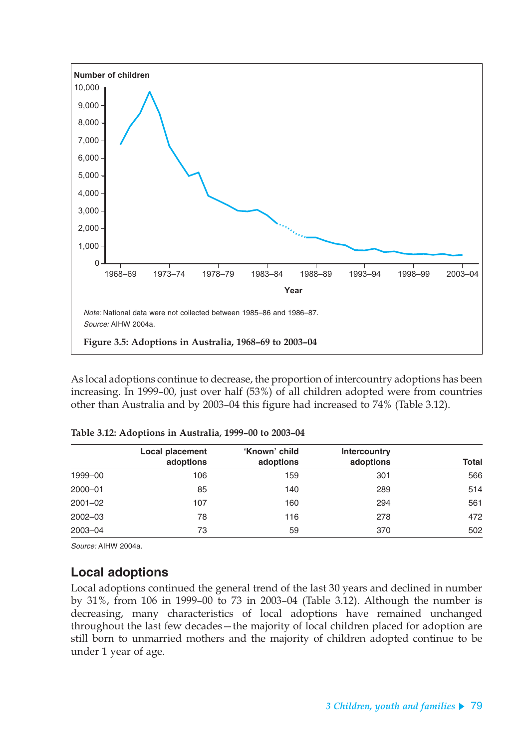Note: National data were not collected between 1985–86 and 1986–87.

Source: AIHW 2004a.

**Figure 3.5: Adoptions in Australia, 1968–69 to 2003–04**

As local adoptions continue to decrease, the proportion of intercountry adoptions has been increasing. In 1999–00, just over half (53%) of all children adopted were from countries other than Australia and by 2003–04 this figure had increased to 74% (Table 3.12).

**Table 3.12: Adoptions in Australia, 1999–00 to 2003–04**

| | Local placement adoptions | 'Known' child adoptions | Intercountry adoptions | Total |
|---|---|---|---|---|
| 1999–00 | 106 | 159 | 301 | 566 |
| 2000–01 | 85 | 140 | 289 | 514 |
| 2001–02 | 107 | 160 | 294 | 561 |
| 2002–03 | 78 | 116 | 278 | 472 |
| 2003–04 | 73 | 59 | 370 | 502 |

Source: AIHW 2004a.

## Local adoptions

Local adoptions continued the general trend of the last 30 years and declined in number by 31%, from 106 in 1999–00 to 73 in 2003–04 (Table 3.12). Although the number is decreasing, many characteristics of local adoptions have remained unchanged throughout the last few decades—the majority of local children placed for adoption are still born to unmarried mothers and the majority of children adopted continue to be under 1 year of age.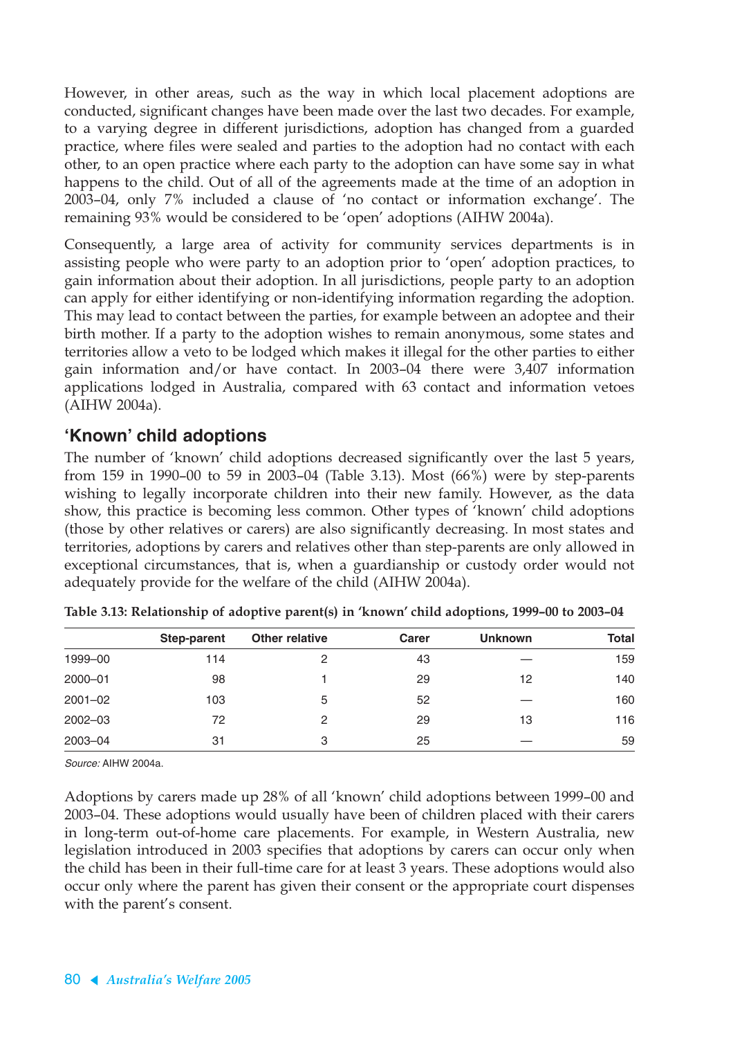However, in other areas, such as the way in which local placement adoptions are conducted, significant changes have been made over the last two decades. For example, to a varying degree in different jurisdictions, adoption has changed from a guarded practice, where files were sealed and parties to the adoption had no contact with each other, to an open practice where each party to the adoption can have some say in what happens to the child. Out of all of the agreements made at the time of an adoption in 2003–04, only 7% included a clause of 'no contact or information exchange'. The remaining 93% would be considered to be 'open' adoptions (AIHW 2004a).

Consequently, a large area of activity for community services departments is in assisting people who were party to an adoption prior to 'open' adoption practices, to gain information about their adoption. In all jurisdictions, people party to an adoption can apply for either identifying or non-identifying information regarding the adoption. This may lead to contact between the parties, for example between an adoptee and their birth mother. If a party to the adoption wishes to remain anonymous, some states and territories allow a veto to be lodged which makes it illegal for the other parties to either gain information and/or have contact. In 2003–04 there were 3,407 information applications lodged in Australia, compared with 63 contact and information vetoes (AIHW 2004a).

## 'Known' child adoptions

The number of 'known' child adoptions decreased significantly over the last 5 years, from 159 in 1990–00 to 59 in 2003–04 (Table 3.13). Most (66%) were by step-parents wishing to legally incorporate children into their new family. However, as the data show, this practice is becoming less common. Other types of 'known' child adoptions (those by other relatives or carers) are also significantly decreasing. In most states and territories, adoptions by carers and relatives other than step-parents are only allowed in exceptional circumstances, that is, when a guardianship or custody order would not adequately provide for the welfare of the child (AIHW 2004a).

**Table 3.13: Relationship of adoptive parent(s) in 'known' child adoptions, 1999–00 to 2003–04**

| | Step-parent | Other relative | Carer | Unknown | Total |
|---|---|---|---|---|---|
| 1999–00 | 114 | 2 | 43 | — | 159 |
| 2000–01 | 98 | 1 | 29 | 12 | 140 |
| 2001–02 | 103 | 5 | 52 | — | 160 |
| 2002–03 | 72 | 2 | 29 | 13 | 116 |
| 2003–04 | 31 | 3 | 25 | — | 59 |

*Source:* AIHW 2004a.

Adoptions by carers made up 28% of all 'known' child adoptions between 1999–00 and 2003–04. These adoptions would usually have been of children placed with their carers in long-term out-of-home care placements. For example, in Western Australia, new legislation introduced in 2003 specifies that adoptions by carers can occur only when the child has been in their full-time care for at least 3 years. These adoptions would also occur only where the parent has given their consent or the appropriate court dispenses with the parent's consent.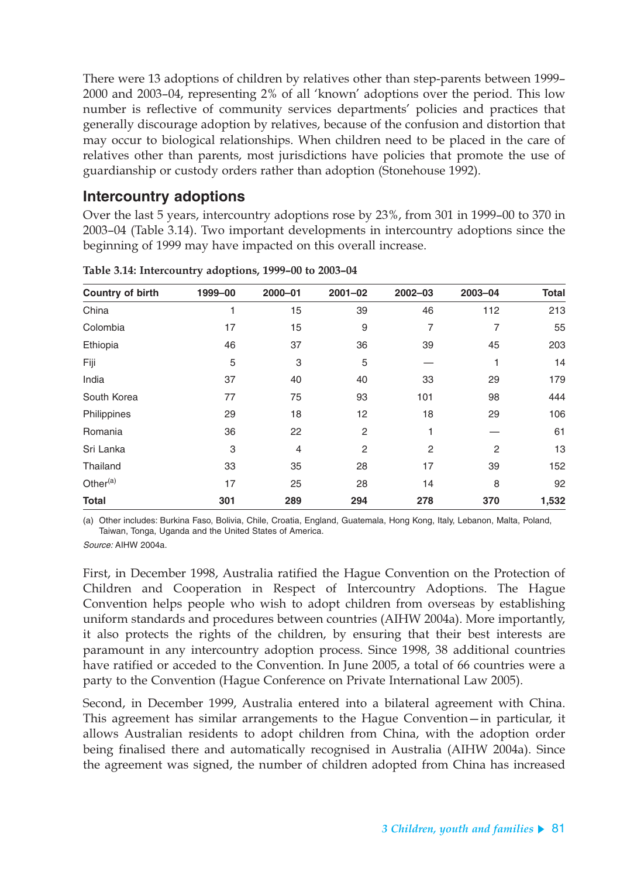There were 13 adoptions of children by relatives other than step-parents between 1999–2000 and 2003–04, representing 2% of all 'known' adoptions over the period. This low number is reflective of community services departments' policies and practices that generally discourage adoption by relatives, because of the confusion and distortion that may occur to biological relationships. When children need to be placed in the care of relatives other than parents, most jurisdictions have policies that promote the use of guardianship or custody orders rather than adoption (Stonehouse 1992).

## Intercountry adoptions

Over the last 5 years, intercountry adoptions rose by 23%, from 301 in 1999–00 to 370 in 2003–04 (Table 3.14). Two important developments in intercountry adoptions since the beginning of 1999 may have impacted on this overall increase.

**Table 3.14: Intercountry adoptions, 1999–00 to 2003–04**

| Country of birth | 1999–00 | 2000–01 | 2001–02 | 2002–03 | 2003–04 | Total |
|---|---|---|---|---|---|---|
| China | 1 | 15 | 39 | 46 | 112 | 213 |
| Colombia | 17 | 15 | 9 | 7 | 7 | 55 |
| Ethiopia | 46 | 37 | 36 | 39 | 45 | 203 |
| Fiji | 5 | 3 | 5 | — | 1 | 14 |
| India | 37 | 40 | 40 | 33 | 29 | 179 |
| South Korea | 77 | 75 | 93 | 101 | 98 | 444 |
| Philippines | 29 | 18 | 12 | 18 | 29 | 106 |
| Romania | 36 | 22 | 2 | 1 | — | 61 |
| Sri Lanka | 3 | 4 | 2 | 2 | 2 | 13 |
| Thailand | 33 | 35 | 28 | 17 | 39 | 152 |
| Other[(a)] | 17 | 25 | 28 | 14 | 8 | 92 |
| **Total** | **301** | **289** | **294** | **278** | **370** | **1,532** |

(a) Other includes: Burkina Faso, Bolivia, Chile, Croatia, England, Guatemala, Hong Kong, Italy, Lebanon, Malta, Poland, Taiwan, Tonga, Uganda and the United States of America.

*Source:* AIHW 2004a.

First, in December 1998, Australia ratified the Hague Convention on the Protection of Children and Cooperation in Respect of Intercountry Adoptions. The Hague Convention helps people who wish to adopt children from overseas by establishing uniform standards and procedures between countries (AIHW 2004a). More importantly, it also protects the rights of the children, by ensuring that their best interests are paramount in any intercountry adoption process. Since 1998, 38 additional countries have ratified or acceded to the Convention. In June 2005, a total of 66 countries were a party to the Convention (Hague Conference on Private International Law 2005).

Second, in December 1999, Australia entered into a bilateral agreement with China. This agreement has similar arrangements to the Hague Convention—in particular, it allows Australian residents to adopt children from China, with the adoption order being finalised there and automatically recognised in Australia (AIHW 2004a). Since the agreement was signed, the number of children adopted from China has increased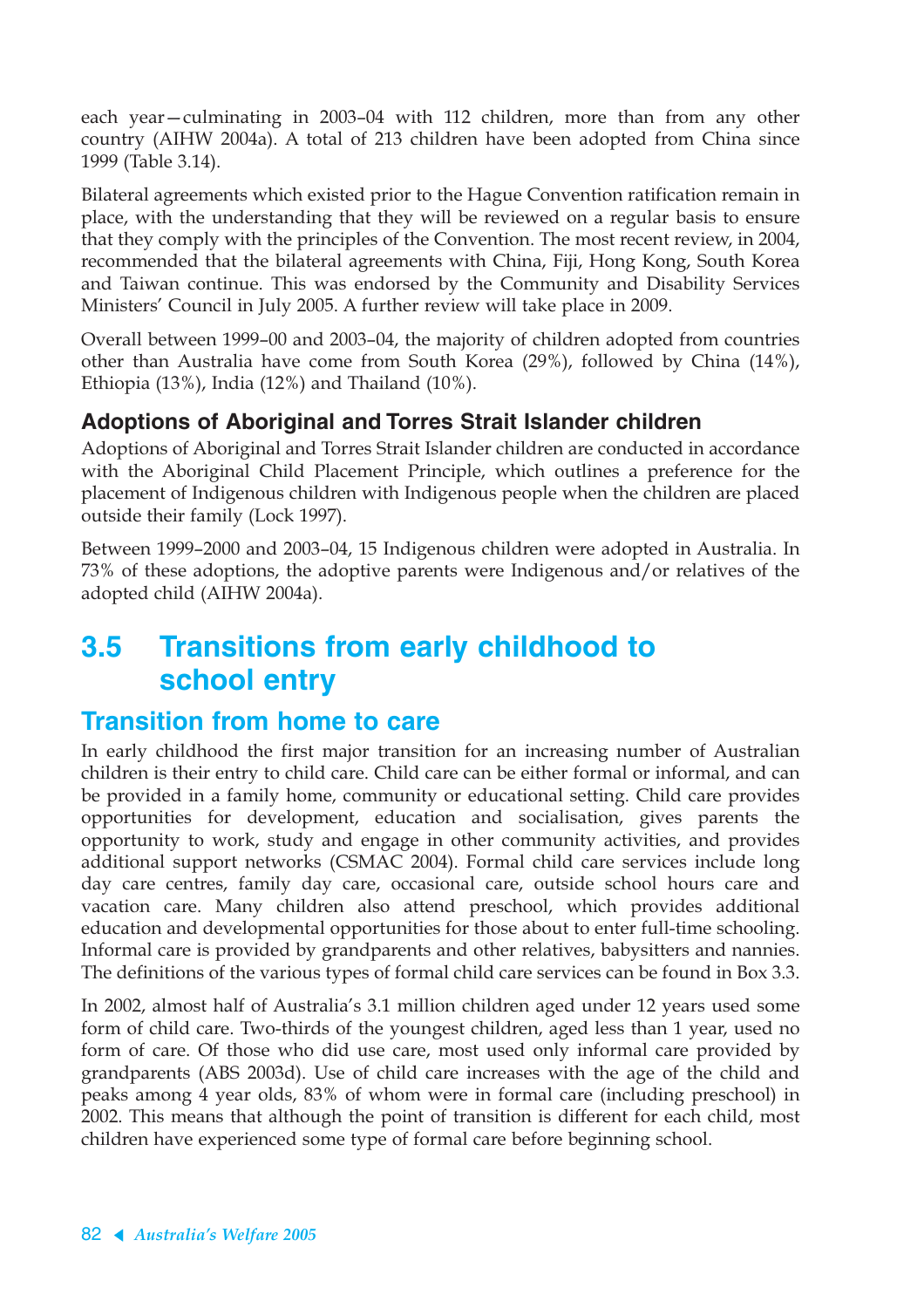each year—culminating in 2003–04 with 112 children, more than from any other country (AIHW 2004a). A total of 213 children have been adopted from China since 1999 (Table 3.14).

Bilateral agreements which existed prior to the Hague Convention ratification remain in place, with the understanding that they will be reviewed on a regular basis to ensure that they comply with the principles of the Convention. The most recent review, in 2004, recommended that the bilateral agreements with China, Fiji, Hong Kong, South Korea and Taiwan continue. This was endorsed by the Community and Disability Services Ministers' Council in July 2005. A further review will take place in 2009.

Overall between 1999–00 and 2003–04, the majority of children adopted from countries other than Australia have come from South Korea (29%), followed by China (14%), Ethiopia (13%), India (12%) and Thailand (10%).

### Adoptions of Aboriginal and Torres Strait Islander children

Adoptions of Aboriginal and Torres Strait Islander children are conducted in accordance with the Aboriginal Child Placement Principle, which outlines a preference for the placement of Indigenous children with Indigenous people when the children are placed outside their family (Lock 1997).

Between 1999–2000 and 2003–04, 15 Indigenous children were adopted in Australia. In 73% of these adoptions, the adoptive parents were Indigenous and/or relatives of the adopted child (AIHW 2004a).

## 3.5 Transitions from early childhood to school entry

### Transition from home to care

In early childhood the first major transition for an increasing number of Australian children is their entry to child care. Child care can be either formal or informal, and can be provided in a family home, community or educational setting. Child care provides opportunities for development, education and socialisation, gives parents the opportunity to work, study and engage in other community activities, and provides additional support networks (CSMAC 2004). Formal child care services include long day care centres, family day care, occasional care, outside school hours care and vacation care. Many children also attend preschool, which provides additional education and developmental opportunities for those about to enter full-time schooling. Informal care is provided by grandparents and other relatives, babysitters and nannies. The definitions of the various types of formal child care services can be found in Box 3.3.

In 2002, almost half of Australia's 3.1 million children aged under 12 years used some form of child care. Two-thirds of the youngest children, aged less than 1 year, used no form of care. Of those who did use care, most used only informal care provided by grandparents (ABS 2003d). Use of child care increases with the age of the child and peaks among 4 year olds, 83% of whom were in formal care (including preschool) in 2002. This means that although the point of transition is different for each child, most children have experienced some type of formal care before beginning school.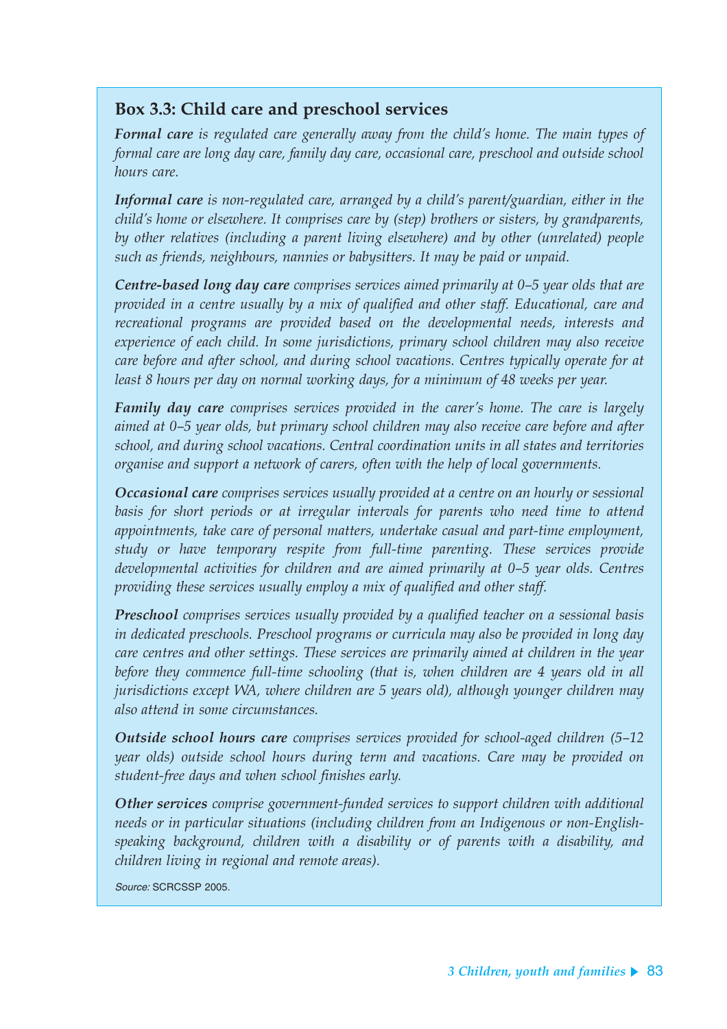### Box 3.3: Child care and preschool services

***Formal care*** *is regulated care generally away from the child's home. The main types of formal care are long day care, family day care, occasional care, preschool and outside school hours care.*

***Informal care*** *is non-regulated care, arranged by a child's parent/guardian, either in the child's home or elsewhere. It comprises care by (step) brothers or sisters, by grandparents, by other relatives (including a parent living elsewhere) and by other (unrelated) people such as friends, neighbours, nannies or babysitters. It may be paid or unpaid.*

***Centre-based long day care*** *comprises services aimed primarily at 0–5 year olds that are provided in a centre usually by a mix of qualified and other staff. Educational, care and recreational programs are provided based on the developmental needs, interests and experience of each child. In some jurisdictions, primary school children may also receive care before and after school, and during school vacations. Centres typically operate for at least 8 hours per day on normal working days, for a minimum of 48 weeks per year.*

***Family day care*** *comprises services provided in the carer's home. The care is largely aimed at 0–5 year olds, but primary school children may also receive care before and after school, and during school vacations. Central coordination units in all states and territories organise and support a network of carers, often with the help of local governments.*

***Occasional care*** *comprises services usually provided at a centre on an hourly or sessional basis for short periods or at irregular intervals for parents who need time to attend appointments, take care of personal matters, undertake casual and part-time employment, study or have temporary respite from full-time parenting. These services provide developmental activities for children and are aimed primarily at 0–5 year olds. Centres providing these services usually employ a mix of qualified and other staff.*

***Preschool*** *comprises services usually provided by a qualified teacher on a sessional basis in dedicated preschools. Preschool programs or curricula may also be provided in long day care centres and other settings. These services are primarily aimed at children in the year before they commence full-time schooling (that is, when children are 4 years old in all jurisdictions except WA, where children are 5 years old), although younger children may also attend in some circumstances.*

***Outside school hours care*** *comprises services provided for school-aged children (5–12 year olds) outside school hours during term and vacations. Care may be provided on student-free days and when school finishes early.*

***Other services*** *comprise government-funded services to support children with additional needs or in particular situations (including children from an Indigenous or non-English-speaking background, children with a disability or of parents with a disability, and children living in regional and remote areas).*

*Source:* SCRCSSP 2005.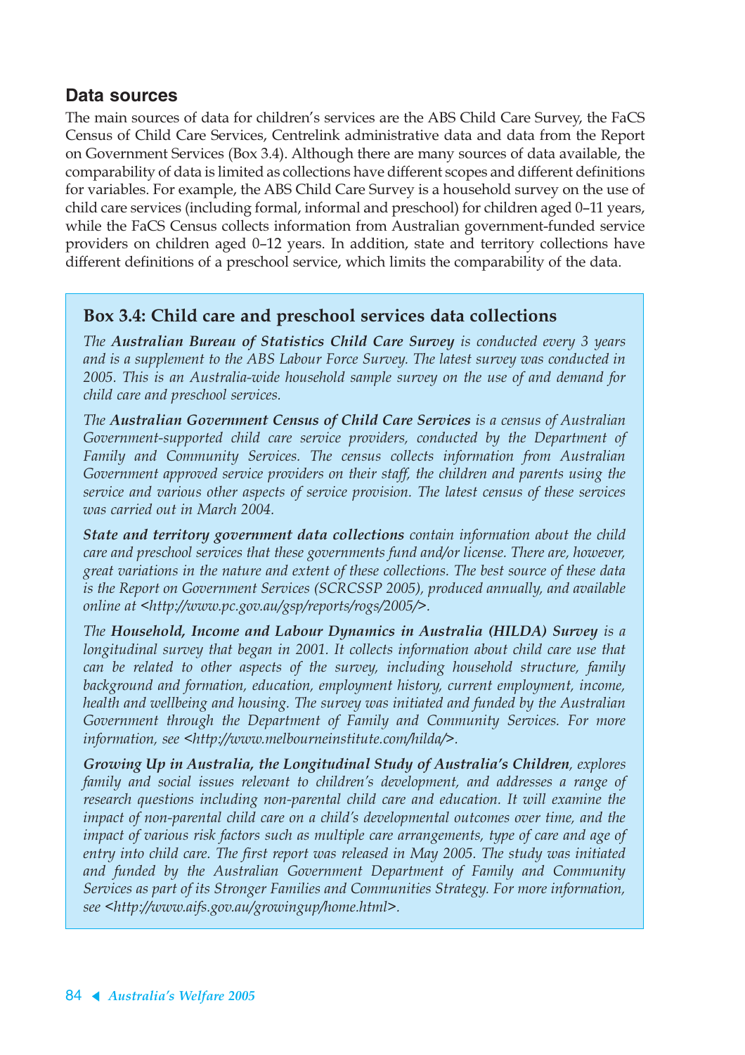## Data sources

The main sources of data for children's services are the ABS Child Care Survey, the FaCS Census of Child Care Services, Centrelink administrative data and data from the Report on Government Services (Box 3.4). Although there are many sources of data available, the comparability of data is limited as collections have different scopes and different definitions for variables. For example, the ABS Child Care Survey is a household survey on the use of child care services (including formal, informal and preschool) for children aged 0–11 years, while the FaCS Census collects information from Australian government-funded service providers on children aged 0–12 years. In addition, state and territory collections have different definitions of a preschool service, which limits the comparability of the data.

### Box 3.4: Child care and preschool services data collections

*The* ***Australian Bureau of Statistics Child Care Survey*** *is conducted every 3 years and is a supplement to the ABS Labour Force Survey. The latest survey was conducted in 2005. This is an Australia-wide household sample survey on the use of and demand for child care and preschool services.*

*The* ***Australian Government Census of Child Care Services*** *is a census of Australian Government-supported child care service providers, conducted by the Department of Family and Community Services. The census collects information from Australian Government approved service providers on their staff, the children and parents using the service and various other aspects of service provision. The latest census of these services was carried out in March 2004.*

***State and territory government data collections*** *contain information about the child care and preschool services that these governments fund and/or license. There are, however, great variations in the nature and extent of these collections. The best source of these data is the Report on Government Services (SCRCSSP 2005), produced annually, and available online at <http://www.pc.gov.au/gsp/reports/rogs/2005/>.*

*The* ***Household, Income and Labour Dynamics in Australia (HILDA) Survey*** *is a longitudinal survey that began in 2001. It collects information about child care use that can be related to other aspects of the survey, including household structure, family background and formation, education, employment history, current employment, income, health and wellbeing and housing. The survey was initiated and funded by the Australian Government through the Department of Family and Community Services. For more information, see <http://www.melbourneinstitute.com/hilda/>.*

***Growing Up in Australia, the Longitudinal Study of Australia's Children****, explores family and social issues relevant to children's development, and addresses a range of research questions including non-parental child care and education. It will examine the impact of non-parental child care on a child's developmental outcomes over time, and the impact of various risk factors such as multiple care arrangements, type of care and age of entry into child care. The first report was released in May 2005. The study was initiated and funded by the Australian Government Department of Family and Community Services as part of its Stronger Families and Communities Strategy. For more information, see <http://www.aifs.gov.au/growingup/home.html>.*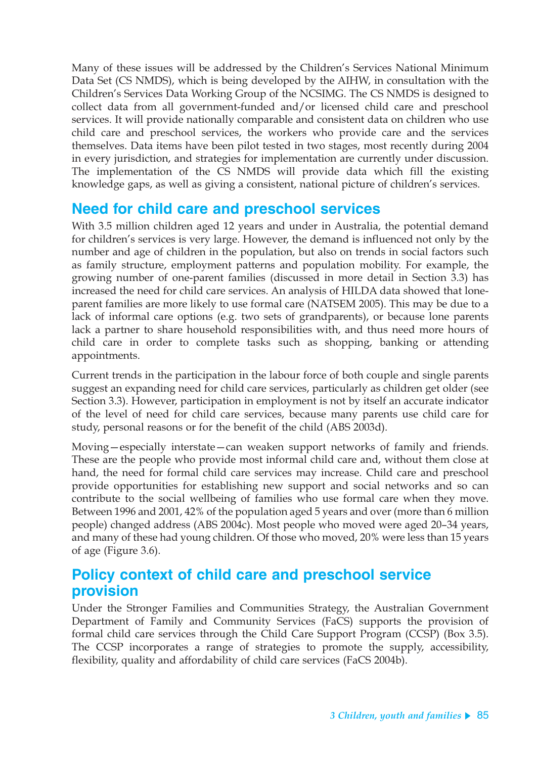Many of these issues will be addressed by the Children's Services National Minimum Data Set (CS NMDS), which is being developed by the AIHW, in consultation with the Children's Services Data Working Group of the NCSIMG. The CS NMDS is designed to collect data from all government-funded and/or licensed child care and preschool services. It will provide nationally comparable and consistent data on children who use child care and preschool services, the workers who provide care and the services themselves. Data items have been pilot tested in two stages, most recently during 2004 in every jurisdiction, and strategies for implementation are currently under discussion. The implementation of the CS NMDS will provide data which fill the existing knowledge gaps, as well as giving a consistent, national picture of children's services.

## Need for child care and preschool services

With 3.5 million children aged 12 years and under in Australia, the potential demand for children's services is very large. However, the demand is influenced not only by the number and age of children in the population, but also on trends in social factors such as family structure, employment patterns and population mobility. For example, the growing number of one-parent families (discussed in more detail in Section 3.3) has increased the need for child care services. An analysis of HILDA data showed that lone-parent families are more likely to use formal care (NATSEM 2005). This may be due to a lack of informal care options (e.g. two sets of grandparents), or because lone parents lack a partner to share household responsibilities with, and thus need more hours of child care in order to complete tasks such as shopping, banking or attending appointments.

Current trends in the participation in the labour force of both couple and single parents suggest an expanding need for child care services, particularly as children get older (see Section 3.3). However, participation in employment is not by itself an accurate indicator of the level of need for child care services, because many parents use child care for study, personal reasons or for the benefit of the child (ABS 2003d).

Moving—especially interstate—can weaken support networks of family and friends. These are the people who provide most informal child care and, without them close at hand, the need for formal child care services may increase. Child care and preschool provide opportunities for establishing new support and social networks and so can contribute to the social wellbeing of families who use formal care when they move. Between 1996 and 2001, 42% of the population aged 5 years and over (more than 6 million people) changed address (ABS 2004c). Most people who moved were aged 20–34 years, and many of these had young children. Of those who moved, 20% were less than 15 years of age (Figure 3.6).

## Policy context of child care and preschool service provision

Under the Stronger Families and Communities Strategy, the Australian Government Department of Family and Community Services (FaCS) supports the provision of formal child care services through the Child Care Support Program (CCSP) (Box 3.5). The CCSP incorporates a range of strategies to promote the supply, accessibility, flexibility, quality and affordability of child care services (FaCS 2004b).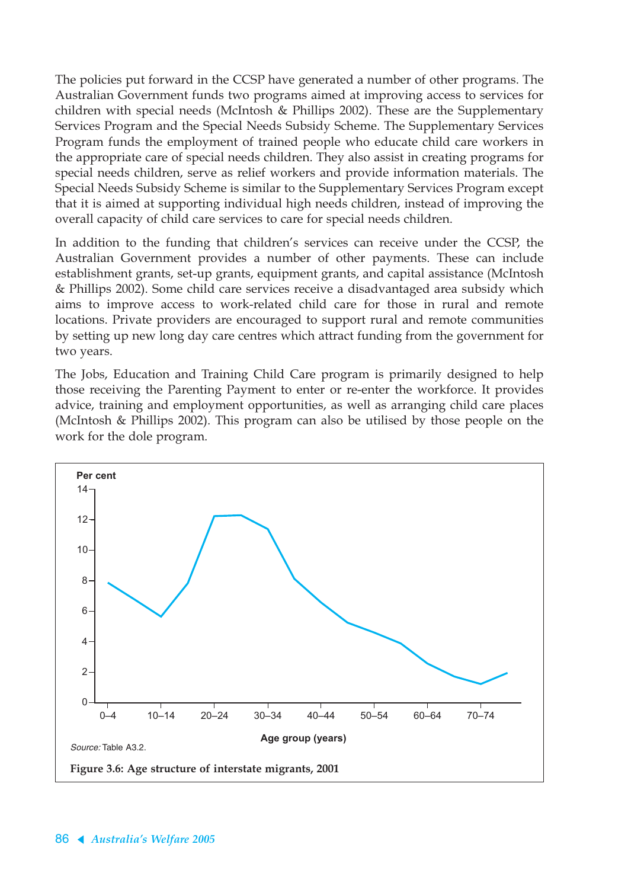The policies put forward in the CCSP have generated a number of other programs. The Australian Government funds two programs aimed at improving access to services for children with special needs (McIntosh & Phillips 2002). These are the Supplementary Services Program and the Special Needs Subsidy Scheme. The Supplementary Services Program funds the employment of trained people who educate child care workers in the appropriate care of special needs children. They also assist in creating programs for special needs children, serve as relief workers and provide information materials. The Special Needs Subsidy Scheme is similar to the Supplementary Services Program except that it is aimed at supporting individual high needs children, instead of improving the overall capacity of child care services to care for special needs children.

In addition to the funding that children's services can receive under the CCSP, the Australian Government provides a number of other payments. These can include establishment grants, set-up grants, equipment grants, and capital assistance (McIntosh & Phillips 2002). Some child care services receive a disadvantaged area subsidy which aims to improve access to work-related child care for those in rural and remote locations. Private providers are encouraged to support rural and remote communities by setting up new long day care centres which attract funding from the government for two years.

The Jobs, Education and Training Child Care program is primarily designed to help those receiving the Parenting Payment to enter or re-enter the workforce. It provides advice, training and employment opportunities, as well as arranging child care places (McIntosh & Phillips 2002). This program can also be utilised by those people on the work for the dole program.

*Source:* Table A3.2.

**Figure 3.6: Age structure of interstate migrants, 2001**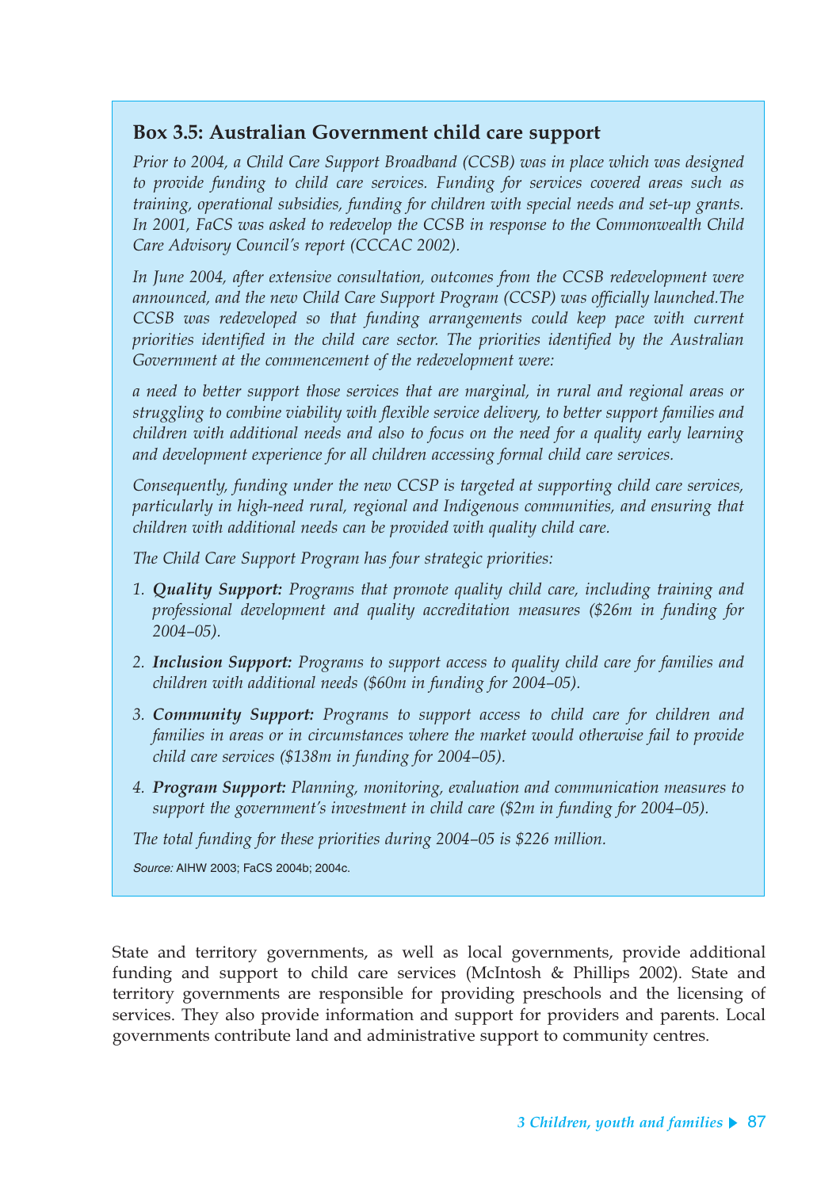### Box 3.5: Australian Government child care support

*Prior to 2004, a Child Care Support Broadband (CCSB) was in place which was designed to provide funding to child care services. Funding for services covered areas such as training, operational subsidies, funding for children with special needs and set-up grants. In 2001, FaCS was asked to redevelop the CCSB in response to the Commonwealth Child Care Advisory Council's report (CCCAC 2002).*

*In June 2004, after extensive consultation, outcomes from the CCSB redevelopment were announced, and the new Child Care Support Program (CCSP) was officially launched.The CCSB was redeveloped so that funding arrangements could keep pace with current priorities identified in the child care sector. The priorities identified by the Australian Government at the commencement of the redevelopment were:*

*a need to better support those services that are marginal, in rural and regional areas or struggling to combine viability with flexible service delivery, to better support families and children with additional needs and also to focus on the need for a quality early learning and development experience for all children accessing formal child care services.*

*Consequently, funding under the new CCSP is targeted at supporting child care services, particularly in high-need rural, regional and Indigenous communities, and ensuring that children with additional needs can be provided with quality child care.*

*The Child Care Support Program has four strategic priorities:*

1. ***Quality Support:*** *Programs that promote quality child care, including training and professional development and quality accreditation measures ($26m in funding for 2004–05).*
2. ***Inclusion Support:*** *Programs to support access to quality child care for families and children with additional needs ($60m in funding for 2004–05).*
3. ***Community Support:*** *Programs to support access to child care for children and families in areas or in circumstances where the market would otherwise fail to provide child care services ($138m in funding for 2004–05).*
4. ***Program Support:*** *Planning, monitoring, evaluation and communication measures to support the government's investment in child care ($2m in funding for 2004–05).*

*The total funding for these priorities during 2004–05 is $226 million.*

*Source:* AIHW 2003; FaCS 2004b; 2004c.

State and territory governments, as well as local governments, provide additional funding and support to child care services (McIntosh & Phillips 2002). State and territory governments are responsible for providing preschools and the licensing of services. They also provide information and support for providers and parents. Local governments contribute land and administrative support to community centres.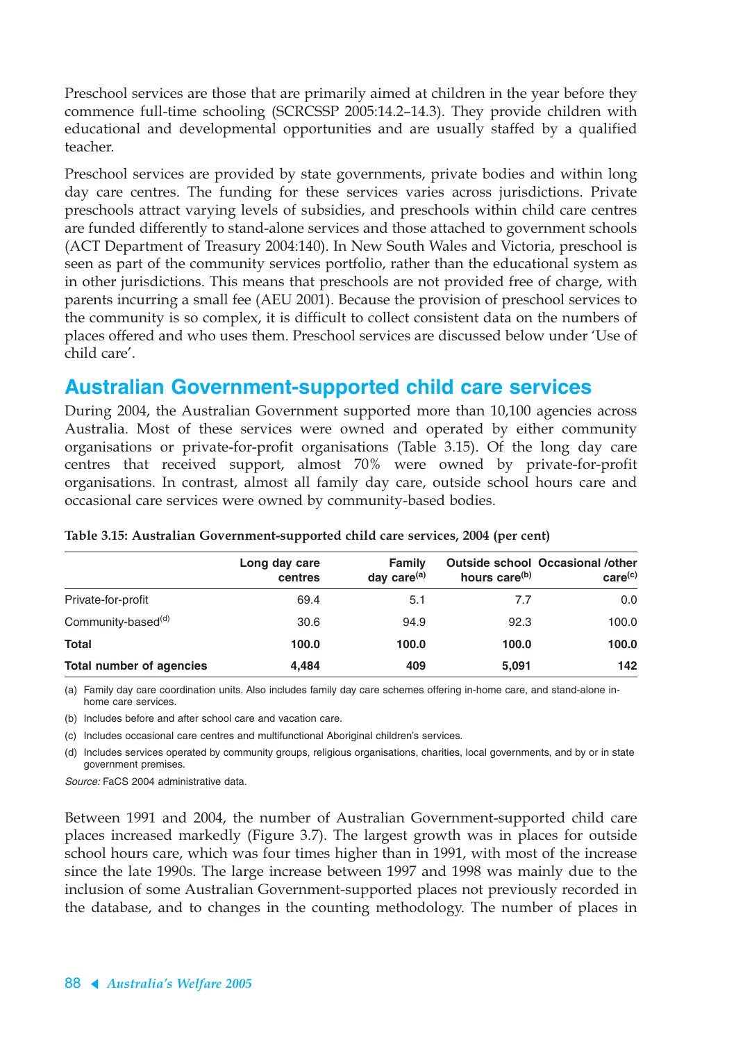Preschool services are those that are primarily aimed at children in the year before they commence full-time schooling (SCRCSSP 2005:14.2–14.3). They provide children with educational and developmental opportunities and are usually staffed by a qualified teacher.

Preschool services are provided by state governments, private bodies and within long day care centres. The funding for these services varies across jurisdictions. Private preschools attract varying levels of subsidies, and preschools within child care centres are funded differently to stand-alone services and those attached to government schools (ACT Department of Treasury 2004:140). In New South Wales and Victoria, preschool is seen as part of the community services portfolio, rather than the educational system as in other jurisdictions. This means that preschools are not provided free of charge, with parents incurring a small fee (AEU 2001). Because the provision of preschool services to the community is so complex, it is difficult to collect consistent data on the numbers of places offered and who uses them. Preschool services are discussed below under 'Use of child care'.

## Australian Government-supported child care services

During 2004, the Australian Government supported more than 10,100 agencies across Australia. Most of these services were owned and operated by either community organisations or private-for-profit organisations (Table 3.15). Of the long day care centres that received support, almost 70% were owned by private-for-profit organisations. In contrast, almost all family day care, outside school hours care and occasional care services were owned by community-based bodies.

**Table 3.15: Australian Government-supported child care services, 2004 (per cent)**

| | Long day care centres | Family day care[(a)] | Outside school hours care[(b)] | Occasional /other care[(c)] |
|---|---|---|---|---|
| Private-for-profit | 69.4 | 5.1 | 7.7 | 0.0 |
| Community-based[(d)] | 30.6 | 94.9 | 92.3 | 100.0 |
| **Total** | **100.0** | **100.0** | **100.0** | **100.0** |
| **Total number of agencies** | **4,484** | **409** | **5,091** | **142** |

(a) Family day care coordination units. Also includes family day care schemes offering in-home care, and stand-alone in-home care services.

(b) Includes before and after school care and vacation care.

(c) Includes occasional care centres and multifunctional Aboriginal children's services.

(d) Includes services operated by community groups, religious organisations, charities, local governments, and by or in state government premises.

*Source:* FaCS 2004 administrative data.

Between 1991 and 2004, the number of Australian Government-supported child care places increased markedly (Figure 3.7). The largest growth was in places for outside school hours care, which was four times higher than in 1991, with most of the increase since the late 1990s. The large increase between 1997 and 1998 was mainly due to the inclusion of some Australian Government-supported places not previously recorded in the database, and to changes in the counting methodology. The number of places in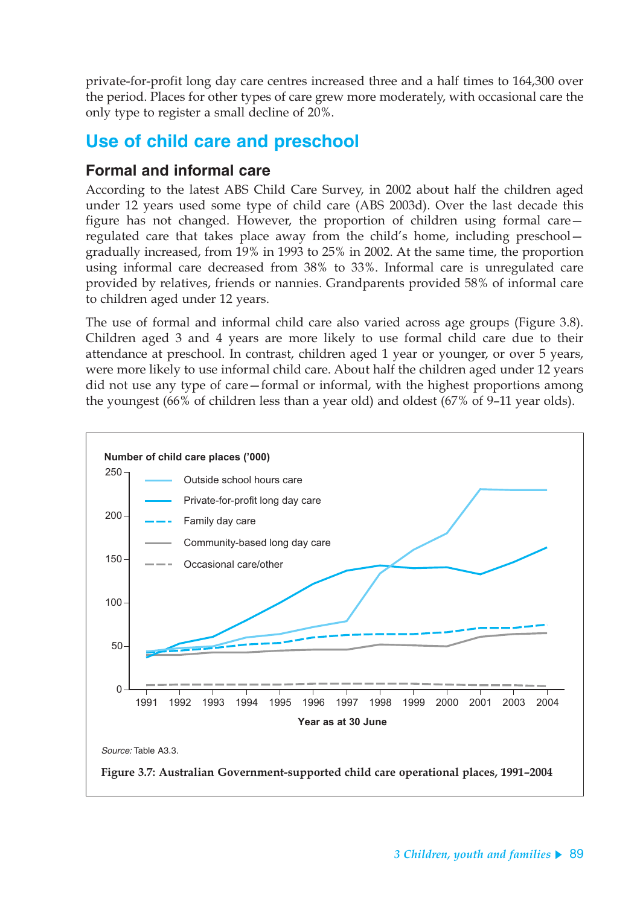private-for-profit long day care centres increased three and a half times to 164,300 over the period. Places for other types of care grew more moderately, with occasional care the only type to register a small decline of 20%.

## Use of child care and preschool

### Formal and informal care

According to the latest ABS Child Care Survey, in 2002 about half the children aged under 12 years used some type of child care (ABS 2003d). Over the last decade this figure has not changed. However, the proportion of children using formal care—regulated care that takes place away from the child's home, including preschool—gradually increased, from 19% in 1993 to 25% in 2002. At the same time, the proportion using informal care decreased from 38% to 33%. Informal care is unregulated care provided by relatives, friends or nannies. Grandparents provided 58% of informal care to children aged under 12 years.

The use of formal and informal child care also varied across age groups (Figure 3.8). Children aged 3 and 4 years are more likely to use formal child care due to their attendance at preschool. In contrast, children aged 1 year or younger, or over 5 years, were more likely to use informal child care. About half the children aged under 12 years did not use any type of care—formal or informal, with the highest proportions among the youngest (66% of children less than a year old) and oldest (67% of 9–11 year olds).

*Source:* Table A3.3.

**Figure 3.7: Australian Government-supported child care operational places, 1991–2004**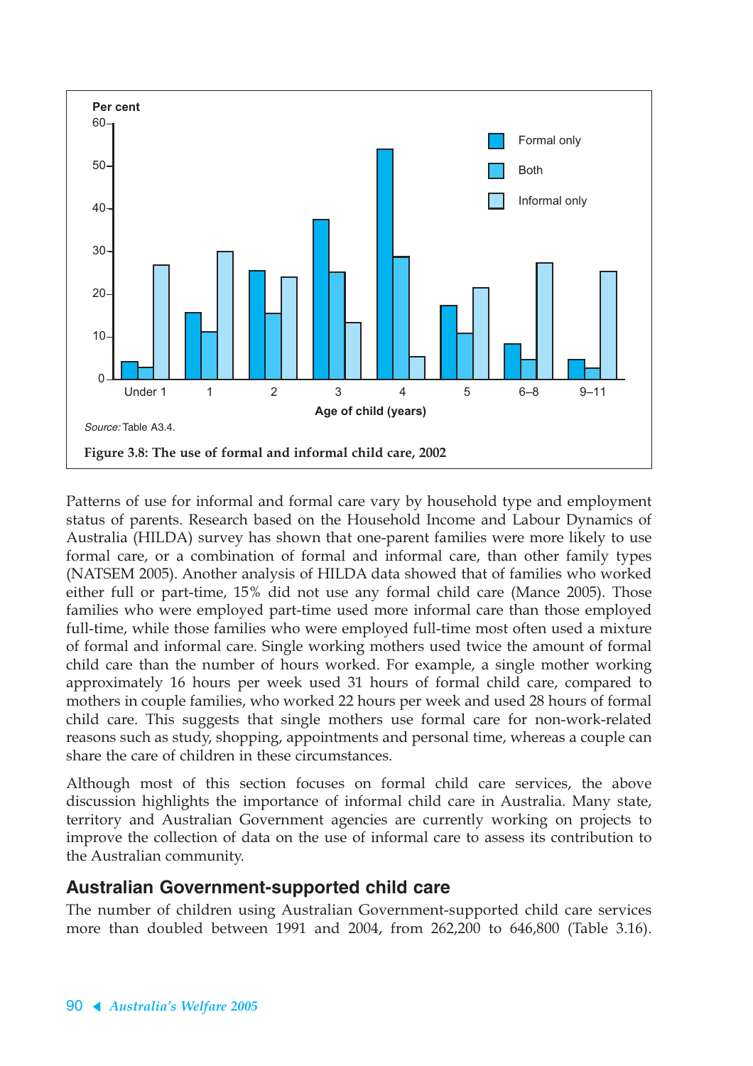Per cent

| Age of child (years) | Formal only | Both | Informal only |
|---|---|---|---|
| Under 1 | 4 | 3 | 27 |
| 1 | 16 | 11 | 30 |
| 2 | 26 | 15 | 24 |
| 3 | 37 | 25 | 13 |
| 4 | 54 | 29 | 5 |
| 5 | 17 | 11 | 21 |
| 6–8 | 8 | 5 | 27 |
| 9–11 | 5 | 3 | 25 |

*Source:* Table A3.4.

**Figure 3.8: The use of formal and informal child care, 2002**

Patterns of use for informal and formal care vary by household type and employment status of parents. Research based on the Household Income and Labour Dynamics of Australia (HILDA) survey has shown that one-parent families were more likely to use formal care, or a combination of formal and informal care, than other family types (NATSEM 2005). Another analysis of HILDA data showed that of families who worked either full or part-time, 15% did not use any formal child care (Mance 2005). Those families who were employed part-time used more informal care than those employed full-time, while those families who were employed full-time most often used a mixture of formal and informal care. Single working mothers used twice the amount of formal child care than the number of hours worked. For example, a single mother working approximately 16 hours per week used 31 hours of formal child care, compared to mothers in couple families, who worked 22 hours per week and used 28 hours of formal child care. This suggests that single mothers use formal care for non-work-related reasons such as study, shopping, appointments and personal time, whereas a couple can share the care of children in these circumstances.

Although most of this section focuses on formal child care services, the above discussion highlights the importance of informal child care in Australia. Many state, territory and Australian Government agencies are currently working on projects to improve the collection of data on the use of informal care to assess its contribution to the Australian community.

## Australian Government-supported child care

The number of children using Australian Government-supported child care services more than doubled between 1991 and 2004, from 262,200 to 646,800 (Table 3.16).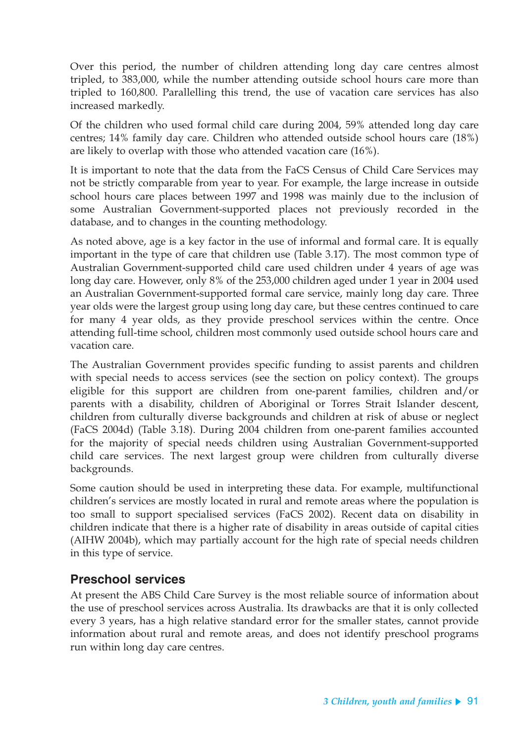Over this period, the number of children attending long day care centres almost tripled, to 383,000, while the number attending outside school hours care more than tripled to 160,800. Parallelling this trend, the use of vacation care services has also increased markedly.

Of the children who used formal child care during 2004, 59% attended long day care centres; 14% family day care. Children who attended outside school hours care (18%) are likely to overlap with those who attended vacation care (16%).

It is important to note that the data from the FaCS Census of Child Care Services may not be strictly comparable from year to year. For example, the large increase in outside school hours care places between 1997 and 1998 was mainly due to the inclusion of some Australian Government-supported places not previously recorded in the database, and to changes in the counting methodology.

As noted above, age is a key factor in the use of informal and formal care. It is equally important in the type of care that children use (Table 3.17). The most common type of Australian Government-supported child care used children under 4 years of age was long day care. However, only 8% of the 253,000 children aged under 1 year in 2004 used an Australian Government-supported formal care service, mainly long day care. Three year olds were the largest group using long day care, but these centres continued to care for many 4 year olds, as they provide preschool services within the centre. Once attending full-time school, children most commonly used outside school hours care and vacation care.

The Australian Government provides specific funding to assist parents and children with special needs to access services (see the section on policy context). The groups eligible for this support are children from one-parent families, children and/or parents with a disability, children of Aboriginal or Torres Strait Islander descent, children from culturally diverse backgrounds and children at risk of abuse or neglect (FaCS 2004d) (Table 3.18). During 2004 children from one-parent families accounted for the majority of special needs children using Australian Government-supported child care services. The next largest group were children from culturally diverse backgrounds.

Some caution should be used in interpreting these data. For example, multifunctional children's services are mostly located in rural and remote areas where the population is too small to support specialised services (FaCS 2002). Recent data on disability in children indicate that there is a higher rate of disability in areas outside of capital cities (AIHW 2004b), which may partially account for the high rate of special needs children in this type of service.

## Preschool services

At present the ABS Child Care Survey is the most reliable source of information about the use of preschool services across Australia. Its drawbacks are that it is only collected every 3 years, has a high relative standard error for the smaller states, cannot provide information about rural and remote areas, and does not identify preschool programs run within long day care centres.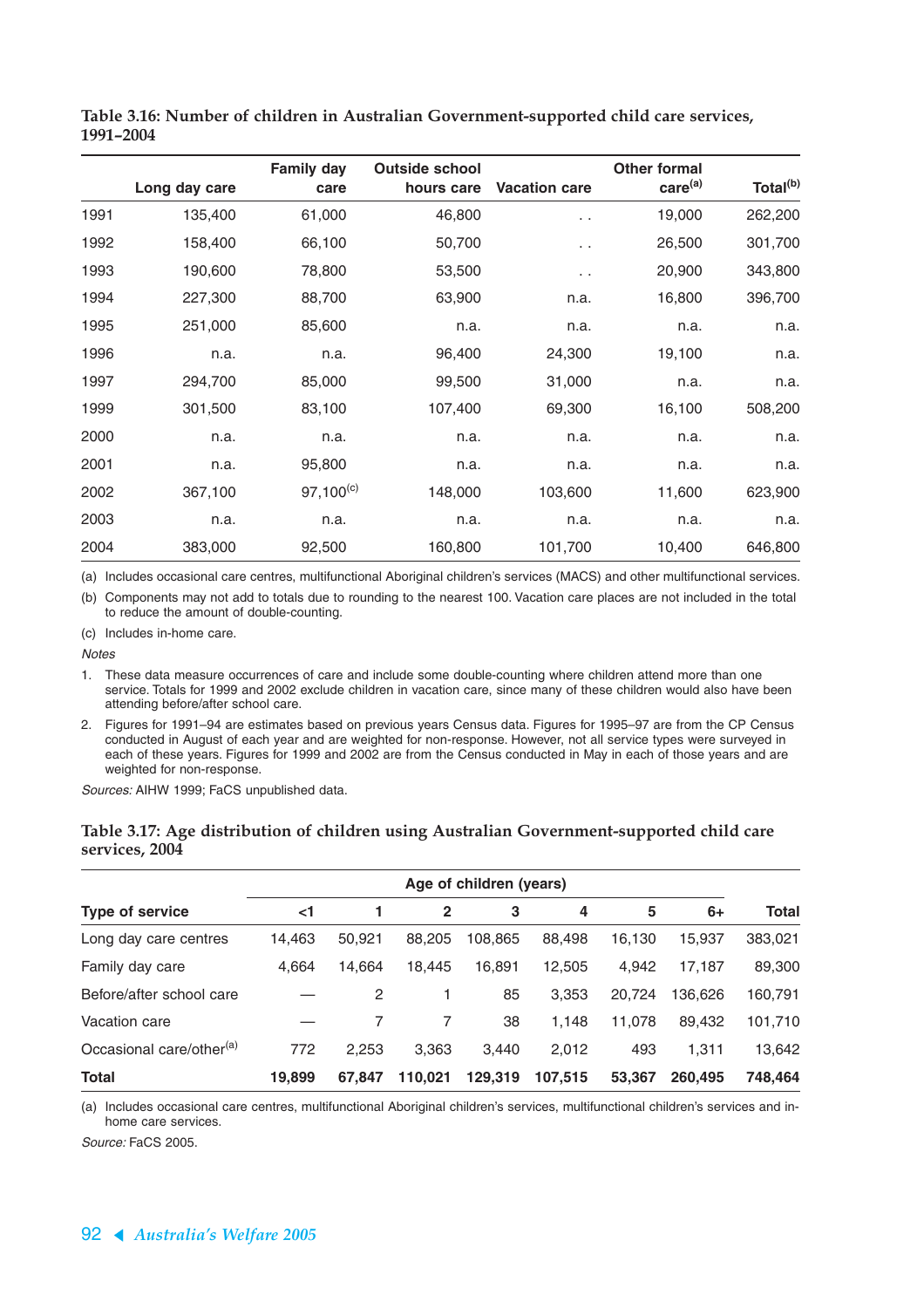**Table 3.16: Number of children in Australian Government-supported child care services, 1991–2004**

| | Long day care | Family day care | Outside school hours care | Vacation care | Other formal care[(a)] | Total[(b)] |
|---|---|---|---|---|---|---|
| 1991 | 135,400 | 61,000 | 46,800 | . . | 19,000 | 262,200 |
| 1992 | 158,400 | 66,100 | 50,700 | . . | 26,500 | 301,700 |
| 1993 | 190,600 | 78,800 | 53,500 | . . | 20,900 | 343,800 |
| 1994 | 227,300 | 88,700 | 63,900 | n.a. | 16,800 | 396,700 |
| 1995 | 251,000 | 85,600 | n.a. | n.a. | n.a. | n.a. |
| 1996 | n.a. | n.a. | 96,400 | 24,300 | 19,100 | n.a. |
| 1997 | 294,700 | 85,000 | 99,500 | 31,000 | n.a. | n.a. |
| 1999 | 301,500 | 83,100 | 107,400 | 69,300 | 16,100 | 508,200 |
| 2000 | n.a. | n.a. | n.a. | n.a. | n.a. | n.a. |
| 2001 | n.a. | 95,800 | n.a. | n.a. | n.a. | n.a. |
| 2002 | 367,100 | 97,100[(c)] | 148,000 | 103,600 | 11,600 | 623,900 |
| 2003 | n.a. | n.a. | n.a. | n.a. | n.a. | n.a. |
| 2004 | 383,000 | 92,500 | 160,800 | 101,700 | 10,400 | 646,800 |

(a) Includes occasional care centres, multifunctional Aboriginal children's services (MACS) and other multifunctional services.

(b) Components may not add to totals due to rounding to the nearest 100. Vacation care places are not included in the total to reduce the amount of double-counting.

(c) Includes in-home care.

*Notes*

1. These data measure occurrences of care and include some double-counting where children attend more than one service. Totals for 1999 and 2002 exclude children in vacation care, since many of these children would also have been attending before/after school care.
2. Figures for 1991–94 are estimates based on previous years Census data. Figures for 1995–97 are from the CP Census conducted in August of each year and are weighted for non-response. However, not all service types were surveyed in each of these years. Figures for 1999 and 2002 are from the Census conducted in May in each of those years and are weighted for non-response.

*Sources:* AIHW 1999; FaCS unpublished data.

**Table 3.17: Age distribution of children using Australian Government-supported child care services, 2004**

| | Age of children (years) | | | | | | | |
|---|---|---|---|---|---|---|---|---|
| **Type of service** | <1 | 1 | 2 | 3 | 4 | 5 | 6+ | Total |
| Long day care centres | 14,463 | 50,921 | 88,205 | 108,865 | 88,498 | 16,130 | 15,937 | 383,021 |
| Family day care | 4,664 | 14,664 | 18,445 | 16,891 | 12,505 | 4,942 | 17,187 | 89,300 |
| Before/after school care | — | 2 | 1 | 85 | 3,353 | 20,724 | 136,626 | 160,791 |
| Vacation care | — | 7 | 7 | 38 | 1,148 | 11,078 | 89,432 | 101,710 |
| Occasional care/other[(a)] | 772 | 2,253 | 3,363 | 3,440 | 2,012 | 493 | 1,311 | 13,642 |
| **Total** | **19,899** | **67,847** | **110,021** | **129,319** | **107,515** | **53,367** | **260,495** | **748,464** |

(a) Includes occasional care centres, multifunctional Aboriginal children's services, multifunctional children's services and in-home care services.

*Source:* FaCS 2005.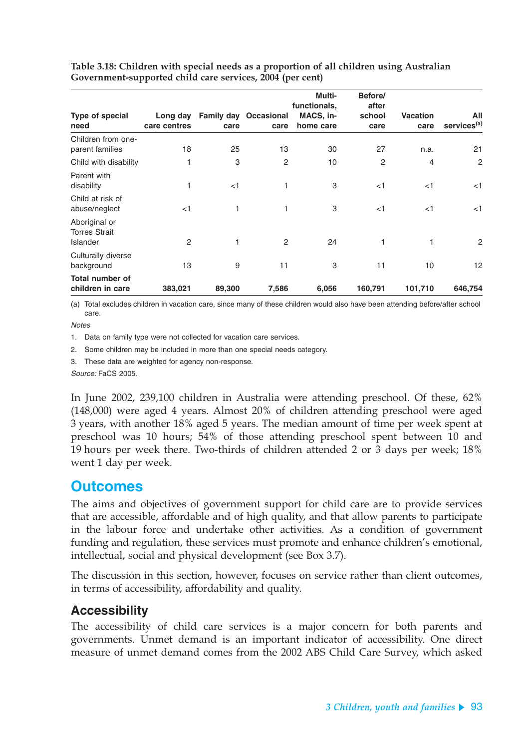**Table 3.18: Children with special needs as a proportion of all children using Australian Government-supported child care services, 2004 (per cent)**

| Type of special need | Long day care centres | Family day care | Occasional care | Multi-functionals, MACS, in-home care | Before/ after school care | Vacation care | All services[(a)] |
|---|---|---|---|---|---|---|---|
| Children from one-parent families | 18 | 25 | 13 | 30 | 27 | n.a. | 21 |
| Child with disability | 1 | 3 | 2 | 10 | 2 | 4 | 2 |
| Parent with disability | 1 | <1 | 1 | 3 | <1 | <1 | <1 |
| Child at risk of abuse/neglect | <1 | 1 | 1 | 3 | <1 | <1 | <1 |
| Aboriginal or Torres Strait Islander | 2 | 1 | 2 | 24 | 1 | 1 | 2 |
| Culturally diverse background | 13 | 9 | 11 | 3 | 11 | 10 | 12 |
| **Total number of children in care** | **383,021** | **89,300** | **7,586** | **6,056** | **160,791** | **101,710** | **646,754** |

(a) Total excludes children in vacation care, since many of these children would also have been attending before/after school care.

*Notes*

1. Data on family type were not collected for vacation care services.
2. Some children may be included in more than one special needs category.
3. These data are weighted for agency non-response.

*Source:* FaCS 2005.

In June 2002, 239,100 children in Australia were attending preschool. Of these, 62% (148,000) were aged 4 years. Almost 20% of children attending preschool were aged 3 years, with another 18% aged 5 years. The median amount of time per week spent at preschool was 10 hours; 54% of those attending preschool spent between 10 and 19 hours per week there. Two-thirds of children attended 2 or 3 days per week; 18% went 1 day per week.

## Outcomes

The aims and objectives of government support for child care are to provide services that are accessible, affordable and of high quality, and that allow parents to participate in the labour force and undertake other activities. As a condition of government funding and regulation, these services must promote and enhance children's emotional, intellectual, social and physical development (see Box 3.7).

The discussion in this section, however, focuses on service rather than client outcomes, in terms of accessibility, affordability and quality.

### Accessibility

The accessibility of child care services is a major concern for both parents and governments. Unmet demand is an important indicator of accessibility. One direct measure of unmet demand comes from the 2002 ABS Child Care Survey, which asked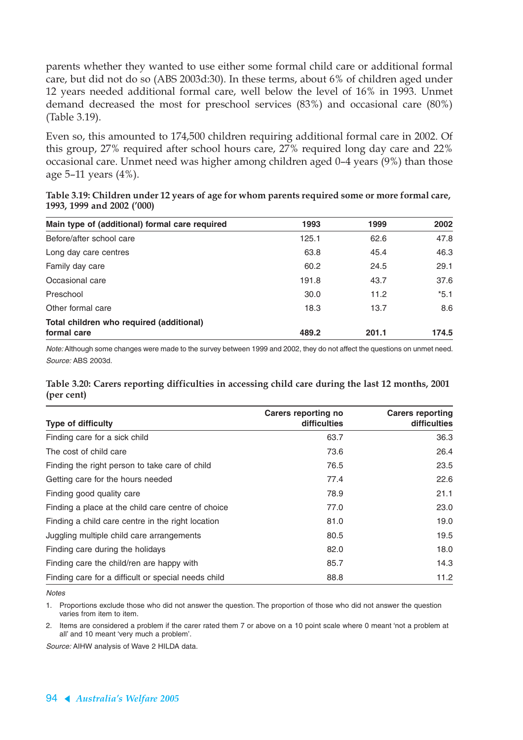parents whether they wanted to use either some formal child care or additional formal care, but did not do so (ABS 2003d:30). In these terms, about 6% of children aged under 12 years needed additional formal care, well below the level of 16% in 1993. Unmet demand decreased the most for preschool services (83%) and occasional care (80%) (Table 3.19).

Even so, this amounted to 174,500 children requiring additional formal care in 2002. Of this group, 27% required after school hours care, 27% required long day care and 22% occasional care. Unmet need was higher among children aged 0–4 years (9%) than those age 5–11 years (4%).

**Table 3.19: Children under 12 years of age for whom parents required some or more formal care, 1993, 1999 and 2002 ('000)**

| Main type of (additional) formal care required | 1993 | 1999 | 2002 |
|---|---|---|---|
| Before/after school care | 125.1 | 62.6 | 47.8 |
| Long day care centres | 63.8 | 45.4 | 46.3 |
| Family day care | 60.2 | 24.5 | 29.1 |
| Occasional care | 191.8 | 43.7 | 37.6 |
| Preschool | 30.0 | 11.2 | *5.1 |
| Other formal care | 18.3 | 13.7 | 8.6 |
| **Total children who required (additional) formal care** | **489.2** | **201.1** | **174.5** |

*Note:* Although some changes were made to the survey between 1999 and 2002, they do not affect the questions on unmet need.
*Source:* ABS 2003d.

**Table 3.20: Carers reporting difficulties in accessing child care during the last 12 months, 2001 (per cent)**

| Type of difficulty | Carers reporting no difficulties | Carers reporting difficulties |
|---|---|---|
| Finding care for a sick child | 63.7 | 36.3 |
| The cost of child care | 73.6 | 26.4 |
| Finding the right person to take care of child | 76.5 | 23.5 |
| Getting care for the hours needed | 77.4 | 22.6 |
| Finding good quality care | 78.9 | 21.1 |
| Finding a place at the child care centre of choice | 77.0 | 23.0 |
| Finding a child care centre in the right location | 81.0 | 19.0 |
| Juggling multiple child care arrangements | 80.5 | 19.5 |
| Finding care during the holidays | 82.0 | 18.0 |
| Finding care the child/ren are happy with | 85.7 | 14.3 |
| Finding care for a difficult or special needs child | 88.8 | 11.2 |

*Notes*

1. Proportions exclude those who did not answer the question. The proportion of those who did not answer the question varies from item to item.
2. Items are considered a problem if the carer rated them 7 or above on a 10 point scale where 0 meant 'not a problem at all' and 10 meant 'very much a problem'.

*Source:* AIHW analysis of Wave 2 HILDA data.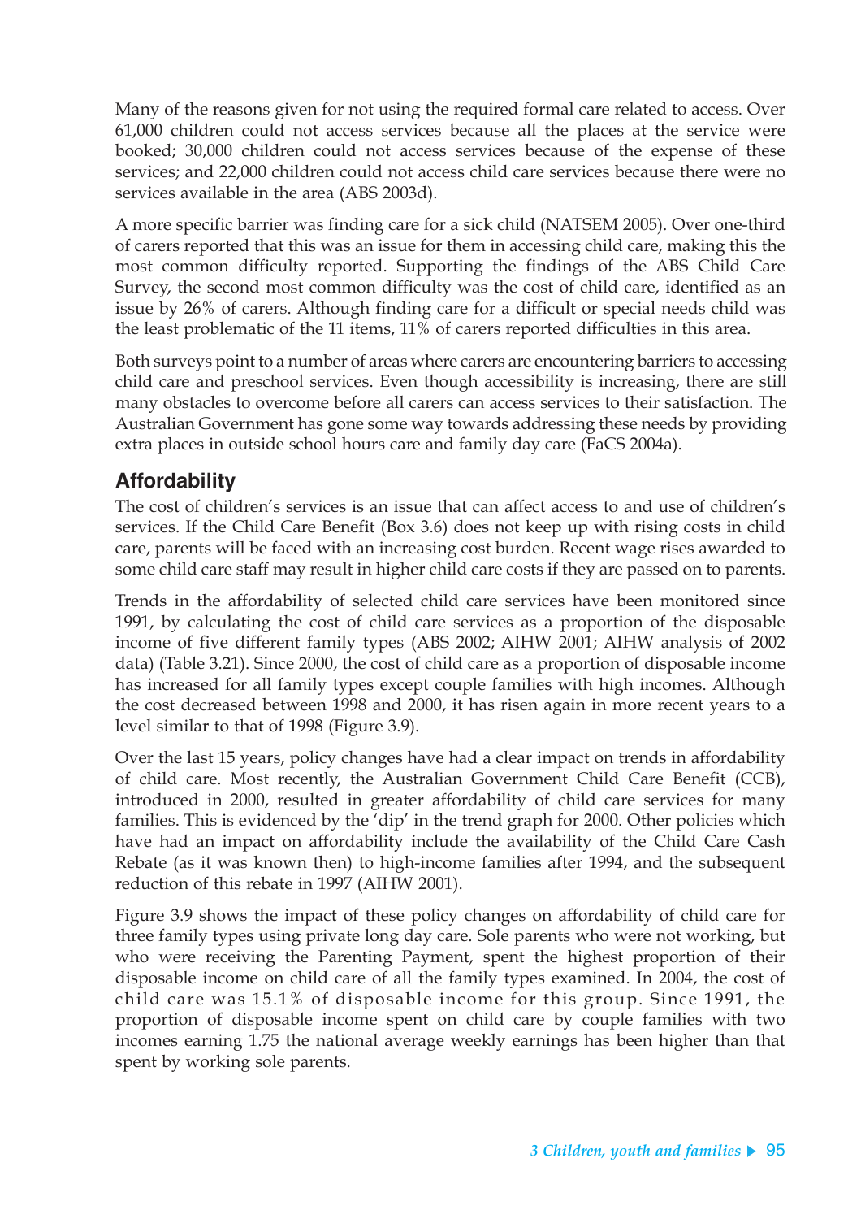Many of the reasons given for not using the required formal care related to access. Over 61,000 children could not access services because all the places at the service were booked; 30,000 children could not access services because of the expense of these services; and 22,000 children could not access child care services because there were no services available in the area (ABS 2003d).

A more specific barrier was finding care for a sick child (NATSEM 2005). Over one-third of carers reported that this was an issue for them in accessing child care, making this the most common difficulty reported. Supporting the findings of the ABS Child Care Survey, the second most common difficulty was the cost of child care, identified as an issue by 26% of carers. Although finding care for a difficult or special needs child was the least problematic of the 11 items, 11% of carers reported difficulties in this area.

Both surveys point to a number of areas where carers are encountering barriers to accessing child care and preschool services. Even though accessibility is increasing, there are still many obstacles to overcome before all carers can access services to their satisfaction. The Australian Government has gone some way towards addressing these needs by providing extra places in outside school hours care and family day care (FaCS 2004a).

## Affordability

The cost of children's services is an issue that can affect access to and use of children's services. If the Child Care Benefit (Box 3.6) does not keep up with rising costs in child care, parents will be faced with an increasing cost burden. Recent wage rises awarded to some child care staff may result in higher child care costs if they are passed on to parents.

Trends in the affordability of selected child care services have been monitored since 1991, by calculating the cost of child care services as a proportion of the disposable income of five different family types (ABS 2002; AIHW 2001; AIHW analysis of 2002 data) (Table 3.21). Since 2000, the cost of child care as a proportion of disposable income has increased for all family types except couple families with high incomes. Although the cost decreased between 1998 and 2000, it has risen again in more recent years to a level similar to that of 1998 (Figure 3.9).

Over the last 15 years, policy changes have had a clear impact on trends in affordability of child care. Most recently, the Australian Government Child Care Benefit (CCB), introduced in 2000, resulted in greater affordability of child care services for many families. This is evidenced by the 'dip' in the trend graph for 2000. Other policies which have had an impact on affordability include the availability of the Child Care Cash Rebate (as it was known then) to high-income families after 1994, and the subsequent reduction of this rebate in 1997 (AIHW 2001).

Figure 3.9 shows the impact of these policy changes on affordability of child care for three family types using private long day care. Sole parents who were not working, but who were receiving the Parenting Payment, spent the highest proportion of their disposable income on child care of all the family types examined. In 2004, the cost of child care was 15.1% of disposable income for this group. Since 1991, the proportion of disposable income spent on child care by couple families with two incomes earning 1.75 the national average weekly earnings has been higher than that spent by working sole parents.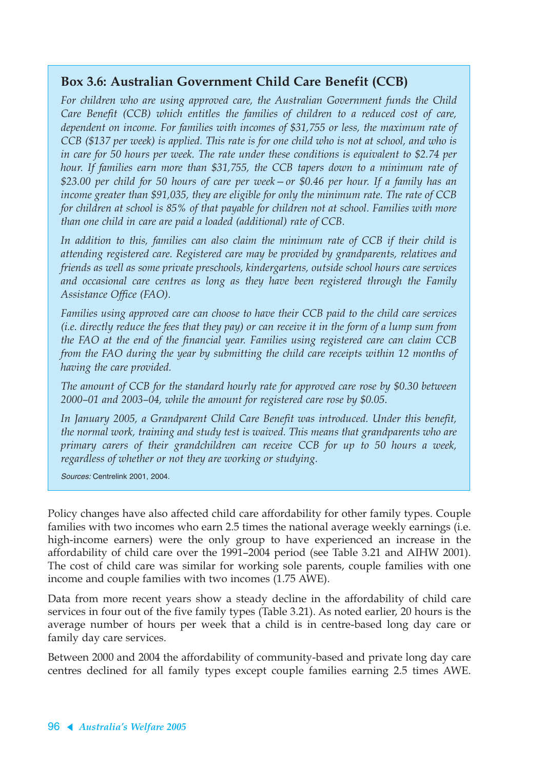### Box 3.6: Australian Government Child Care Benefit (CCB)

*For children who are using approved care, the Australian Government funds the Child Care Benefit (CCB) which entitles the families of children to a reduced cost of care, dependent on income. For families with incomes of $31,755 or less, the maximum rate of CCB ($137 per week) is applied. This rate is for one child who is not at school, and who is in care for 50 hours per week. The rate under these conditions is equivalent to $2.74 per hour. If families earn more than $31,755, the CCB tapers down to a minimum rate of $23.00 per child for 50 hours of care per week—or $0.46 per hour. If a family has an income greater than $91,035, they are eligible for only the minimum rate. The rate of CCB for children at school is 85% of that payable for children not at school. Families with more than one child in care are paid a loaded (additional) rate of CCB.*

*In addition to this, families can also claim the minimum rate of CCB if their child is attending registered care. Registered care may be provided by grandparents, relatives and friends as well as some private preschools, kindergartens, outside school hours care services and occasional care centres as long as they have been registered through the Family Assistance Office (FAO).*

*Families using approved care can choose to have their CCB paid to the child care services (i.e. directly reduce the fees that they pay) or can receive it in the form of a lump sum from the FAO at the end of the financial year. Families using registered care can claim CCB from the FAO during the year by submitting the child care receipts within 12 months of having the care provided.*

*The amount of CCB for the standard hourly rate for approved care rose by $0.30 between 2000–01 and 2003–04, while the amount for registered care rose by $0.05.*

*In January 2005, a Grandparent Child Care Benefit was introduced. Under this benefit, the normal work, training and study test is waived. This means that grandparents who are primary carers of their grandchildren can receive CCB for up to 50 hours a week, regardless of whether or not they are working or studying.*

*Sources:* Centrelink 2001, 2004.

Policy changes have also affected child care affordability for other family types. Couple families with two incomes who earn 2.5 times the national average weekly earnings (i.e. high-income earners) were the only group to have experienced an increase in the affordability of child care over the 1991–2004 period (see Table 3.21 and AIHW 2001). The cost of child care was similar for working sole parents, couple families with one income and couple families with two incomes (1.75 AWE).

Data from more recent years show a steady decline in the affordability of child care services in four out of the five family types (Table 3.21). As noted earlier, 20 hours is the average number of hours per week that a child is in centre-based long day care or family day care services.

Between 2000 and 2004 the affordability of community-based and private long day care centres declined for all family types except couple families earning 2.5 times AWE.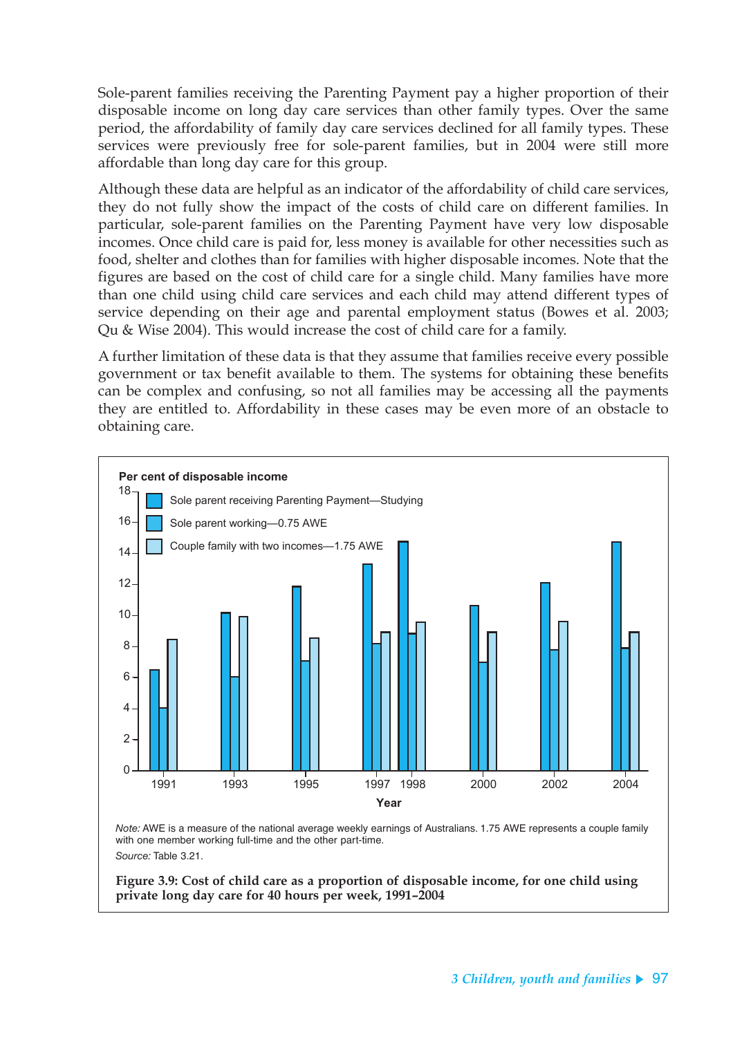Sole-parent families receiving the Parenting Payment pay a higher proportion of their disposable income on long day care services than other family types. Over the same period, the affordability of family day care services declined for all family types. These services were previously free for sole-parent families, but in 2004 were still more affordable than long day care for this group.

Although these data are helpful as an indicator of the affordability of child care services, they do not fully show the impact of the costs of child care on different families. In particular, sole-parent families on the Parenting Payment have very low disposable incomes. Once child care is paid for, less money is available for other necessities such as food, shelter and clothes than for families with higher disposable incomes. Note that the figures are based on the cost of child care for a single child. Many families have more than one child using child care services and each child may attend different types of service depending on their age and parental employment status (Bowes et al. 2003; Qu & Wise 2004). This would increase the cost of child care for a family.

A further limitation of these data is that they assume that families receive every possible government or tax benefit available to them. The systems for obtaining these benefits can be complex and confusing, so not all families may be accessing all the payments they are entitled to. Affordability in these cases may be even more of an obstacle to obtaining care.

*Note:* AWE is a measure of the national average weekly earnings of Australians. 1.75 AWE represents a couple family with one member working full-time and the other part-time.

*Source:* Table 3.21.

**Figure 3.9: Cost of child care as a proportion of disposable income, for one child using private long day care for 40 hours per week, 1991–2004**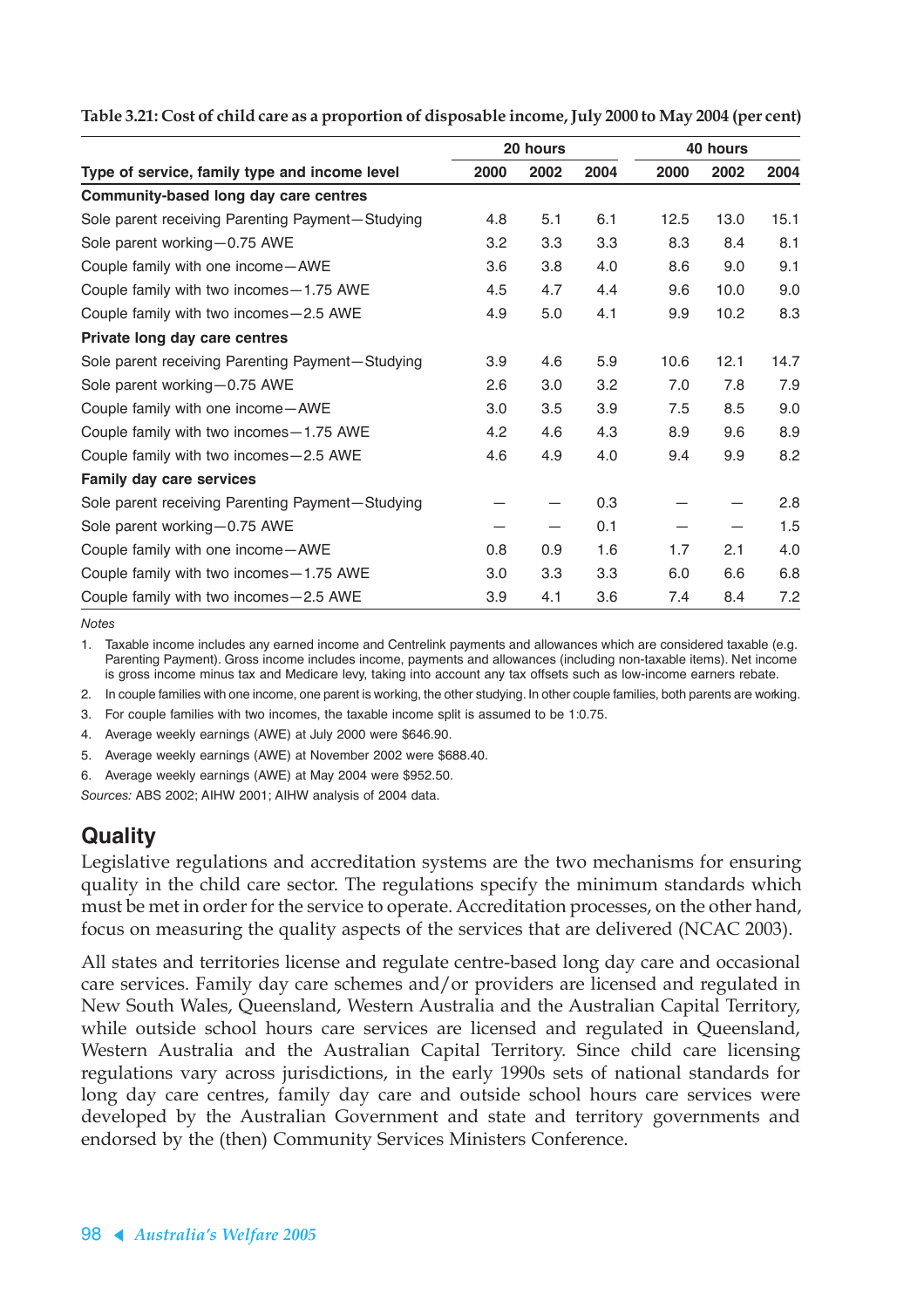**Table 3.21: Cost of child care as a proportion of disposable income, July 2000 to May 2004 (per cent)**

| Type of service, family type and income level | 20 hours | | | 40 hours | | |
|---|---|---|---|---|---|---|
| | 2000 | 2002 | 2004 | 2000 | 2002 | 2004 |
| **Community-based long day care centres** | | | | | | |
| Sole parent receiving Parenting Payment—Studying | 4.8 | 5.1 | 6.1 | 12.5 | 13.0 | 15.1 |
| Sole parent working—0.75 AWE | 3.2 | 3.3 | 3.3 | 8.3 | 8.4 | 8.1 |
| Couple family with one income—AWE | 3.6 | 3.8 | 4.0 | 8.6 | 9.0 | 9.1 |
| Couple family with two incomes—1.75 AWE | 4.5 | 4.7 | 4.4 | 9.6 | 10.0 | 9.0 |
| Couple family with two incomes—2.5 AWE | 4.9 | 5.0 | 4.1 | 9.9 | 10.2 | 8.3 |
| **Private long day care centres** | | | | | | |
| Sole parent receiving Parenting Payment—Studying | 3.9 | 4.6 | 5.9 | 10.6 | 12.1 | 14.7 |
| Sole parent working—0.75 AWE | 2.6 | 3.0 | 3.2 | 7.0 | 7.8 | 7.9 |
| Couple family with one income—AWE | 3.0 | 3.5 | 3.9 | 7.5 | 8.5 | 9.0 |
| Couple family with two incomes—1.75 AWE | 4.2 | 4.6 | 4.3 | 8.9 | 9.6 | 8.9 |
| Couple family with two incomes—2.5 AWE | 4.6 | 4.9 | 4.0 | 9.4 | 9.9 | 8.2 |
| **Family day care services** | | | | | | |
| Sole parent receiving Parenting Payment—Studying | — | — | 0.3 | — | — | 2.8 |
| Sole parent working—0.75 AWE | — | — | 0.1 | — | — | 1.5 |
| Couple family with one income—AWE | 0.8 | 0.9 | 1.6 | 1.7 | 2.1 | 4.0 |
| Couple family with two incomes—1.75 AWE | 3.0 | 3.3 | 3.3 | 6.0 | 6.6 | 6.8 |
| Couple family with two incomes—2.5 AWE | 3.9 | 4.1 | 3.6 | 7.4 | 8.4 | 7.2 |

*Notes*

1. Taxable income includes any earned income and Centrelink payments and allowances which are considered taxable (e.g. Parenting Payment). Gross income includes income, payments and allowances (including non-taxable items). Net income is gross income minus tax and Medicare levy, taking into account any tax offsets such as low-income earners rebate.
2. In couple families with one income, one parent is working, the other studying. In other couple families, both parents are working.
3. For couple families with two incomes, the taxable income split is assumed to be 1:0.75.
4. Average weekly earnings (AWE) at July 2000 were $646.90.
5. Average weekly earnings (AWE) at November 2002 were $688.40.
6. Average weekly earnings (AWE) at May 2004 were $952.50.

*Sources:* ABS 2002; AIHW 2001; AIHW analysis of 2004 data.

## Quality

Legislative regulations and accreditation systems are the two mechanisms for ensuring quality in the child care sector. The regulations specify the minimum standards which must be met in order for the service to operate. Accreditation processes, on the other hand, focus on measuring the quality aspects of the services that are delivered (NCAC 2003).

All states and territories license and regulate centre-based long day care and occasional care services. Family day care schemes and/or providers are licensed and regulated in New South Wales, Queensland, Western Australia and the Australian Capital Territory, while outside school hours care services are licensed and regulated in Queensland, Western Australia and the Australian Capital Territory. Since child care licensing regulations vary across jurisdictions, in the early 1990s sets of national standards for long day care centres, family day care and outside school hours care services were developed by the Australian Government and state and territory governments and endorsed by the (then) Community Services Ministers Conference.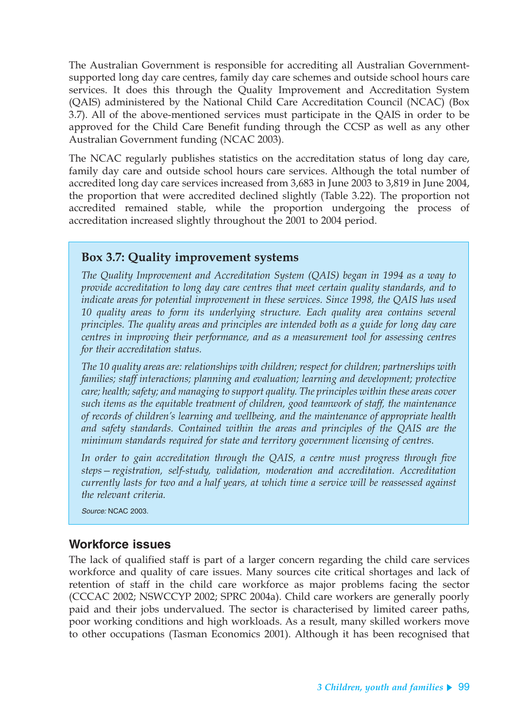The Australian Government is responsible for accrediting all Australian Government-supported long day care centres, family day care schemes and outside school hours care services. It does this through the Quality Improvement and Accreditation System (QAIS) administered by the National Child Care Accreditation Council (NCAC) (Box 3.7). All of the above-mentioned services must participate in the QAIS in order to be approved for the Child Care Benefit funding through the CCSP as well as any other Australian Government funding (NCAC 2003).

The NCAC regularly publishes statistics on the accreditation status of long day care, family day care and outside school hours care services. Although the total number of accredited long day care services increased from 3,683 in June 2003 to 3,819 in June 2004, the proportion that were accredited declined slightly (Table 3.22). The proportion not accredited remained stable, while the proportion undergoing the process of accreditation increased slightly throughout the 2001 to 2004 period.

> ### Box 3.7: Quality improvement systems
>
> *The Quality Improvement and Accreditation System (QAIS) began in 1994 as a way to provide accreditation to long day care centres that meet certain quality standards, and to indicate areas for potential improvement in these services. Since 1998, the QAIS has used 10 quality areas to form its underlying structure. Each quality area contains several principles. The quality areas and principles are intended both as a guide for long day care centres in improving their performance, and as a measurement tool for assessing centres for their accreditation status.*
>
> *The 10 quality areas are: relationships with children; respect for children; partnerships with families; staff interactions; planning and evaluation; learning and development; protective care; health; safety; and managing to support quality. The principles within these areas cover such items as the equitable treatment of children, good teamwork of staff, the maintenance of records of children's learning and wellbeing, and the maintenance of appropriate health and safety standards. Contained within the areas and principles of the QAIS are the minimum standards required for state and territory government licensing of centres.*
>
> *In order to gain accreditation through the QAIS, a centre must progress through five steps—registration, self-study, validation, moderation and accreditation. Accreditation currently lasts for two and a half years, at which time a service will be reassessed against the relevant criteria.*
>
> *Source:* NCAC 2003.

## Workforce issues

The lack of qualified staff is part of a larger concern regarding the child care services workforce and quality of care issues. Many sources cite critical shortages and lack of retention of staff in the child care workforce as major problems facing the sector (CCCAC 2002; NSWCCYP 2002; SPRC 2004a). Child care workers are generally poorly paid and their jobs undervalued. The sector is characterised by limited career paths, poor working conditions and high workloads. As a result, many skilled workers move to other occupations (Tasman Economics 2001). Although it has been recognised that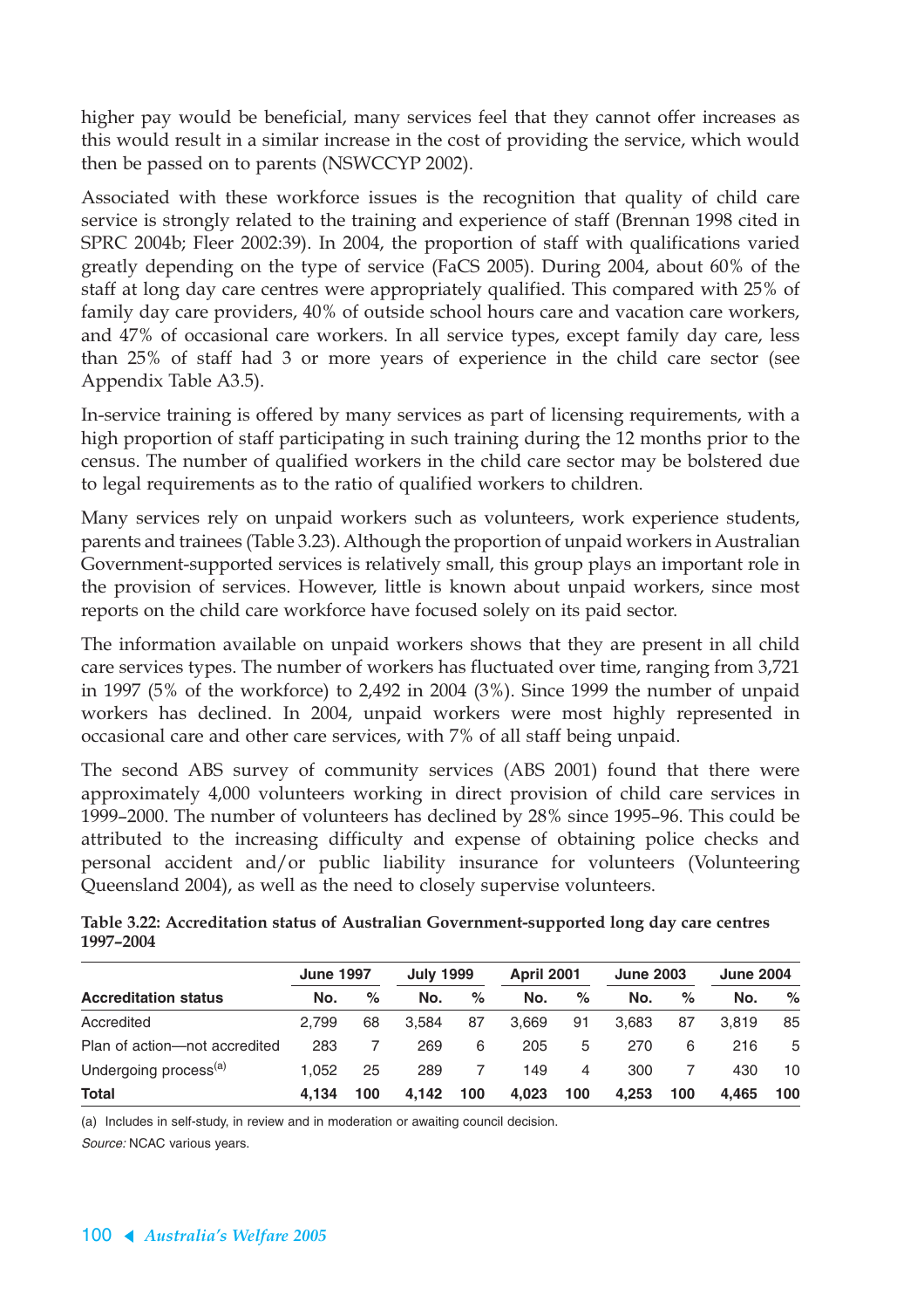higher pay would be beneficial, many services feel that they cannot offer increases as this would result in a similar increase in the cost of providing the service, which would then be passed on to parents (NSWCCYP 2002).

Associated with these workforce issues is the recognition that quality of child care service is strongly related to the training and experience of staff (Brennan 1998 cited in SPRC 2004b; Fleer 2002:39). In 2004, the proportion of staff with qualifications varied greatly depending on the type of service (FaCS 2005). During 2004, about 60% of the staff at long day care centres were appropriately qualified. This compared with 25% of family day care providers, 40% of outside school hours care and vacation care workers, and 47% of occasional care workers. In all service types, except family day care, less than 25% of staff had 3 or more years of experience in the child care sector (see Appendix Table A3.5).

In-service training is offered by many services as part of licensing requirements, with a high proportion of staff participating in such training during the 12 months prior to the census. The number of qualified workers in the child care sector may be bolstered due to legal requirements as to the ratio of qualified workers to children.

Many services rely on unpaid workers such as volunteers, work experience students, parents and trainees (Table 3.23). Although the proportion of unpaid workers in Australian Government-supported services is relatively small, this group plays an important role in the provision of services. However, little is known about unpaid workers, since most reports on the child care workforce have focused solely on its paid sector.

The information available on unpaid workers shows that they are present in all child care services types. The number of workers has fluctuated over time, ranging from 3,721 in 1997 (5% of the workforce) to 2,492 in 2004 (3%). Since 1999 the number of unpaid workers has declined. In 2004, unpaid workers were most highly represented in occasional care and other care services, with 7% of all staff being unpaid.

The second ABS survey of community services (ABS 2001) found that there were approximately 4,000 volunteers working in direct provision of child care services in 1999–2000. The number of volunteers has declined by 28% since 1995–96. This could be attributed to the increasing difficulty and expense of obtaining police checks and personal accident and/or public liability insurance for volunteers (Volunteering Queensland 2004), as well as the need to closely supervise volunteers.

**Table 3.22: Accreditation status of Australian Government-supported long day care centres 1997–2004**

| | June 1997 | | July 1999 | | April 2001 | | June 2003 | | June 2004 | |
|---|---|---|---|---|---|---|---|---|---|---|
| **Accreditation status** | **No.** | **%** | **No.** | **%** | **No.** | **%** | **No.** | **%** | **No.** | **%** |
| Accredited | 2,799 | 68 | 3,584 | 87 | 3,669 | 91 | 3,683 | 87 | 3,819 | 85 |
| Plan of action—not accredited | 283 | 7 | 269 | 6 | 205 | 5 | 270 | 6 | 216 | 5 |
| Undergoing process[(a)] | 1,052 | 25 | 289 | 7 | 149 | 4 | 300 | 7 | 430 | 10 |
| **Total** | **4,134** | **100** | **4,142** | **100** | **4,023** | **100** | **4,253** | **100** | **4,465** | **100** |

(a) Includes in self-study, in review and in moderation or awaiting council decision.

*Source:* NCAC various years.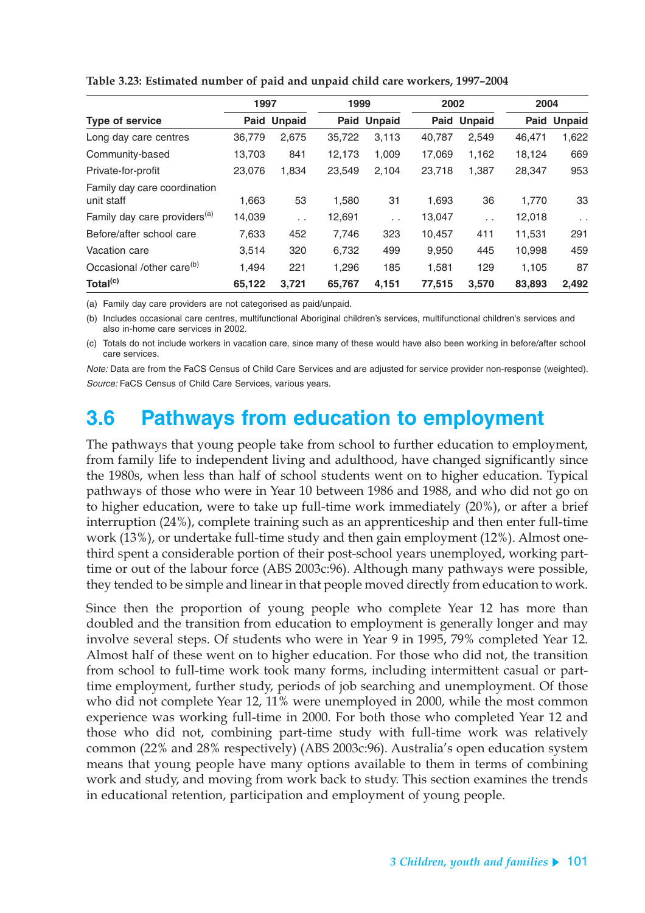**Table 3.23: Estimated number of paid and unpaid child care workers, 1997–2004**

| | 1997 | | 1999 | | 2002 | | 2004 | |
|---|---|---|---|---|---|---|---|---|
| Type of service | Paid | Unpaid | Paid | Unpaid | Paid | Unpaid | Paid | Unpaid |
| Long day care centres | 36,779 | 2,675 | 35,722 | 3,113 | 40,787 | 2,549 | 46,471 | 1,622 |
| Community-based | 13,703 | 841 | 12,173 | 1,009 | 17,069 | 1,162 | 18,124 | 669 |
| Private-for-profit | 23,076 | 1,834 | 23,549 | 2,104 | 23,718 | 1,387 | 28,347 | 953 |
| Family day care coordination unit staff | 1,663 | 53 | 1,580 | 31 | 1,693 | 36 | 1,770 | 33 |
| Family day care providers[(a)] | 14,039 | . . | 12,691 | . . | 13,047 | . . | 12,018 | . . |
| Before/after school care | 7,633 | 452 | 7,746 | 323 | 10,457 | 411 | 11,531 | 291 |
| Vacation care | 3,514 | 320 | 6,732 | 499 | 9,950 | 445 | 10,998 | 459 |
| Occasional /other care[(b)] | 1,494 | 221 | 1,296 | 185 | 1,581 | 129 | 1,105 | 87 |
| **Total[(c)]** | **65,122** | **3,721** | **65,767** | **4,151** | **77,515** | **3,570** | **83,893** | **2,492** |

(a) Family day care providers are not categorised as paid/unpaid.

(b) Includes occasional care centres, multifunctional Aboriginal children's services, multifunctional children's services and also in-home care services in 2002.

(c) Totals do not include workers in vacation care, since many of these would have also been working in before/after school care services.

*Note:* Data are from the FaCS Census of Child Care Services and are adjusted for service provider non-response (weighted).

*Source:* FaCS Census of Child Care Services, various years.

## 3.6 Pathways from education to employment

The pathways that young people take from school to further education to employment, from family life to independent living and adulthood, have changed significantly since the 1980s, when less than half of school students went on to higher education. Typical pathways of those who were in Year 10 between 1986 and 1988, and who did not go on to higher education, were to take up full-time work immediately (20%), or after a brief interruption (24%), complete training such as an apprenticeship and then enter full-time work (13%), or undertake full-time study and then gain employment (12%). Almost one-third spent a considerable portion of their post-school years unemployed, working part-time or out of the labour force (ABS 2003c:96). Although many pathways were possible, they tended to be simple and linear in that people moved directly from education to work.

Since then the proportion of young people who complete Year 12 has more than doubled and the transition from education to employment is generally longer and may involve several steps. Of students who were in Year 9 in 1995, 79% completed Year 12. Almost half of these went on to higher education. For those who did not, the transition from school to full-time work took many forms, including intermittent casual or part-time employment, further study, periods of job searching and unemployment. Of those who did not complete Year 12, 11% were unemployed in 2000, while the most common experience was working full-time in 2000. For both those who completed Year 12 and those who did not, combining part-time study with full-time work was relatively common (22% and 28% respectively) (ABS 2003c:96). Australia's open education system means that young people have many options available to them in terms of combining work and study, and moving from work back to study. This section examines the trends in educational retention, participation and employment of young people.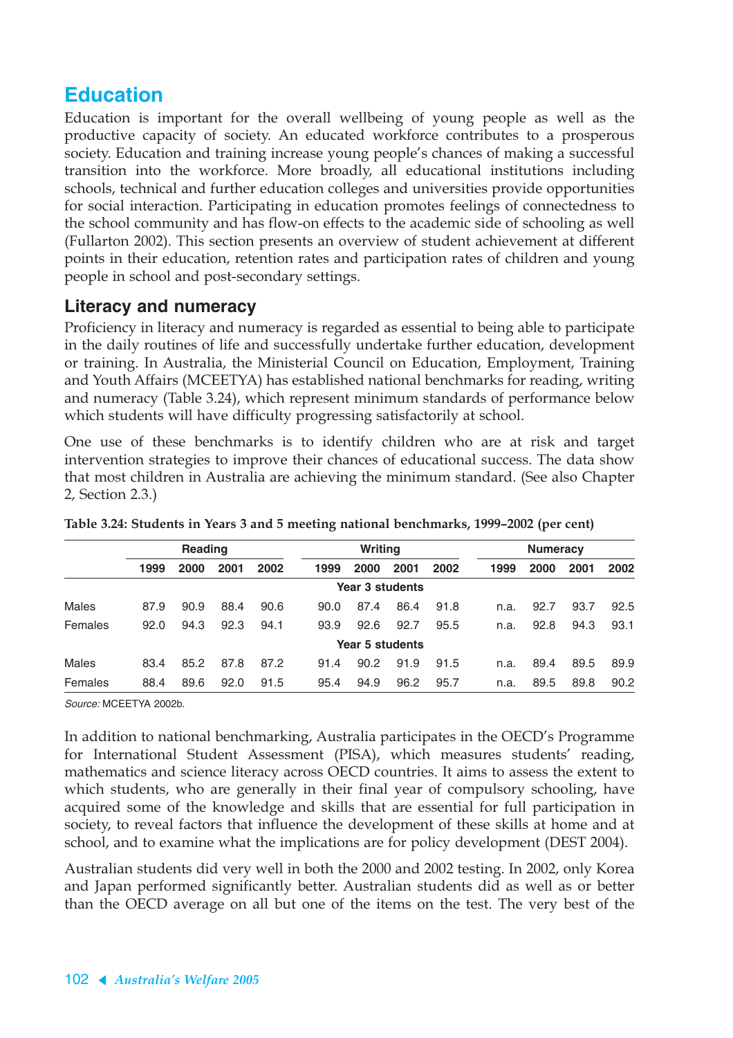## Education

Education is important for the overall wellbeing of young people as well as the productive capacity of society. An educated workforce contributes to a prosperous society. Education and training increase young people's chances of making a successful transition into the workforce. More broadly, all educational institutions including schools, technical and further education colleges and universities provide opportunities for social interaction. Participating in education promotes feelings of connectedness to the school community and has flow-on effects to the academic side of schooling as well (Fullarton 2002). This section presents an overview of student achievement at different points in their education, retention rates and participation rates of children and young people in school and post-secondary settings.

### Literacy and numeracy

Proficiency in literacy and numeracy is regarded as essential to being able to participate in the daily routines of life and successfully undertake further education, development or training. In Australia, the Ministerial Council on Education, Employment, Training and Youth Affairs (MCEETYA) has established national benchmarks for reading, writing and numeracy (Table 3.24), which represent minimum standards of performance below which students will have difficulty progressing satisfactorily at school.

One use of these benchmarks is to identify children who are at risk and target intervention strategies to improve their chances of educational success. The data show that most children in Australia are achieving the minimum standard. (See also Chapter 2, Section 2.3.)

**Table 3.24: Students in Years 3 and 5 meeting national benchmarks, 1999–2002 (per cent)**

| | Reading | | | | Writing | | | | Numeracy | | | |
|---|---|---|---|---|---|---|---|---|---|---|---|---|
| | 1999 | 2000 | 2001 | 2002 | 1999 | 2000 | 2001 | 2002 | 1999 | 2000 | 2001 | 2002 |
| | | | | | **Year 3 students** | | | | | | | |
| Males | 87.9 | 90.9 | 88.4 | 90.6 | 90.0 | 87.4 | 86.4 | 91.8 | n.a. | 92.7 | 93.7 | 92.5 |
| Females | 92.0 | 94.3 | 92.3 | 94.1 | 93.9 | 92.6 | 92.7 | 95.5 | n.a. | 92.8 | 94.3 | 93.1 |
| | | | | | **Year 5 students** | | | | | | | |
| Males | 83.4 | 85.2 | 87.8 | 87.2 | 91.4 | 90.2 | 91.9 | 91.5 | n.a. | 89.4 | 89.5 | 89.9 |
| Females | 88.4 | 89.6 | 92.0 | 91.5 | 95.4 | 94.9 | 96.2 | 95.7 | n.a. | 89.5 | 89.8 | 90.2 |

*Source:* MCEETYA 2002b.

In addition to national benchmarking, Australia participates in the OECD's Programme for International Student Assessment (PISA), which measures students' reading, mathematics and science literacy across OECD countries. It aims to assess the extent to which students, who are generally in their final year of compulsory schooling, have acquired some of the knowledge and skills that are essential for full participation in society, to reveal factors that influence the development of these skills at home and at school, and to examine what the implications are for policy development (DEST 2004).

Australian students did very well in both the 2000 and 2002 testing. In 2002, only Korea and Japan performed significantly better. Australian students did as well as or better than the OECD average on all but one of the items on the test. The very best of the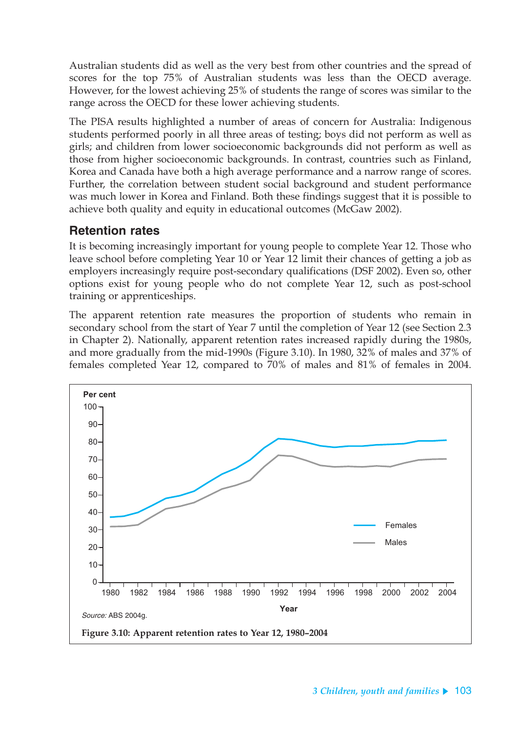Australian students did as well as the very best from other countries and the spread of scores for the top 75% of Australian students was less than the OECD average. However, for the lowest achieving 25% of students the range of scores was similar to the range across the OECD for these lower achieving students.

The PISA results highlighted a number of areas of concern for Australia: Indigenous students performed poorly in all three areas of testing; boys did not perform as well as girls; and children from lower socioeconomic backgrounds did not perform as well as those from higher socioeconomic backgrounds. In contrast, countries such as Finland, Korea and Canada have both a high average performance and a narrow range of scores. Further, the correlation between student social background and student performance was much lower in Korea and Finland. Both these findings suggest that it is possible to achieve both quality and equity in educational outcomes (McGaw 2002).

## Retention rates

It is becoming increasingly important for young people to complete Year 12. Those who leave school before completing Year 10 or Year 12 limit their chances of getting a job as employers increasingly require post-secondary qualifications (DSF 2002). Even so, other options exist for young people who do not complete Year 12, such as post-school training or apprenticeships.

The apparent retention rate measures the proportion of students who remain in secondary school from the start of Year 7 until the completion of Year 12 (see Section 2.3 in Chapter 2). Nationally, apparent retention rates increased rapidly during the 1980s, and more gradually from the mid-1990s (Figure 3.10). In 1980, 32% of males and 37% of females completed Year 12, compared to 70% of males and 81% of females in 2004.

*Source:* ABS 2004g.

**Figure 3.10: Apparent retention rates to Year 12, 1980–2004**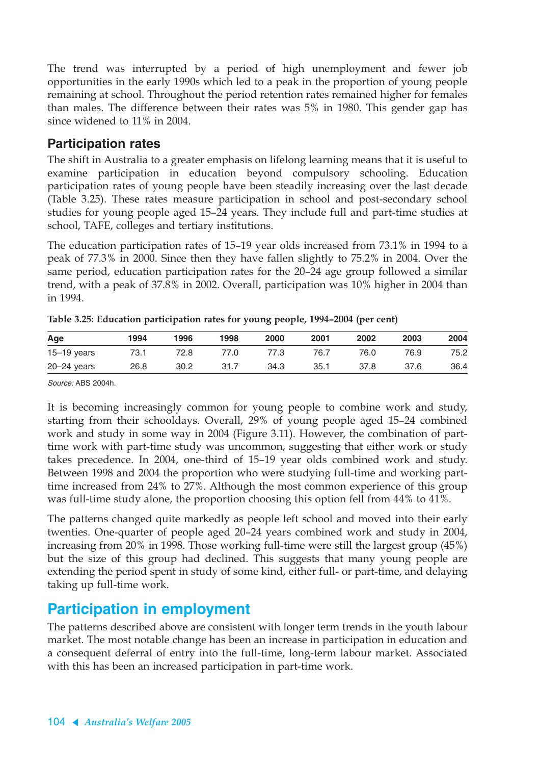The trend was interrupted by a period of high unemployment and fewer job opportunities in the early 1990s which led to a peak in the proportion of young people remaining at school. Throughout the period retention rates remained higher for females than males. The difference between their rates was 5% in 1980. This gender gap has since widened to 11% in 2004.

### Participation rates

The shift in Australia to a greater emphasis on lifelong learning means that it is useful to examine participation in education beyond compulsory schooling. Education participation rates of young people have been steadily increasing over the last decade (Table 3.25). These rates measure participation in school and post-secondary school studies for young people aged 15–24 years. They include full and part-time studies at school, TAFE, colleges and tertiary institutions.

The education participation rates of 15–19 year olds increased from 73.1% in 1994 to a peak of 77.3% in 2000. Since then they have fallen slightly to 75.2% in 2004. Over the same period, education participation rates for the 20–24 age group followed a similar trend, with a peak of 37.8% in 2002. Overall, participation was 10% higher in 2004 than in 1994.

**Table 3.25: Education participation rates for young people, 1994–2004 (per cent)**

| Age | 1994 | 1996 | 1998 | 2000 | 2001 | 2002 | 2003 | 2004 |
|---|---|---|---|---|---|---|---|---|
| 15–19 years | 73.1 | 72.8 | 77.0 | 77.3 | 76.7 | 76.0 | 76.9 | 75.2 |
| 20–24 years | 26.8 | 30.2 | 31.7 | 34.3 | 35.1 | 37.8 | 37.6 | 36.4 |

*Source:* ABS 2004h.

It is becoming increasingly common for young people to combine work and study, starting from their schooldays. Overall, 29% of young people aged 15–24 combined work and study in some way in 2004 (Figure 3.11). However, the combination of part-time work with part-time study was uncommon, suggesting that either work or study takes precedence. In 2004, one-third of 15–19 year olds combined work and study. Between 1998 and 2004 the proportion who were studying full-time and working part-time increased from 24% to 27%. Although the most common experience of this group was full-time study alone, the proportion choosing this option fell from 44% to 41%.

The patterns changed quite markedly as people left school and moved into their early twenties. One-quarter of people aged 20–24 years combined work and study in 2004, increasing from 20% in 1998. Those working full-time were still the largest group (45%) but the size of this group had declined. This suggests that many young people are extending the period spent in study of some kind, either full- or part-time, and delaying taking up full-time work.

## Participation in employment

The patterns described above are consistent with longer term trends in the youth labour market. The most notable change has been an increase in participation in education and a consequent deferral of entry into the full-time, long-term labour market. Associated with this has been an increased participation in part-time work.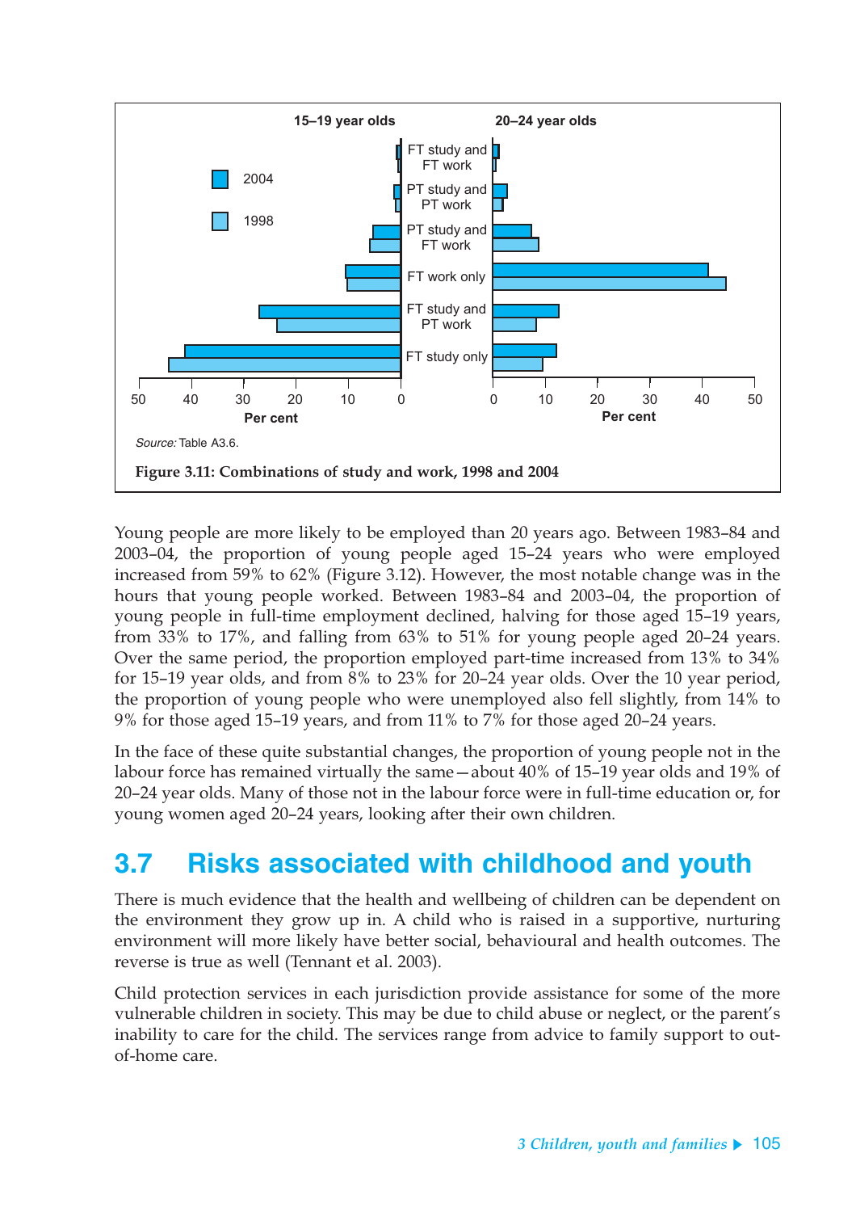15–19 year olds | 20–24 year olds

Source: Table A3.6.

**Figure 3.11: Combinations of study and work, 1998 and 2004**

Young people are more likely to be employed than 20 years ago. Between 1983–84 and 2003–04, the proportion of young people aged 15–24 years who were employed increased from 59% to 62% (Figure 3.12). However, the most notable change was in the hours that young people worked. Between 1983–84 and 2003–04, the proportion of young people in full-time employment declined, halving for those aged 15–19 years, from 33% to 17%, and falling from 63% to 51% for young people aged 20–24 years. Over the same period, the proportion employed part-time increased from 13% to 34% for 15–19 year olds, and from 8% to 23% for 20–24 year olds. Over the 10 year period, the proportion of young people who were unemployed also fell slightly, from 14% to 9% for those aged 15–19 years, and from 11% to 7% for those aged 20–24 years.

In the face of these quite substantial changes, the proportion of young people not in the labour force has remained virtually the same—about 40% of 15–19 year olds and 19% of 20–24 year olds. Many of those not in the labour force were in full-time education or, for young women aged 20–24 years, looking after their own children.

## 3.7 Risks associated with childhood and youth

There is much evidence that the health and wellbeing of children can be dependent on the environment they grow up in. A child who is raised in a supportive, nurturing environment will more likely have better social, behavioural and health outcomes. The reverse is true as well (Tennant et al. 2003).

Child protection services in each jurisdiction provide assistance for some of the more vulnerable children in society. This may be due to child abuse or neglect, or the parent's inability to care for the child. The services range from advice to family support to out-of-home care.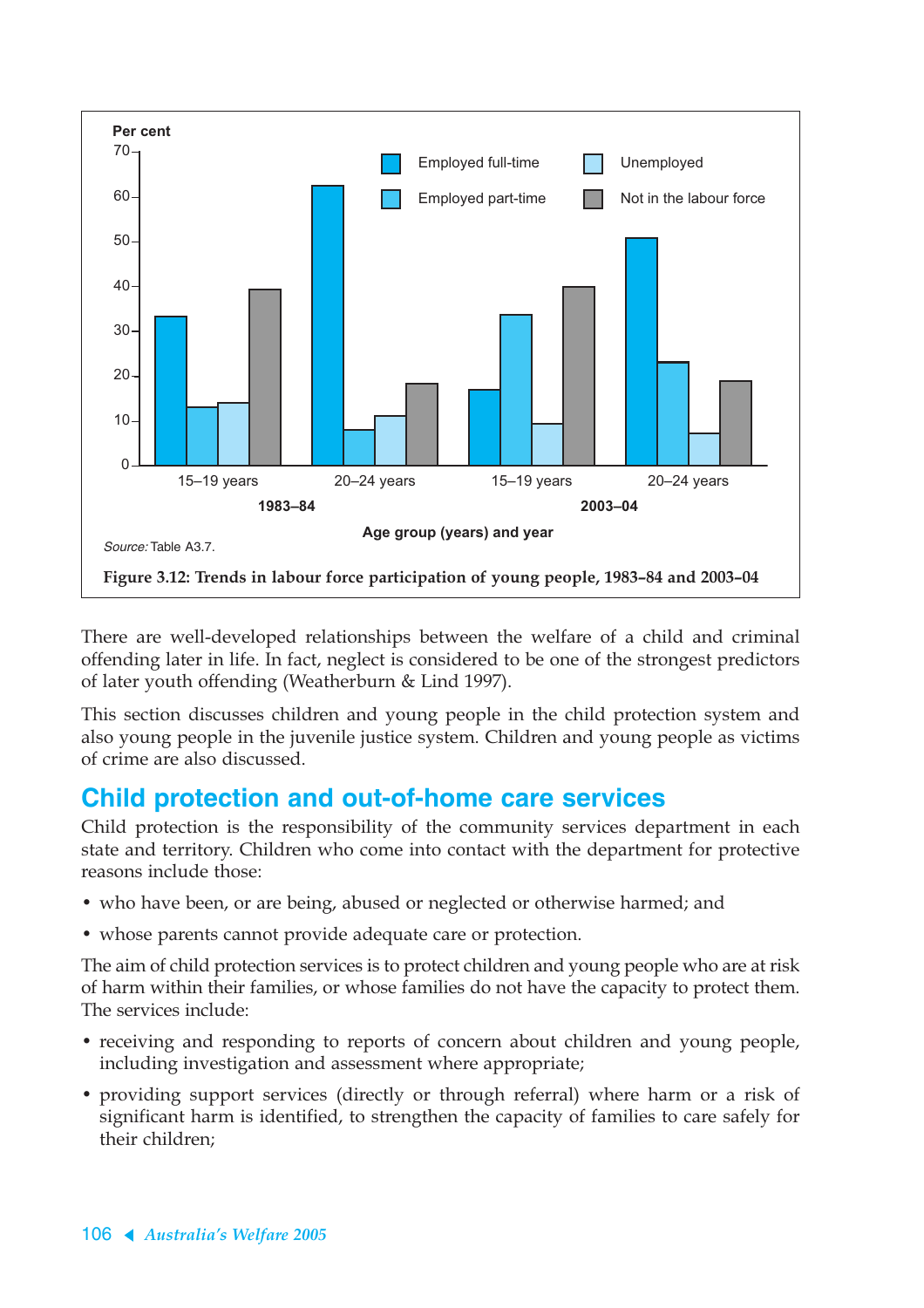Source: Table A3.7.

Figure 3.12: Trends in labour force participation of young people, 1983–84 and 2003–04

There are well-developed relationships between the welfare of a child and criminal offending later in life. In fact, neglect is considered to be one of the strongest predictors of later youth offending (Weatherburn & Lind 1997).

This section discusses children and young people in the child protection system and also young people in the juvenile justice system. Children and young people as victims of crime are also discussed.

## Child protection and out-of-home care services

Child protection is the responsibility of the community services department in each state and territory. Children who come into contact with the department for protective reasons include those:

- who have been, or are being, abused or neglected or otherwise harmed; and
- whose parents cannot provide adequate care or protection.

The aim of child protection services is to protect children and young people who are at risk of harm within their families, or whose families do not have the capacity to protect them. The services include:

- receiving and responding to reports of concern about children and young people, including investigation and assessment where appropriate;
- providing support services (directly or through referral) where harm or a risk of significant harm is identified, to strengthen the capacity of families to care safely for their children;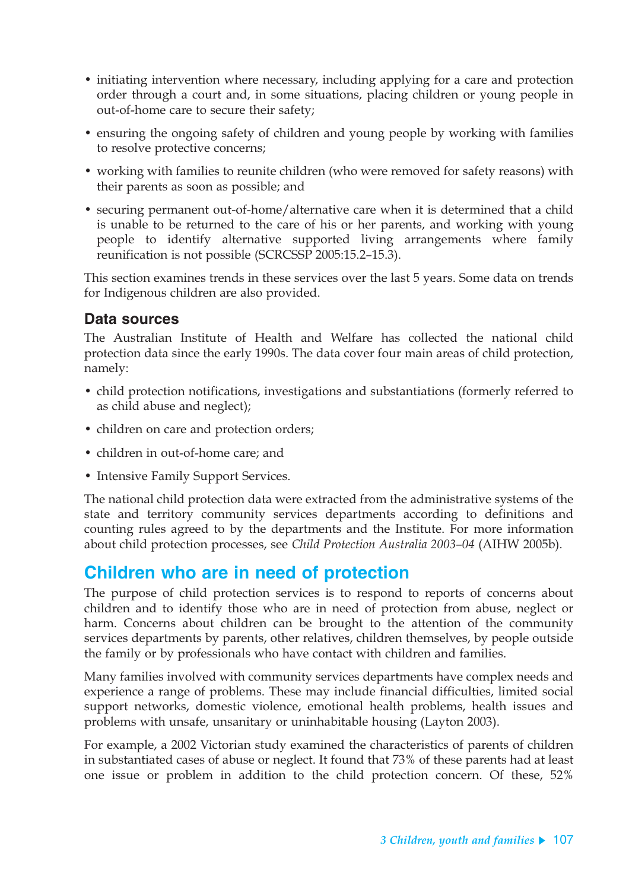- initiating intervention where necessary, including applying for a care and protection order through a court and, in some situations, placing children or young people in out-of-home care to secure their safety;
- ensuring the ongoing safety of children and young people by working with families to resolve protective concerns;
- working with families to reunite children (who were removed for safety reasons) with their parents as soon as possible; and
- securing permanent out-of-home/alternative care when it is determined that a child is unable to be returned to the care of his or her parents, and working with young people to identify alternative supported living arrangements where family reunification is not possible (SCRCSSP 2005:15.2–15.3).

This section examines trends in these services over the last 5 years. Some data on trends for Indigenous children are also provided.

### Data sources

The Australian Institute of Health and Welfare has collected the national child protection data since the early 1990s. The data cover four main areas of child protection, namely:

- child protection notifications, investigations and substantiations (formerly referred to as child abuse and neglect);
- children on care and protection orders;
- children in out-of-home care; and
- Intensive Family Support Services.

The national child protection data were extracted from the administrative systems of the state and territory community services departments according to definitions and counting rules agreed to by the departments and the Institute. For more information about child protection processes, see *Child Protection Australia 2003–04* (AIHW 2005b).

## Children who are in need of protection

The purpose of child protection services is to respond to reports of concerns about children and to identify those who are in need of protection from abuse, neglect or harm. Concerns about children can be brought to the attention of the community services departments by parents, other relatives, children themselves, by people outside the family or by professionals who have contact with children and families.

Many families involved with community services departments have complex needs and experience a range of problems. These may include financial difficulties, limited social support networks, domestic violence, emotional health problems, health issues and problems with unsafe, unsanitary or uninhabitable housing (Layton 2003).

For example, a 2002 Victorian study examined the characteristics of parents of children in substantiated cases of abuse or neglect. It found that 73% of these parents had at least one issue or problem in addition to the child protection concern. Of these, 52%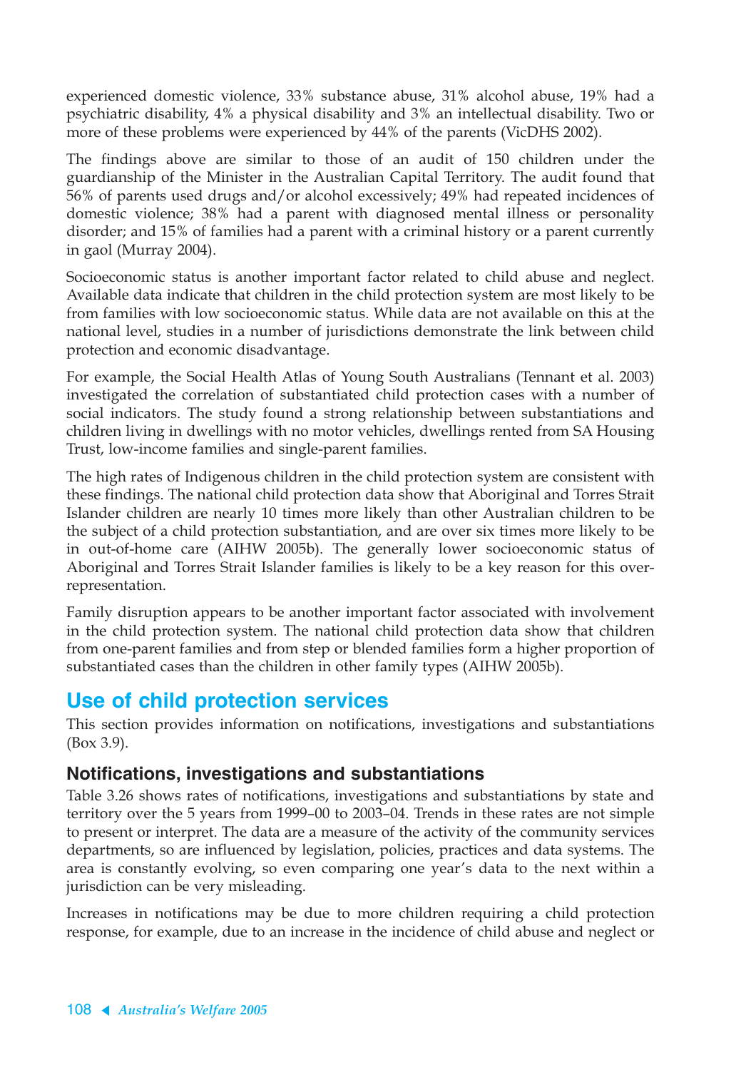experienced domestic violence, 33% substance abuse, 31% alcohol abuse, 19% had a psychiatric disability, 4% a physical disability and 3% an intellectual disability. Two or more of these problems were experienced by 44% of the parents (VicDHS 2002).

The findings above are similar to those of an audit of 150 children under the guardianship of the Minister in the Australian Capital Territory. The audit found that 56% of parents used drugs and/or alcohol excessively; 49% had repeated incidences of domestic violence; 38% had a parent with diagnosed mental illness or personality disorder; and 15% of families had a parent with a criminal history or a parent currently in gaol (Murray 2004).

Socioeconomic status is another important factor related to child abuse and neglect. Available data indicate that children in the child protection system are most likely to be from families with low socioeconomic status. While data are not available on this at the national level, studies in a number of jurisdictions demonstrate the link between child protection and economic disadvantage.

For example, the Social Health Atlas of Young South Australians (Tennant et al. 2003) investigated the correlation of substantiated child protection cases with a number of social indicators. The study found a strong relationship between substantiations and children living in dwellings with no motor vehicles, dwellings rented from SA Housing Trust, low-income families and single-parent families.

The high rates of Indigenous children in the child protection system are consistent with these findings. The national child protection data show that Aboriginal and Torres Strait Islander children are nearly 10 times more likely than other Australian children to be the subject of a child protection substantiation, and are over six times more likely to be in out-of-home care (AIHW 2005b). The generally lower socioeconomic status of Aboriginal and Torres Strait Islander families is likely to be a key reason for this over-representation.

Family disruption appears to be another important factor associated with involvement in the child protection system. The national child protection data show that children from one-parent families and from step or blended families form a higher proportion of substantiated cases than the children in other family types (AIHW 2005b).

## Use of child protection services

This section provides information on notifications, investigations and substantiations (Box 3.9).

### Notifications, investigations and substantiations

Table 3.26 shows rates of notifications, investigations and substantiations by state and territory over the 5 years from 1999–00 to 2003–04. Trends in these rates are not simple to present or interpret. The data are a measure of the activity of the community services departments, so are influenced by legislation, policies, practices and data systems. The area is constantly evolving, so even comparing one year's data to the next within a jurisdiction can be very misleading.

Increases in notifications may be due to more children requiring a child protection response, for example, due to an increase in the incidence of child abuse and neglect or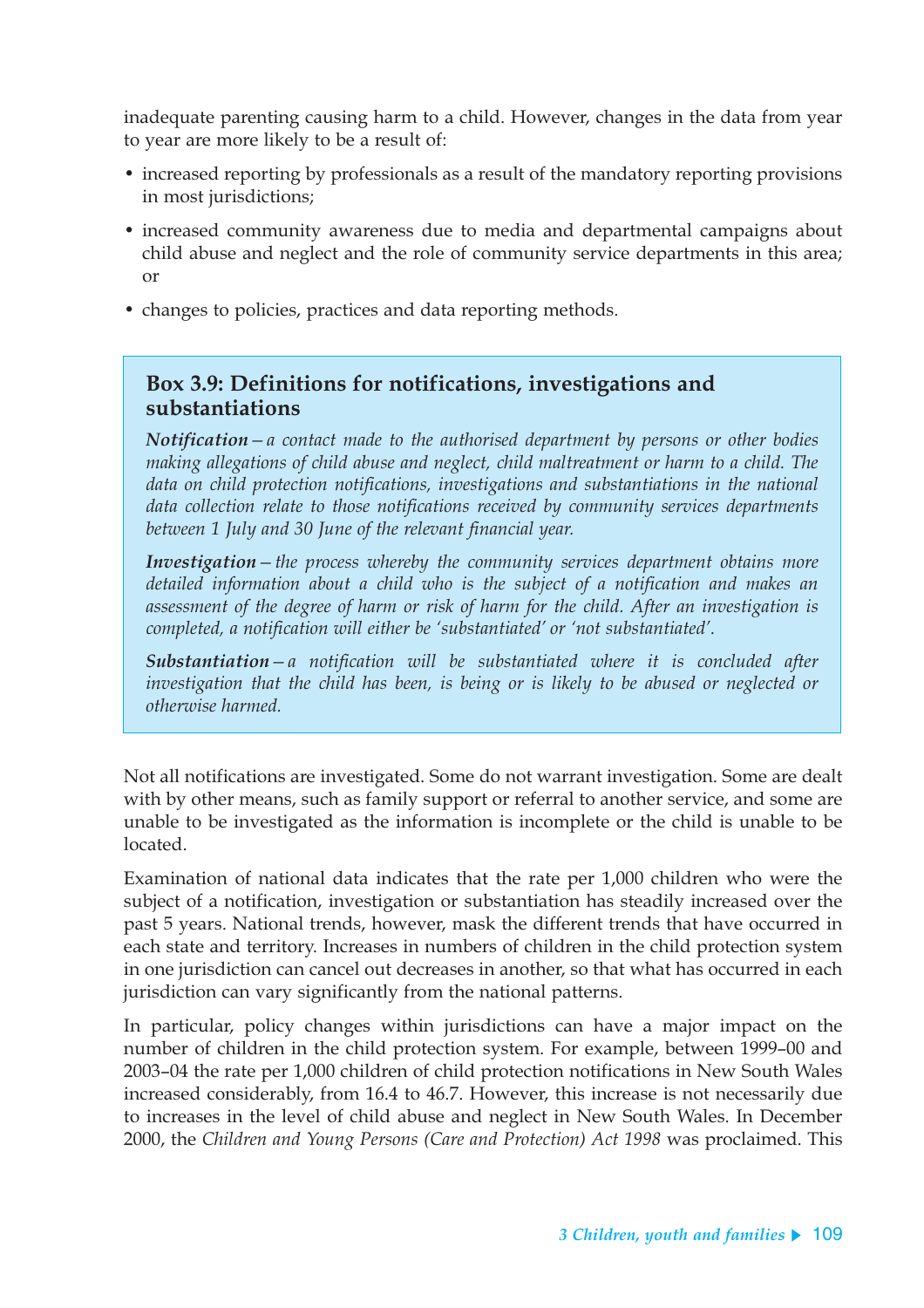inadequate parenting causing harm to a child. However, changes in the data from year to year are more likely to be a result of:

- increased reporting by professionals as a result of the mandatory reporting provisions in most jurisdictions;
- increased community awareness due to media and departmental campaigns about child abuse and neglect and the role of community service departments in this area; or
- changes to policies, practices and data reporting methods.

> ### Box 3.9: Definitions for notifications, investigations and substantiations
>
> ***Notification*** *— a contact made to the authorised department by persons or other bodies making allegations of child abuse and neglect, child maltreatment or harm to a child. The data on child protection notifications, investigations and substantiations in the national data collection relate to those notifications received by community services departments between 1 July and 30 June of the relevant financial year.*
>
> ***Investigation*** *— the process whereby the community services department obtains more detailed information about a child who is the subject of a notification and makes an assessment of the degree of harm or risk of harm for the child. After an investigation is completed, a notification will either be 'substantiated' or 'not substantiated'.*
>
> ***Substantiation*** *— a notification will be substantiated where it is concluded after investigation that the child has been, is being or is likely to be abused or neglected or otherwise harmed.*

Not all notifications are investigated. Some do not warrant investigation. Some are dealt with by other means, such as family support or referral to another service, and some are unable to be investigated as the information is incomplete or the child is unable to be located.

Examination of national data indicates that the rate per 1,000 children who were the subject of a notification, investigation or substantiation has steadily increased over the past 5 years. National trends, however, mask the different trends that have occurred in each state and territory. Increases in numbers of children in the child protection system in one jurisdiction can cancel out decreases in another, so that what has occurred in each jurisdiction can vary significantly from the national patterns.

In particular, policy changes within jurisdictions can have a major impact on the number of children in the child protection system. For example, between 1999–00 and 2003–04 the rate per 1,000 children of child protection notifications in New South Wales increased considerably, from 16.4 to 46.7. However, this increase is not necessarily due to increases in the level of child abuse and neglect in New South Wales. In December 2000, the *Children and Young Persons (Care and Protection) Act 1998* was proclaimed. This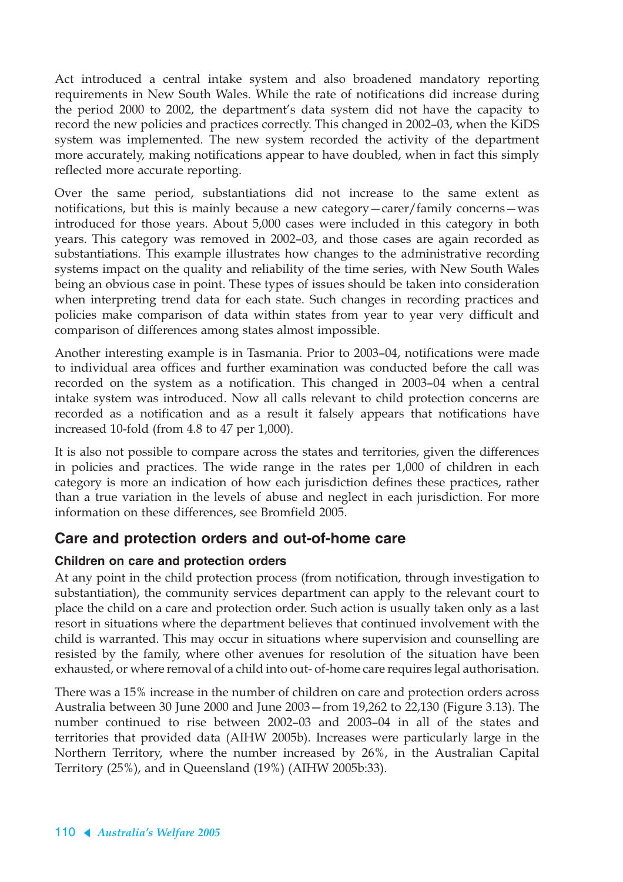Act introduced a central intake system and also broadened mandatory reporting requirements in New South Wales. While the rate of notifications did increase during the period 2000 to 2002, the department's data system did not have the capacity to record the new policies and practices correctly. This changed in 2002–03, when the KiDS system was implemented. The new system recorded the activity of the department more accurately, making notifications appear to have doubled, when in fact this simply reflected more accurate reporting.

Over the same period, substantiations did not increase to the same extent as notifications, but this is mainly because a new category—carer/family concerns—was introduced for those years. About 5,000 cases were included in this category in both years. This category was removed in 2002–03, and those cases are again recorded as substantiations. This example illustrates how changes to the administrative recording systems impact on the quality and reliability of the time series, with New South Wales being an obvious case in point. These types of issues should be taken into consideration when interpreting trend data for each state. Such changes in recording practices and policies make comparison of data within states from year to year very difficult and comparison of differences among states almost impossible.

Another interesting example is in Tasmania. Prior to 2003–04, notifications were made to individual area offices and further examination was conducted before the call was recorded on the system as a notification. This changed in 2003–04 when a central intake system was introduced. Now all calls relevant to child protection concerns are recorded as a notification and as a result it falsely appears that notifications have increased 10-fold (from 4.8 to 47 per 1,000).

It is also not possible to compare across the states and territories, given the differences in policies and practices. The wide range in the rates per 1,000 of children in each category is more an indication of how each jurisdiction defines these practices, rather than a true variation in the levels of abuse and neglect in each jurisdiction. For more information on these differences, see Bromfield 2005.

## Care and protection orders and out-of-home care

### Children on care and protection orders

At any point in the child protection process (from notification, through investigation to substantiation), the community services department can apply to the relevant court to place the child on a care and protection order. Such action is usually taken only as a last resort in situations where the department believes that continued involvement with the child is warranted. This may occur in situations where supervision and counselling are resisted by the family, where other avenues for resolution of the situation have been exhausted, or where removal of a child into out- of-home care requires legal authorisation.

There was a 15% increase in the number of children on care and protection orders across Australia between 30 June 2000 and June 2003—from 19,262 to 22,130 (Figure 3.13). The number continued to rise between 2002–03 and 2003–04 in all of the states and territories that provided data (AIHW 2005b). Increases were particularly large in the Northern Territory, where the number increased by 26%, in the Australian Capital Territory (25%), and in Queensland (19%) (AIHW 2005b:33).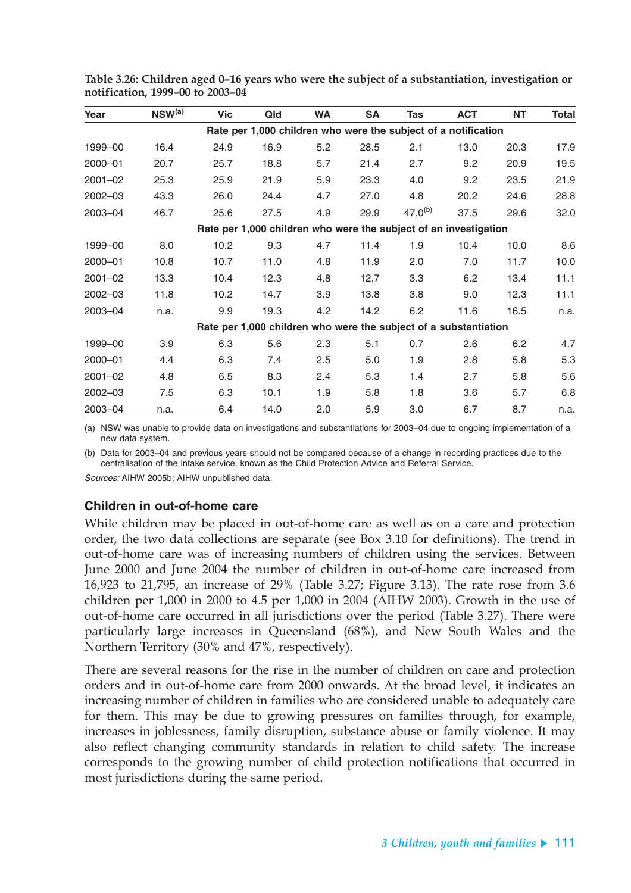**Table 3.26: Children aged 0–16 years who were the subject of a substantiation, investigation or notification, 1999–00 to 2003–04**

| Year | NSW[(a)] | Vic | Qld | WA | SA | Tas | ACT | NT | Total |
|---|---|---|---|---|---|---|---|---|---|
| | Rate per 1,000 children who were the subject of a notification | | | | | | | | |
| 1999–00 | 16.4 | 24.9 | 16.9 | 5.2 | 28.5 | 2.1 | 13.0 | 20.3 | 17.9 |
| 2000–01 | 20.7 | 25.7 | 18.8 | 5.7 | 21.4 | 2.7 | 9.2 | 20.9 | 19.5 |
| 2001–02 | 25.3 | 25.9 | 21.9 | 5.9 | 23.3 | 4.0 | 9.2 | 23.5 | 21.9 |
| 2002–03 | 43.3 | 26.0 | 24.4 | 4.7 | 27.0 | 4.8 | 20.2 | 24.6 | 28.8 |
| 2003–04 | 46.7 | 25.6 | 27.5 | 4.9 | 29.9 | 47.0[(b)] | 37.5 | 29.6 | 32.0 |
| | Rate per 1,000 children who were the subject of an investigation | | | | | | | | |
| 1999–00 | 8.0 | 10.2 | 9.3 | 4.7 | 11.4 | 1.9 | 10.4 | 10.0 | 8.6 |
| 2000–01 | 10.8 | 10.7 | 11.0 | 4.8 | 11.9 | 2.0 | 7.0 | 11.7 | 10.0 |
| 2001–02 | 13.3 | 10.4 | 12.3 | 4.8 | 12.7 | 3.3 | 6.2 | 13.4 | 11.1 |
| 2002–03 | 11.8 | 10.2 | 14.7 | 3.9 | 13.8 | 3.8 | 9.0 | 12.3 | 11.1 |
| 2003–04 | n.a. | 9.9 | 19.3 | 4.2 | 14.2 | 6.2 | 11.6 | 16.5 | n.a. |
| | Rate per 1,000 children who were the subject of a substantiation | | | | | | | | |
| 1999–00 | 3.9 | 6.3 | 5.6 | 2.3 | 5.1 | 0.7 | 2.6 | 6.2 | 4.7 |
| 2000–01 | 4.4 | 6.3 | 7.4 | 2.5 | 5.0 | 1.9 | 2.8 | 5.8 | 5.3 |
| 2001–02 | 4.8 | 6.5 | 8.3 | 2.4 | 5.3 | 1.4 | 2.7 | 5.8 | 5.6 |
| 2002–03 | 7.5 | 6.3 | 10.1 | 1.9 | 5.8 | 1.8 | 3.6 | 5.7 | 6.8 |
| 2003–04 | n.a. | 6.4 | 14.0 | 2.0 | 5.9 | 3.0 | 6.7 | 8.7 | n.a. |

(a) NSW was unable to provide data on investigations and substantiations for 2003–04 due to ongoing implementation of a new data system.

(b) Data for 2003–04 and previous years should not be compared because of a change in recording practices due to the centralisation of the intake service, known as the Child Protection Advice and Referral Service.

*Sources:* AIHW 2005b; AIHW unpublished data.

### Children in out-of-home care

While children may be placed in out-of-home care as well as on a care and protection order, the two data collections are separate (see Box 3.10 for definitions). The trend in out-of-home care was of increasing numbers of children using the services. Between June 2000 and June 2004 the number of children in out-of-home care increased from 16,923 to 21,795, an increase of 29% (Table 3.27; Figure 3.13). The rate rose from 3.6 children per 1,000 in 2000 to 4.5 per 1,000 in 2004 (AIHW 2003). Growth in the use of out-of-home care occurred in all jurisdictions over the period (Table 3.27). There were particularly large increases in Queensland (68%), and New South Wales and the Northern Territory (30% and 47%, respectively).

There are several reasons for the rise in the number of children on care and protection orders and in out-of-home care from 2000 onwards. At the broad level, it indicates an increasing number of children in families who are considered unable to adequately care for them. This may be due to growing pressures on families through, for example, increases in joblessness, family disruption, substance abuse or family violence. It may also reflect changing community standards in relation to child safety. The increase corresponds to the growing number of child protection notifications that occurred in most jurisdictions during the same period.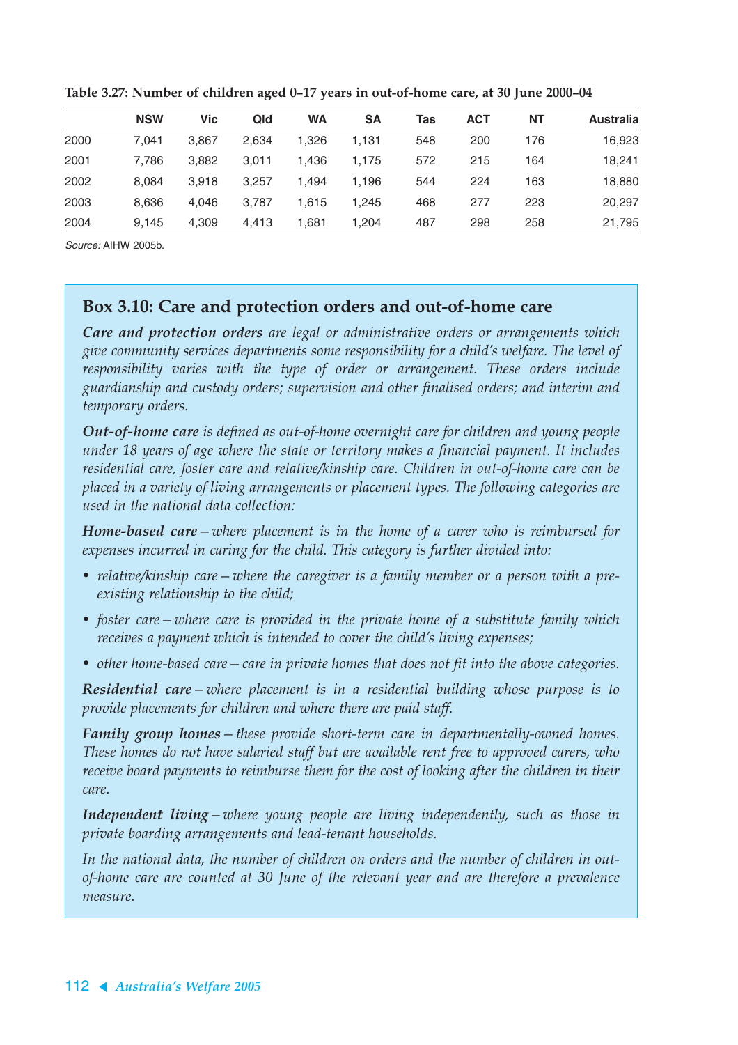**Table 3.27: Number of children aged 0–17 years in out-of-home care, at 30 June 2000–04**

| | NSW | Vic | Qld | WA | SA | Tas | ACT | NT | Australia |
|---|---|---|---|---|---|---|---|---|---|
| 2000 | 7,041 | 3,867 | 2,634 | 1,326 | 1,131 | 548 | 200 | 176 | 16,923 |
| 2001 | 7,786 | 3,882 | 3,011 | 1,436 | 1,175 | 572 | 215 | 164 | 18,241 |
| 2002 | 8,084 | 3,918 | 3,257 | 1,494 | 1,196 | 544 | 224 | 163 | 18,880 |
| 2003 | 8,636 | 4,046 | 3,787 | 1,615 | 1,245 | 468 | 277 | 223 | 20,297 |
| 2004 | 9,145 | 4,309 | 4,413 | 1,681 | 1,204 | 487 | 298 | 258 | 21,795 |

*Source:* AIHW 2005b.

## Box 3.10: Care and protection orders and out-of-home care

***Care and protection orders*** *are legal or administrative orders or arrangements which give community services departments some responsibility for a child's welfare. The level of responsibility varies with the type of order or arrangement. These orders include guardianship and custody orders; supervision and other finalised orders; and interim and temporary orders.*

***Out-of-home care*** *is defined as out-of-home overnight care for children and young people under 18 years of age where the state or territory makes a financial payment. It includes residential care, foster care and relative/kinship care. Children in out-of-home care can be placed in a variety of living arrangements or placement types. The following categories are used in the national data collection:*

***Home-based care*** *— where placement is in the home of a carer who is reimbursed for expenses incurred in caring for the child. This category is further divided into:*

- *relative/kinship care — where the caregiver is a family member or a person with a pre-existing relationship to the child;*
- *foster care — where care is provided in the private home of a substitute family which receives a payment which is intended to cover the child's living expenses;*
- *other home-based care — care in private homes that does not fit into the above categories.*

***Residential care*** *— where placement is in a residential building whose purpose is to provide placements for children and where there are paid staff.*

***Family group homes*** *— these provide short-term care in departmentally-owned homes. These homes do not have salaried staff but are available rent free to approved carers, who receive board payments to reimburse them for the cost of looking after the children in their care.*

***Independent living*** *— where young people are living independently, such as those in private boarding arrangements and lead-tenant households.*

*In the national data, the number of children on orders and the number of children in out-of-home care are counted at 30 June of the relevant year and are therefore a prevalence measure.*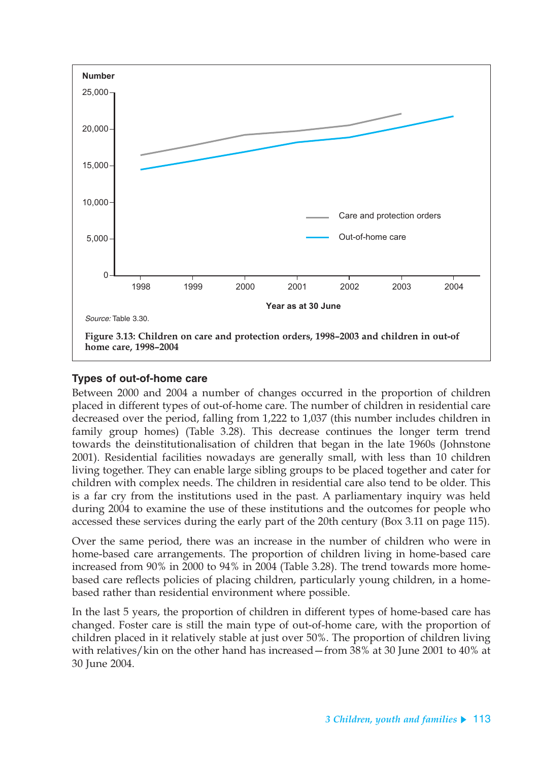Source: Table 3.30.

**Figure 3.13: Children on care and protection orders, 1998–2003 and children in out-of home care, 1998–2004**

### Types of out-of-home care

Between 2000 and 2004 a number of changes occurred in the proportion of children placed in different types of out-of-home care. The number of children in residential care decreased over the period, falling from 1,222 to 1,037 (this number includes children in family group homes) (Table 3.28). This decrease continues the longer term trend towards the deinstitutionalisation of children that began in the late 1960s (Johnstone 2001). Residential facilities nowadays are generally small, with less than 10 children living together. They can enable large sibling groups to be placed together and cater for children with complex needs. The children in residential care also tend to be older. This is a far cry from the institutions used in the past. A parliamentary inquiry was held during 2004 to examine the use of these institutions and the outcomes for people who accessed these services during the early part of the 20th century (Box 3.11 on page 115).

Over the same period, there was an increase in the number of children who were in home-based care arrangements. The proportion of children living in home-based care increased from 90% in 2000 to 94% in 2004 (Table 3.28). The trend towards more home-based care reflects policies of placing children, particularly young children, in a home-based rather than residential environment where possible.

In the last 5 years, the proportion of children in different types of home-based care has changed. Foster care is still the main type of out-of-home care, with the proportion of children placed in it relatively stable at just over 50%. The proportion of children living with relatives/kin on the other hand has increased—from 38% at 30 June 2001 to 40% at 30 June 2004.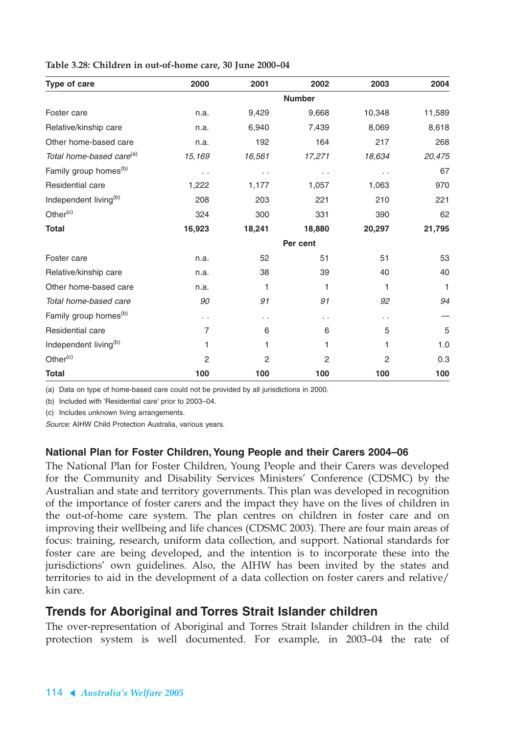**Table 3.28: Children in out-of-home care, 30 June 2000–04**

| Type of care | 2000 | 2001 | 2002 | 2003 | 2004 |
|---|---|---|---|---|---|
| | | | **Number** | | |
| Foster care | n.a. | 9,429 | 9,668 | 10,348 | 11,589 |
| Relative/kinship care | n.a. | 6,940 | 7,439 | 8,069 | 8,618 |
| Other home-based care | n.a. | 192 | 164 | 217 | 268 |
| *Total home-based care*[(a)] | *15,169* | *16,561* | *17,271* | *18,634* | *20,475* |
| Family group homes[(b)] | . . | . . | . . | . . | 67 |
| Residential care | 1,222 | 1,177 | 1,057 | 1,063 | 970 |
| Independent living[(b)] | 208 | 203 | 221 | 210 | 221 |
| Other[(c)] | 324 | 300 | 331 | 390 | 62 |
| **Total** | **16,923** | **18,241** | **18,880** | **20,297** | **21,795** |
| | | | **Per cent** | | |
| Foster care | n.a. | 52 | 51 | 51 | 53 |
| Relative/kinship care | n.a. | 38 | 39 | 40 | 40 |
| Other home-based care | n.a. | 1 | 1 | 1 | 1 |
| *Total home-based care* | *90* | *91* | *91* | *92* | *94* |
| Family group homes[(b)] | . . | . . | . . | . . | — |
| Residential care | 7 | 6 | 6 | 5 | 5 |
| Independent living[(b)] | 1 | 1 | 1 | 1 | 1.0 |
| Other[(c)] | 2 | 2 | 2 | 2 | 0.3 |
| **Total** | **100** | **100** | **100** | **100** | **100** |

(a) Data on type of home-based care could not be provided by all jurisdictions in 2000.

(b) Included with 'Residential care' prior to 2003–04.

(c) Includes unknown living arrangements.

*Source:* AIHW Child Protection Australia, various years.

### National Plan for Foster Children, Young People and their Carers 2004–06

The National Plan for Foster Children, Young People and their Carers was developed for the Community and Disability Services Ministers' Conference (CDSMC) by the Australian and state and territory governments. This plan was developed in recognition of the importance of foster carers and the impact they have on the lives of children in the out-of-home care system. The plan centres on children in foster care and on improving their wellbeing and life chances (CDSMC 2003). There are four main areas of focus: training, research, uniform data collection, and support. National standards for foster care are being developed, and the intention is to incorporate these into the jurisdictions' own guidelines. Also, the AIHW has been invited by the states and territories to aid in the development of a data collection on foster carers and relative/kin care.

## Trends for Aboriginal and Torres Strait Islander children

The over-representation of Aboriginal and Torres Strait Islander children in the child protection system is well documented. For example, in 2003–04 the rate of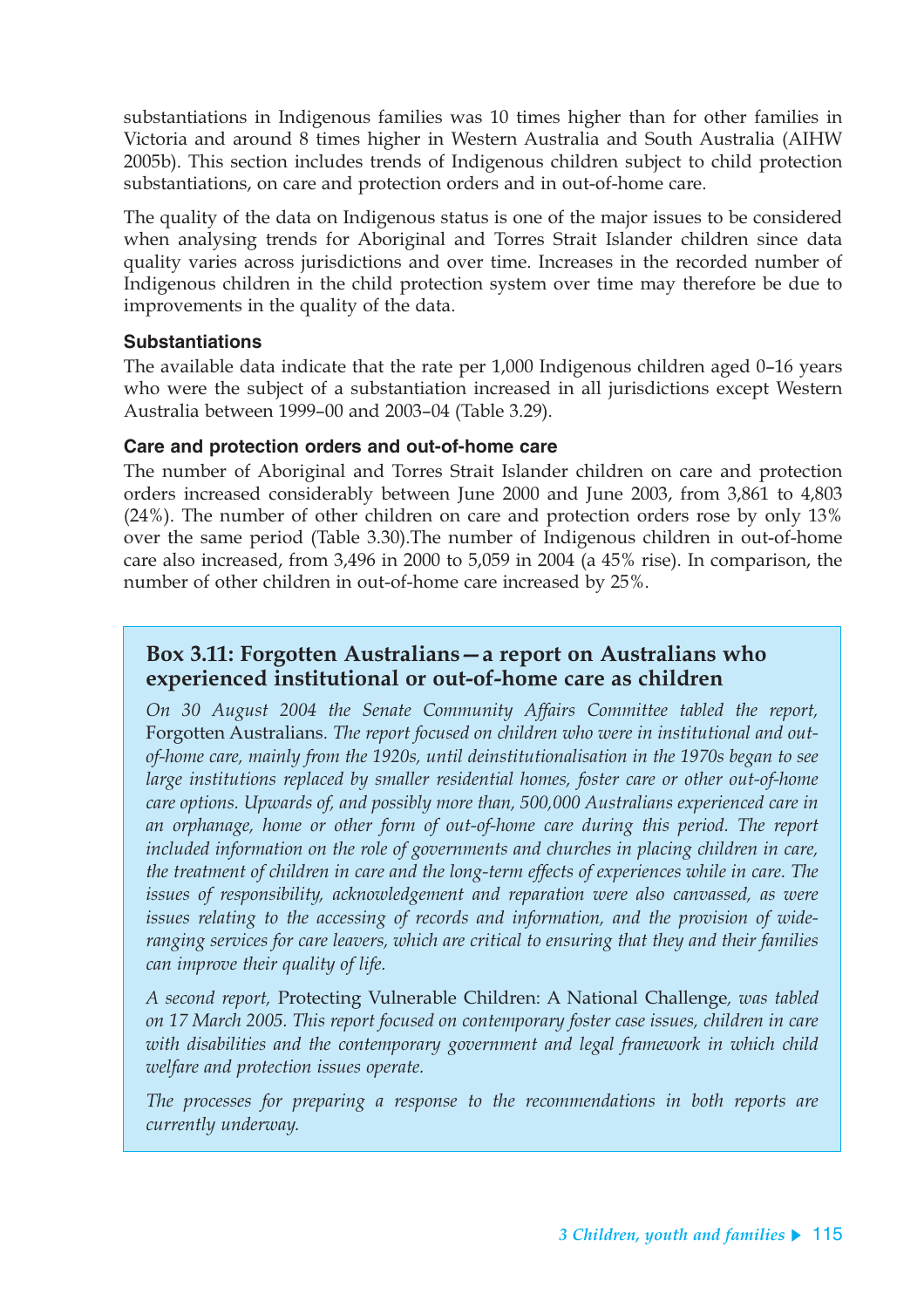substantiations in Indigenous families was 10 times higher than for other families in Victoria and around 8 times higher in Western Australia and South Australia (AIHW 2005b). This section includes trends of Indigenous children subject to child protection substantiations, on care and protection orders and in out-of-home care.

The quality of the data on Indigenous status is one of the major issues to be considered when analysing trends for Aboriginal and Torres Strait Islander children since data quality varies across jurisdictions and over time. Increases in the recorded number of Indigenous children in the child protection system over time may therefore be due to improvements in the quality of the data.

#### Substantiations

The available data indicate that the rate per 1,000 Indigenous children aged 0–16 years who were the subject of a substantiation increased in all jurisdictions except Western Australia between 1999–00 and 2003–04 (Table 3.29).

#### Care and protection orders and out-of-home care

The number of Aboriginal and Torres Strait Islander children on care and protection orders increased considerably between June 2000 and June 2003, from 3,861 to 4,803 (24%). The number of other children on care and protection orders rose by only 13% over the same period (Table 3.30).The number of Indigenous children in out-of-home care also increased, from 3,496 in 2000 to 5,059 in 2004 (a 45% rise). In comparison, the number of other children in out-of-home care increased by 25%.

### Box 3.11: Forgotten Australians—a report on Australians who experienced institutional or out-of-home care as children

*On 30 August 2004 the Senate Community Affairs Committee tabled the report,* Forgotten Australians*. The report focused on children who were in institutional and out-of-home care, mainly from the 1920s, until deinstitutionalisation in the 1970s began to see large institutions replaced by smaller residential homes, foster care or other out-of-home care options. Upwards of, and possibly more than, 500,000 Australians experienced care in an orphanage, home or other form of out-of-home care during this period. The report included information on the role of governments and churches in placing children in care, the treatment of children in care and the long-term effects of experiences while in care. The issues of responsibility, acknowledgement and reparation were also canvassed, as were issues relating to the accessing of records and information, and the provision of wide-ranging services for care leavers, which are critical to ensuring that they and their families can improve their quality of life.*

*A second report,* Protecting Vulnerable Children: A National Challenge*, was tabled on 17 March 2005. This report focused on contemporary foster case issues, children in care with disabilities and the contemporary government and legal framework in which child welfare and protection issues operate.*

*The processes for preparing a response to the recommendations in both reports are currently underway.*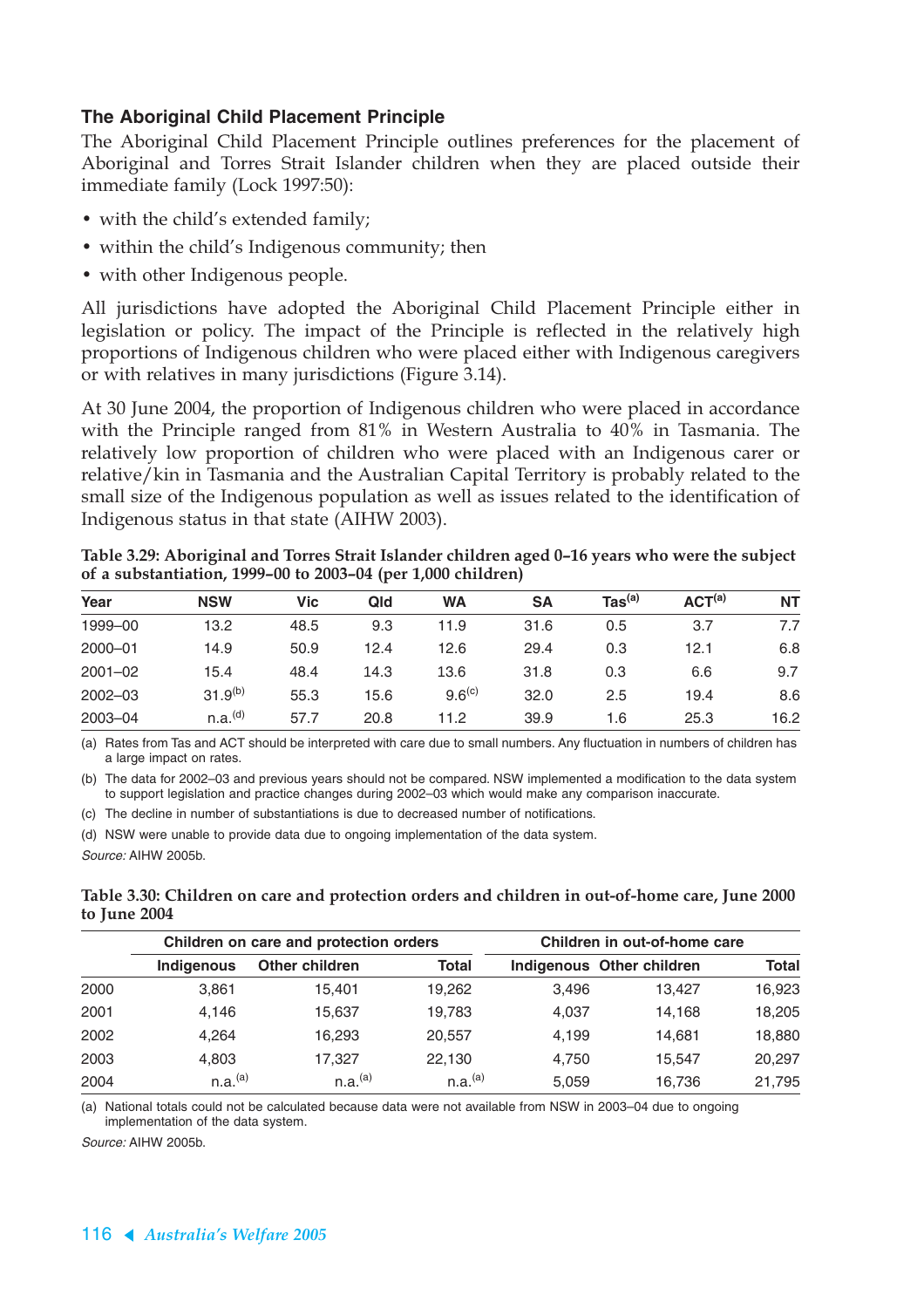### The Aboriginal Child Placement Principle

The Aboriginal Child Placement Principle outlines preferences for the placement of Aboriginal and Torres Strait Islander children when they are placed outside their immediate family (Lock 1997:50):

- with the child's extended family;
- within the child's Indigenous community; then
- with other Indigenous people.

All jurisdictions have adopted the Aboriginal Child Placement Principle either in legislation or policy. The impact of the Principle is reflected in the relatively high proportions of Indigenous children who were placed either with Indigenous caregivers or with relatives in many jurisdictions (Figure 3.14).

At 30 June 2004, the proportion of Indigenous children who were placed in accordance with the Principle ranged from 81% in Western Australia to 40% in Tasmania. The relatively low proportion of children who were placed with an Indigenous carer or relative/kin in Tasmania and the Australian Capital Territory is probably related to the small size of the Indigenous population as well as issues related to the identification of Indigenous status in that state (AIHW 2003).

**Table 3.29: Aboriginal and Torres Strait Islander children aged 0–16 years who were the subject of a substantiation, 1999–00 to 2003–04 (per 1,000 children)**

| Year | NSW | Vic | Qld | WA | SA | Tas[(a)] | ACT[(a)] | NT |
|---|---|---|---|---|---|---|---|---|
| 1999–00 | 13.2 | 48.5 | 9.3 | 11.9 | 31.6 | 0.5 | 3.7 | 7.7 |
| 2000–01 | 14.9 | 50.9 | 12.4 | 12.6 | 29.4 | 0.3 | 12.1 | 6.8 |
| 2001–02 | 15.4 | 48.4 | 14.3 | 13.6 | 31.8 | 0.3 | 6.6 | 9.7 |
| 2002–03 | 31.9[(b)] | 55.3 | 15.6 | 9.6[(c)] | 32.0 | 2.5 | 19.4 | 8.6 |
| 2003–04 | n.a.[(d)] | 57.7 | 20.8 | 11.2 | 39.9 | 1.6 | 25.3 | 16.2 |

(a) Rates from Tas and ACT should be interpreted with care due to small numbers. Any fluctuation in numbers of children has a large impact on rates.

(b) The data for 2002–03 and previous years should not be compared. NSW implemented a modification to the data system to support legislation and practice changes during 2002–03 which would make any comparison inaccurate.

(c) The decline in number of substantiations is due to decreased number of notifications.

(d) NSW were unable to provide data due to ongoing implementation of the data system.

*Source:* AIHW 2005b.

**Table 3.30: Children on care and protection orders and children in out-of-home care, June 2000 to June 2004**

| | Children on care and protection orders | | | Children in out-of-home care | | |
|---|---|---|---|---|---|---|
| | Indigenous | Other children | Total | Indigenous | Other children | Total |
| 2000 | 3,861 | 15,401 | 19,262 | 3,496 | 13,427 | 16,923 |
| 2001 | 4,146 | 15,637 | 19,783 | 4,037 | 14,168 | 18,205 |
| 2002 | 4,264 | 16,293 | 20,557 | 4,199 | 14,681 | 18,880 |
| 2003 | 4,803 | 17,327 | 22,130 | 4,750 | 15,547 | 20,297 |
| 2004 | n.a.[(a)] | n.a.[(a)] | n.a.[(a)] | 5,059 | 16,736 | 21,795 |

(a) National totals could not be calculated because data were not available from NSW in 2003–04 due to ongoing implementation of the data system.

*Source:* AIHW 2005b.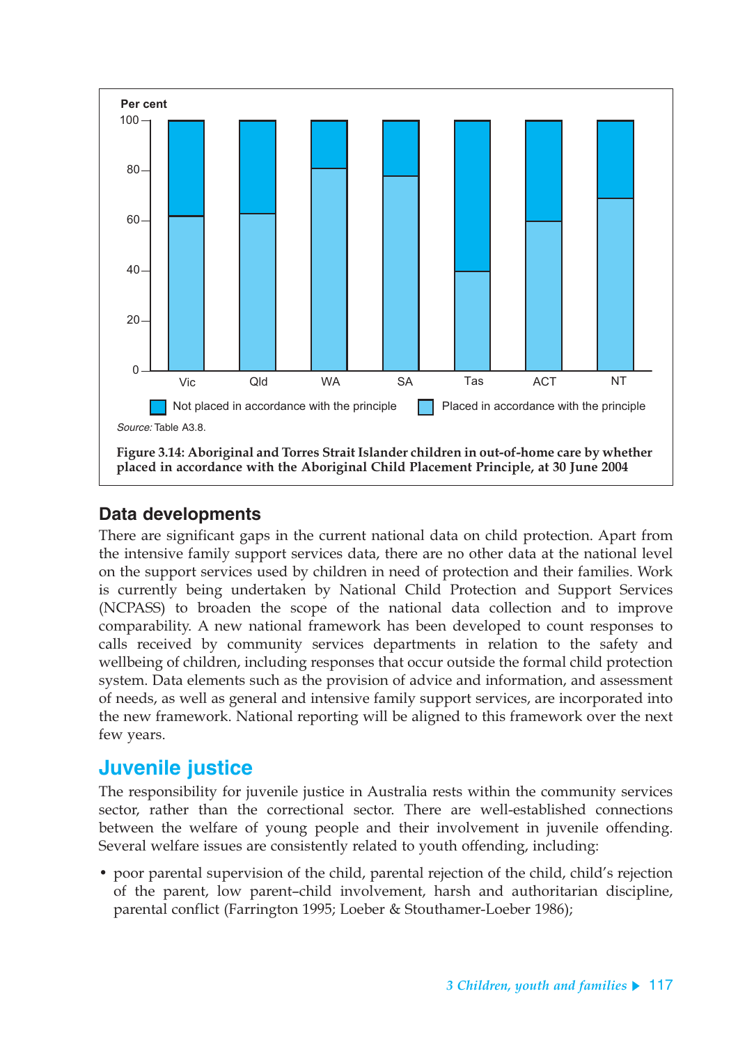Per cent

| | Vic | Qld | WA | SA | Tas | ACT | NT |
|---|---|---|---|---|---|---|---|
| Placed in accordance with the principle | 62 | 63 | 81 | 78 | 40 | 60 | 69 |
| Not placed in accordance with the principle | 38 | 37 | 19 | 22 | 60 | 40 | 31 |

*Source:* Table A3.8.

**Figure 3.14: Aboriginal and Torres Strait Islander children in out-of-home care by whether placed in accordance with the Aboriginal Child Placement Principle, at 30 June 2004**

### Data developments

There are significant gaps in the current national data on child protection. Apart from the intensive family support services data, there are no other data at the national level on the support services used by children in need of protection and their families. Work is currently being undertaken by National Child Protection and Support Services (NCPASS) to broaden the scope of the national data collection and to improve comparability. A new national framework has been developed to count responses to calls received by community services departments in relation to the safety and wellbeing of children, including responses that occur outside the formal child protection system. Data elements such as the provision of advice and information, and assessment of needs, as well as general and intensive family support services, are incorporated into the new framework. National reporting will be aligned to this framework over the next few years.

## Juvenile justice

The responsibility for juvenile justice in Australia rests within the community services sector, rather than the correctional sector. There are well-established connections between the welfare of young people and their involvement in juvenile offending. Several welfare issues are consistently related to youth offending, including:

- poor parental supervision of the child, parental rejection of the child, child's rejection of the parent, low parent–child involvement, harsh and authoritarian discipline, parental conflict (Farrington 1995; Loeber & Stouthamer-Loeber 1986);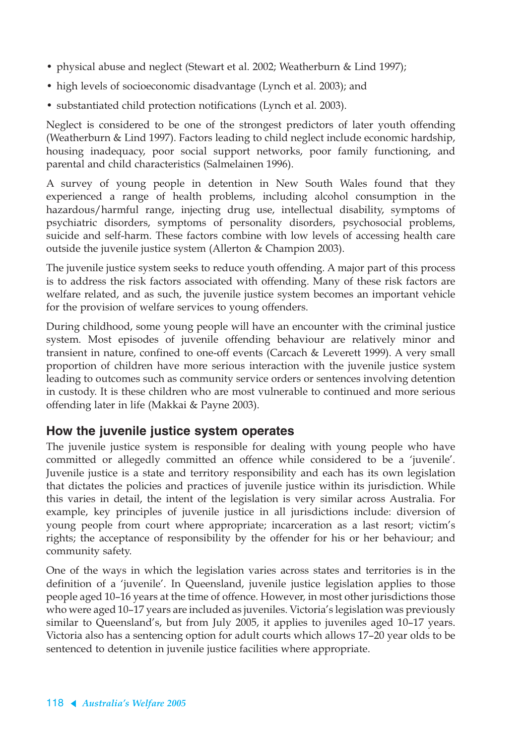- physical abuse and neglect (Stewart et al. 2002; Weatherburn & Lind 1997);
- high levels of socioeconomic disadvantage (Lynch et al. 2003); and
- substantiated child protection notifications (Lynch et al. 2003).

Neglect is considered to be one of the strongest predictors of later youth offending (Weatherburn & Lind 1997). Factors leading to child neglect include economic hardship, housing inadequacy, poor social support networks, poor family functioning, and parental and child characteristics (Salmelainen 1996).

A survey of young people in detention in New South Wales found that they experienced a range of health problems, including alcohol consumption in the hazardous/harmful range, injecting drug use, intellectual disability, symptoms of psychiatric disorders, symptoms of personality disorders, psychosocial problems, suicide and self-harm. These factors combine with low levels of accessing health care outside the juvenile justice system (Allerton & Champion 2003).

The juvenile justice system seeks to reduce youth offending. A major part of this process is to address the risk factors associated with offending. Many of these risk factors are welfare related, and as such, the juvenile justice system becomes an important vehicle for the provision of welfare services to young offenders.

During childhood, some young people will have an encounter with the criminal justice system. Most episodes of juvenile offending behaviour are relatively minor and transient in nature, confined to one-off events (Carcach & Leverett 1999). A very small proportion of children have more serious interaction with the juvenile justice system leading to outcomes such as community service orders or sentences involving detention in custody. It is these children who are most vulnerable to continued and more serious offending later in life (Makkai & Payne 2003).

## How the juvenile justice system operates

The juvenile justice system is responsible for dealing with young people who have committed or allegedly committed an offence while considered to be a 'juvenile'. Juvenile justice is a state and territory responsibility and each has its own legislation that dictates the policies and practices of juvenile justice within its jurisdiction. While this varies in detail, the intent of the legislation is very similar across Australia. For example, key principles of juvenile justice in all jurisdictions include: diversion of young people from court where appropriate; incarceration as a last resort; victim's rights; the acceptance of responsibility by the offender for his or her behaviour; and community safety.

One of the ways in which the legislation varies across states and territories is in the definition of a 'juvenile'. In Queensland, juvenile justice legislation applies to those people aged 10–16 years at the time of offence. However, in most other jurisdictions those who were aged 10–17 years are included as juveniles. Victoria's legislation was previously similar to Queensland's, but from July 2005, it applies to juveniles aged 10–17 years. Victoria also has a sentencing option for adult courts which allows 17–20 year olds to be sentenced to detention in juvenile justice facilities where appropriate.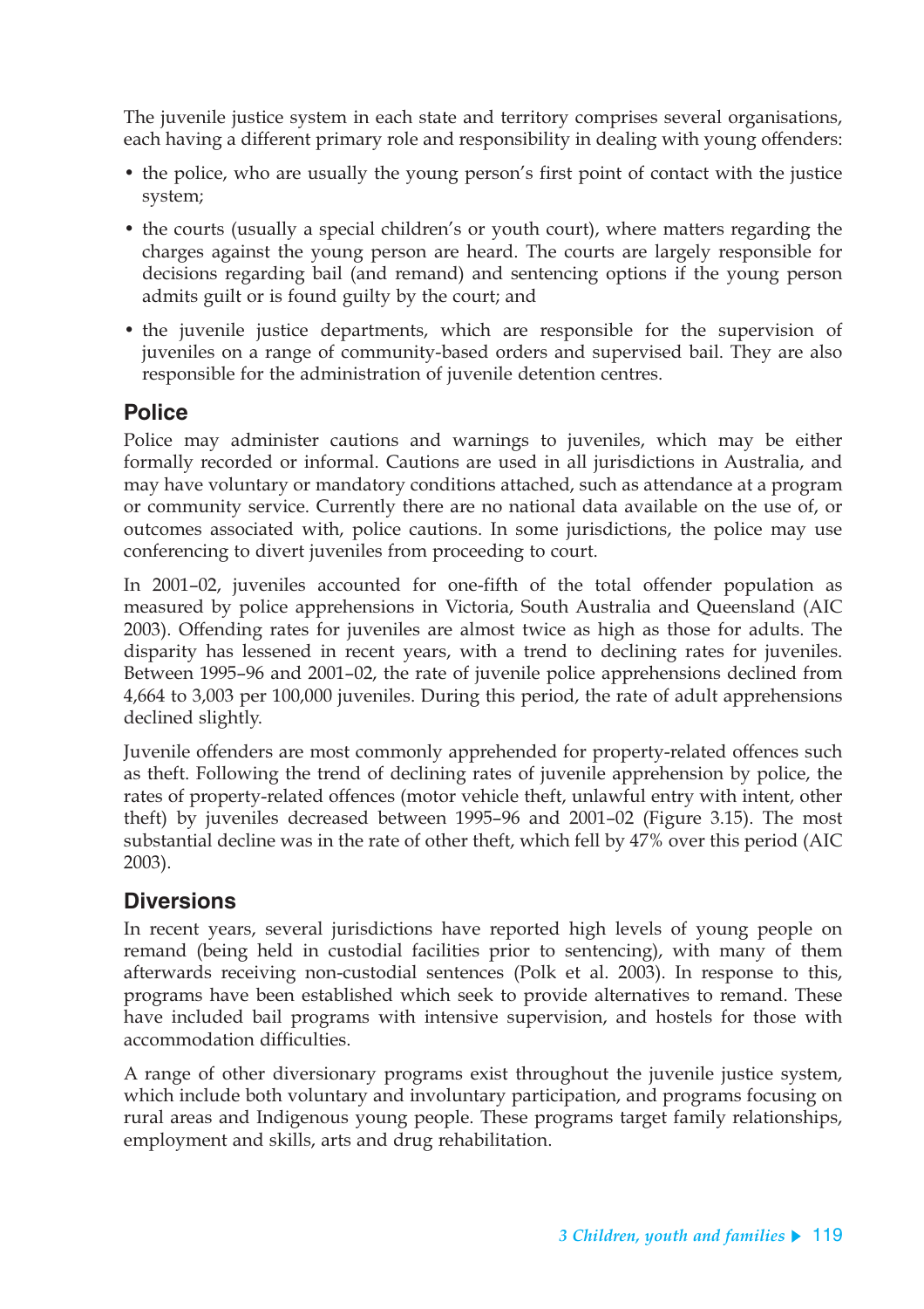The juvenile justice system in each state and territory comprises several organisations, each having a different primary role and responsibility in dealing with young offenders:

- the police, who are usually the young person's first point of contact with the justice system;
- the courts (usually a special children's or youth court), where matters regarding the charges against the young person are heard. The courts are largely responsible for decisions regarding bail (and remand) and sentencing options if the young person admits guilt or is found guilty by the court; and
- the juvenile justice departments, which are responsible for the supervision of juveniles on a range of community-based orders and supervised bail. They are also responsible for the administration of juvenile detention centres.

## Police

Police may administer cautions and warnings to juveniles, which may be either formally recorded or informal. Cautions are used in all jurisdictions in Australia, and may have voluntary or mandatory conditions attached, such as attendance at a program or community service. Currently there are no national data available on the use of, or outcomes associated with, police cautions. In some jurisdictions, the police may use conferencing to divert juveniles from proceeding to court.

In 2001–02, juveniles accounted for one-fifth of the total offender population as measured by police apprehensions in Victoria, South Australia and Queensland (AIC 2003). Offending rates for juveniles are almost twice as high as those for adults. The disparity has lessened in recent years, with a trend to declining rates for juveniles. Between 1995–96 and 2001–02, the rate of juvenile police apprehensions declined from 4,664 to 3,003 per 100,000 juveniles. During this period, the rate of adult apprehensions declined slightly.

Juvenile offenders are most commonly apprehended for property-related offences such as theft. Following the trend of declining rates of juvenile apprehension by police, the rates of property-related offences (motor vehicle theft, unlawful entry with intent, other theft) by juveniles decreased between 1995–96 and 2001–02 (Figure 3.15). The most substantial decline was in the rate of other theft, which fell by 47% over this period (AIC 2003).

## Diversions

In recent years, several jurisdictions have reported high levels of young people on remand (being held in custodial facilities prior to sentencing), with many of them afterwards receiving non-custodial sentences (Polk et al. 2003). In response to this, programs have been established which seek to provide alternatives to remand. These have included bail programs with intensive supervision, and hostels for those with accommodation difficulties.

A range of other diversionary programs exist throughout the juvenile justice system, which include both voluntary and involuntary participation, and programs focusing on rural areas and Indigenous young people. These programs target family relationships, employment and skills, arts and drug rehabilitation.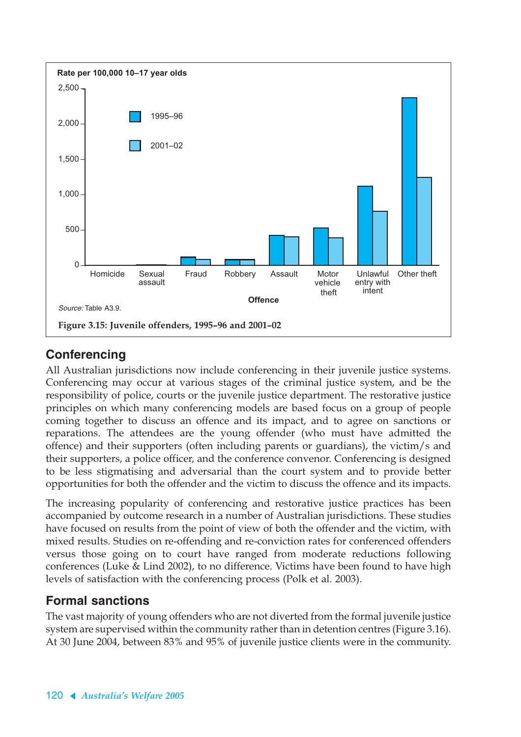Rate per 100,000 10–17 year olds

Source: Table A3.9.

**Figure 3.15: Juvenile offenders, 1995–96 and 2001–02**

## Conferencing

All Australian jurisdictions now include conferencing in their juvenile justice systems. Conferencing may occur at various stages of the criminal justice system, and be the responsibility of police, courts or the juvenile justice department. The restorative justice principles on which many conferencing models are based focus on a group of people coming together to discuss an offence and its impact, and to agree on sanctions or reparations. The attendees are the young offender (who must have admitted the offence) and their supporters (often including parents or guardians), the victim/s and their supporters, a police officer, and the conference convenor. Conferencing is designed to be less stigmatising and adversarial than the court system and to provide better opportunities for both the offender and the victim to discuss the offence and its impacts.

The increasing popularity of conferencing and restorative justice practices has been accompanied by outcome research in a number of Australian jurisdictions. These studies have focused on results from the point of view of both the offender and the victim, with mixed results. Studies on re-offending and re-conviction rates for conferenced offenders versus those going on to court have ranged from moderate reductions following conferences (Luke & Lind 2002), to no difference. Victims have been found to have high levels of satisfaction with the conferencing process (Polk et al. 2003).

## Formal sanctions

The vast majority of young offenders who are not diverted from the formal juvenile justice system are supervised within the community rather than in detention centres (Figure 3.16). At 30 June 2004, between 83% and 95% of juvenile justice clients were in the community.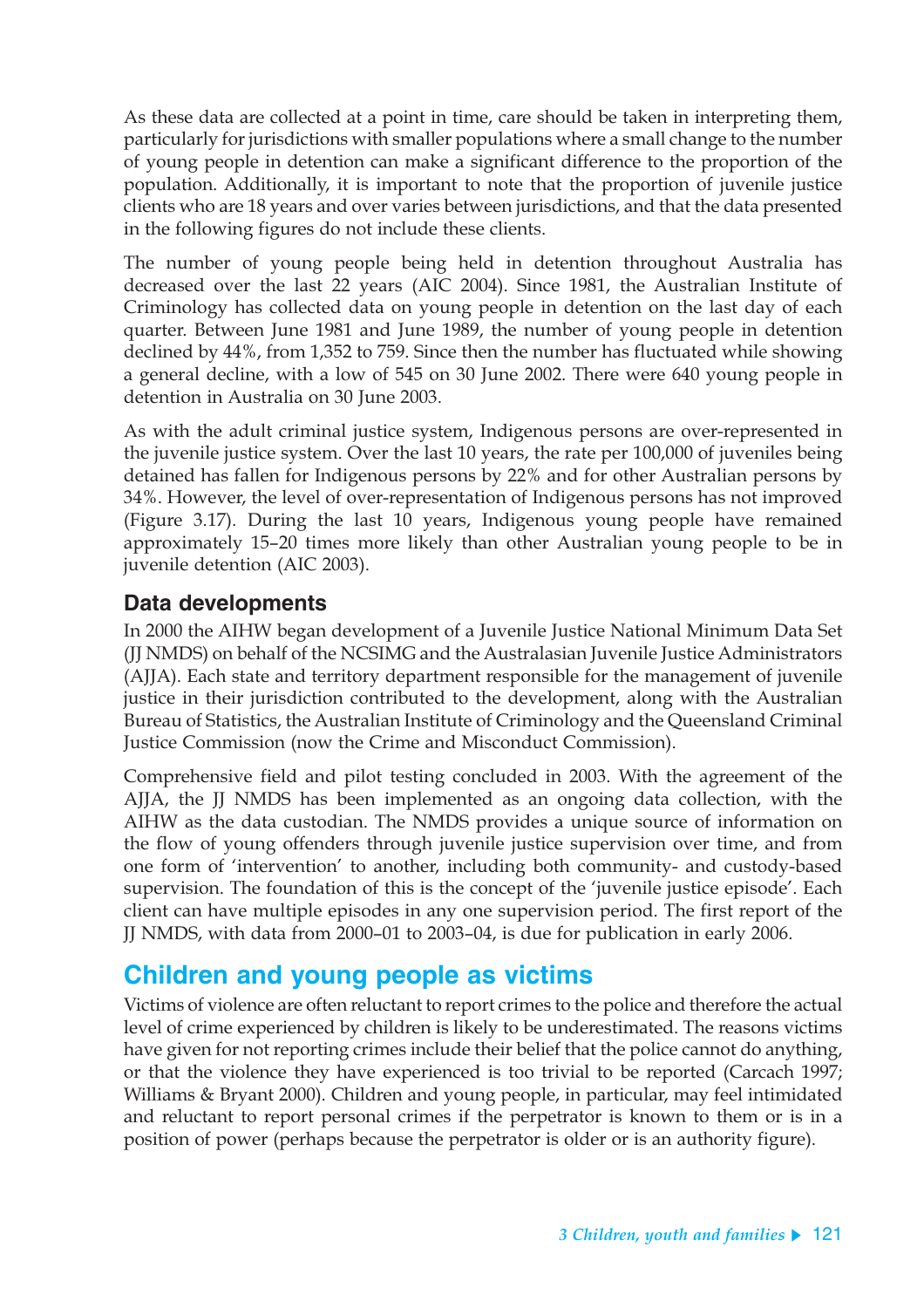As these data are collected at a point in time, care should be taken in interpreting them, particularly for jurisdictions with smaller populations where a small change to the number of young people in detention can make a significant difference to the proportion of the population. Additionally, it is important to note that the proportion of juvenile justice clients who are 18 years and over varies between jurisdictions, and that the data presented in the following figures do not include these clients.

The number of young people being held in detention throughout Australia has decreased over the last 22 years (AIC 2004). Since 1981, the Australian Institute of Criminology has collected data on young people in detention on the last day of each quarter. Between June 1981 and June 1989, the number of young people in detention declined by 44%, from 1,352 to 759. Since then the number has fluctuated while showing a general decline, with a low of 545 on 30 June 2002. There were 640 young people in detention in Australia on 30 June 2003.

As with the adult criminal justice system, Indigenous persons are over-represented in the juvenile justice system. Over the last 10 years, the rate per 100,000 of juveniles being detained has fallen for Indigenous persons by 22% and for other Australian persons by 34%. However, the level of over-representation of Indigenous persons has not improved (Figure 3.17). During the last 10 years, Indigenous young people have remained approximately 15–20 times more likely than other Australian young people to be in juvenile detention (AIC 2003).

### Data developments

In 2000 the AIHW began development of a Juvenile Justice National Minimum Data Set (JJ NMDS) on behalf of the NCSIMG and the Australasian Juvenile Justice Administrators (AJJA). Each state and territory department responsible for the management of juvenile justice in their jurisdiction contributed to the development, along with the Australian Bureau of Statistics, the Australian Institute of Criminology and the Queensland Criminal Justice Commission (now the Crime and Misconduct Commission).

Comprehensive field and pilot testing concluded in 2003. With the agreement of the AJJA, the JJ NMDS has been implemented as an ongoing data collection, with the AIHW as the data custodian. The NMDS provides a unique source of information on the flow of young offenders through juvenile justice supervision over time, and from one form of 'intervention' to another, including both community- and custody-based supervision. The foundation of this is the concept of the 'juvenile justice episode'. Each client can have multiple episodes in any one supervision period. The first report of the JJ NMDS, with data from 2000–01 to 2003–04, is due for publication in early 2006.

## Children and young people as victims

Victims of violence are often reluctant to report crimes to the police and therefore the actual level of crime experienced by children is likely to be underestimated. The reasons victims have given for not reporting crimes include their belief that the police cannot do anything, or that the violence they have experienced is too trivial to be reported (Carcach 1997; Williams & Bryant 2000). Children and young people, in particular, may feel intimidated and reluctant to report personal crimes if the perpetrator is known to them or is in a position of power (perhaps because the perpetrator is older or is an authority figure).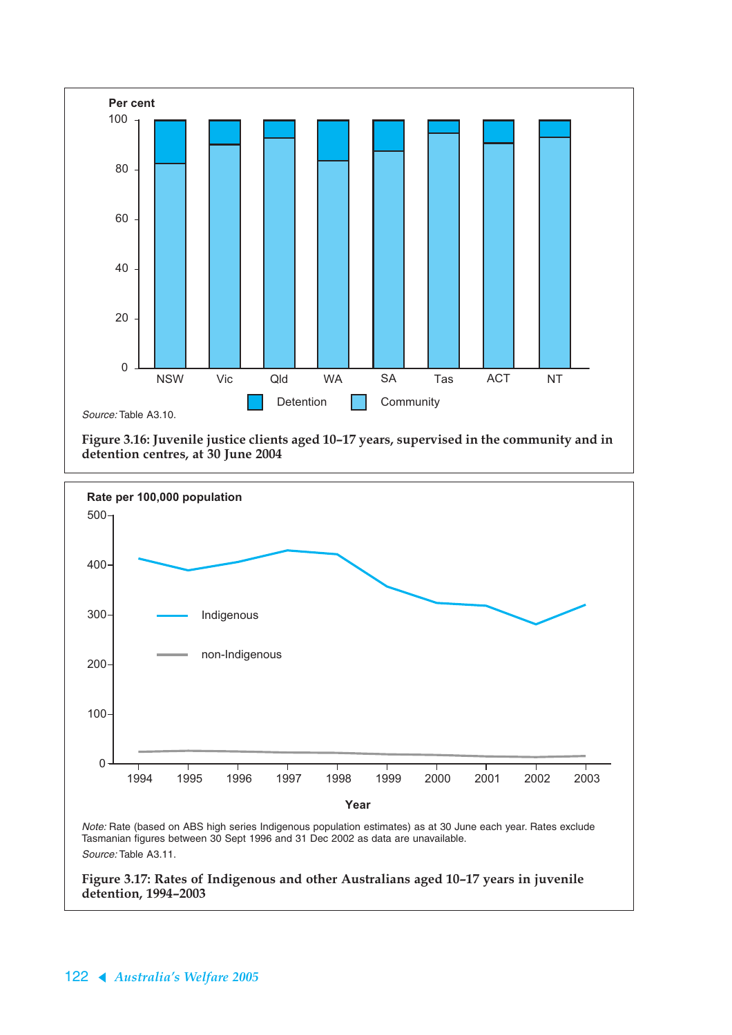Source: Table A3.10.

**Figure 3.16: Juvenile justice clients aged 10–17 years, supervised in the community and in detention centres, at 30 June 2004**

Note: Rate (based on ABS high series Indigenous population estimates) as at 30 June each year. Rates exclude Tasmanian figures between 30 Sept 1996 and 31 Dec 2002 as data are unavailable.

Source: Table A3.11.

**Figure 3.17: Rates of Indigenous and other Australians aged 10–17 years in juvenile detention, 1994–2003**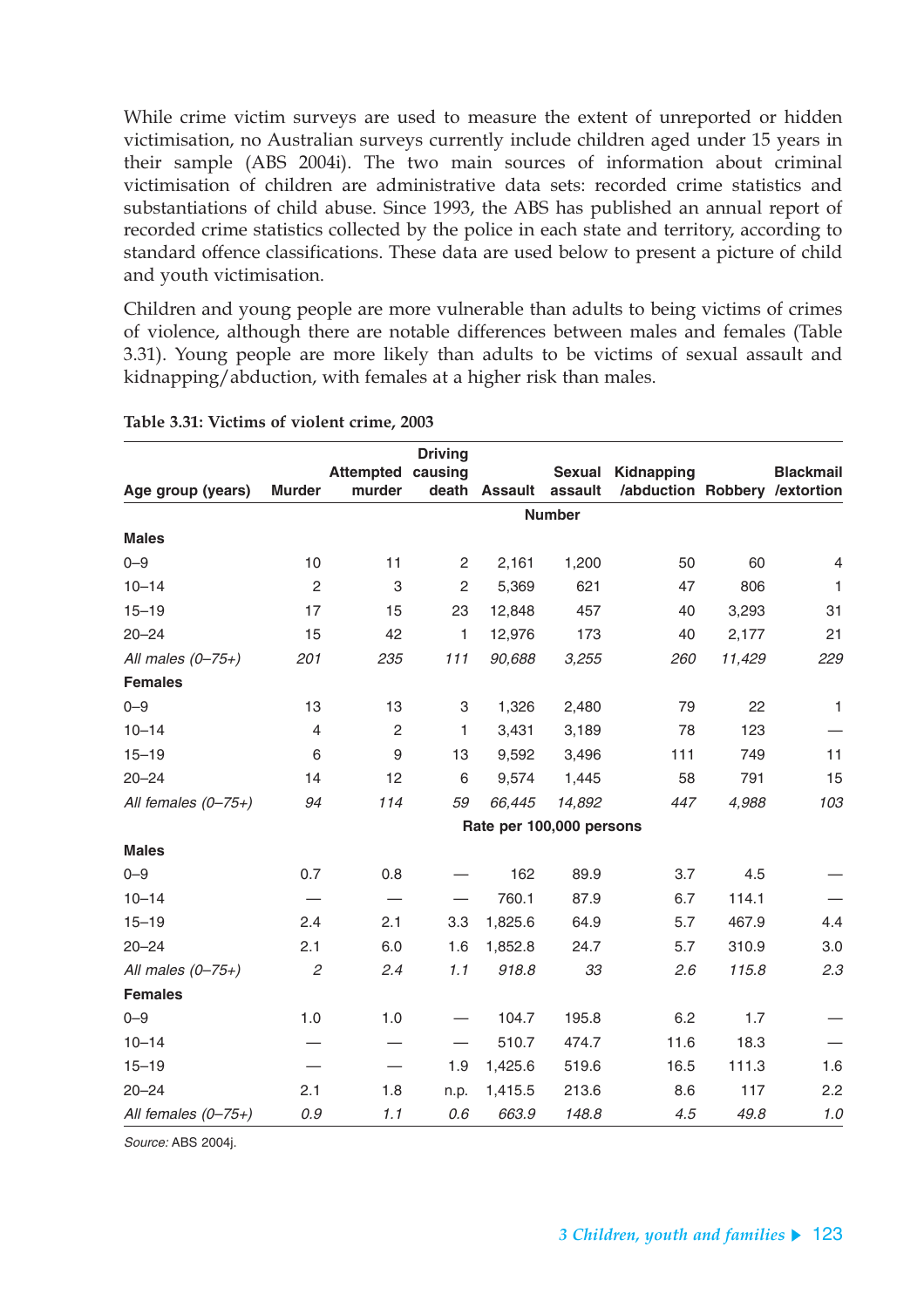While crime victim surveys are used to measure the extent of unreported or hidden victimisation, no Australian surveys currently include children aged under 15 years in their sample (ABS 2004i). The two main sources of information about criminal victimisation of children are administrative data sets: recorded crime statistics and substantiations of child abuse. Since 1993, the ABS has published an annual report of recorded crime statistics collected by the police in each state and territory, according to standard offence classifications. These data are used below to present a picture of child and youth victimisation.

Children and young people are more vulnerable than adults to being victims of crimes of violence, although there are notable differences between males and females (Table 3.31). Young people are more likely than adults to be victims of sexual assault and kidnapping/abduction, with females at a higher risk than males.

**Table 3.31: Victims of violent crime, 2003**

| Age group (years) | Murder | Attempted murder | Driving causing death | Assault | Sexual assault | Kidnapping /abduction | Robbery | Blackmail /extortion |
|---|---|---|---|---|---|---|---|---|
| | | | | | **Number** | | | |
| **Males** | | | | | | | | |
| 0–9 | 10 | 11 | 2 | 2,161 | 1,200 | 50 | 60 | 4 |
| 10–14 | 2 | 3 | 2 | 5,369 | 621 | 47 | 806 | 1 |
| 15–19 | 17 | 15 | 23 | 12,848 | 457 | 40 | 3,293 | 31 |
| 20–24 | 15 | 42 | 1 | 12,976 | 173 | 40 | 2,177 | 21 |
| *All males (0–75+)* | *201* | *235* | *111* | *90,688* | *3,255* | *260* | *11,429* | *229* |
| **Females** | | | | | | | | |
| 0–9 | 13 | 13 | 3 | 1,326 | 2,480 | 79 | 22 | 1 |
| 10–14 | 4 | 2 | 1 | 3,431 | 3,189 | 78 | 123 | — |
| 15–19 | 6 | 9 | 13 | 9,592 | 3,496 | 111 | 749 | 11 |
| 20–24 | 14 | 12 | 6 | 9,574 | 1,445 | 58 | 791 | 15 |
| *All females (0–75+)* | *94* | *114* | *59* | *66,445* | *14,892* | *447* | *4,988* | *103* |
| | | | | | **Rate per 100,000 persons** | | | |
| **Males** | | | | | | | | |
| 0–9 | 0.7 | 0.8 | — | 162 | 89.9 | 3.7 | 4.5 | — |
| 10–14 | — | — | — | 760.1 | 87.9 | 6.7 | 114.1 | — |
| 15–19 | 2.4 | 2.1 | 3.3 | 1,825.6 | 64.9 | 5.7 | 467.9 | 4.4 |
| 20–24 | 2.1 | 6.0 | 1.6 | 1,852.8 | 24.7 | 5.7 | 310.9 | 3.0 |
| *All males (0–75+)* | *2* | *2.4* | *1.1* | *918.8* | *33* | *2.6* | *115.8* | *2.3* |
| **Females** | | | | | | | | |
| 0–9 | 1.0 | 1.0 | — | 104.7 | 195.8 | 6.2 | 1.7 | — |
| 10–14 | — | — | — | 510.7 | 474.7 | 11.6 | 18.3 | — |
| 15–19 | — | — | 1.9 | 1,425.6 | 519.6 | 16.5 | 111.3 | 1.6 |
| 20–24 | 2.1 | 1.8 | n.p. | 1,415.5 | 213.6 | 8.6 | 117 | 2.2 |
| *All females (0–75+)* | *0.9* | *1.1* | *0.6* | *663.9* | *148.8* | *4.5* | *49.8* | *1.0* |

*Source:* ABS 2004j.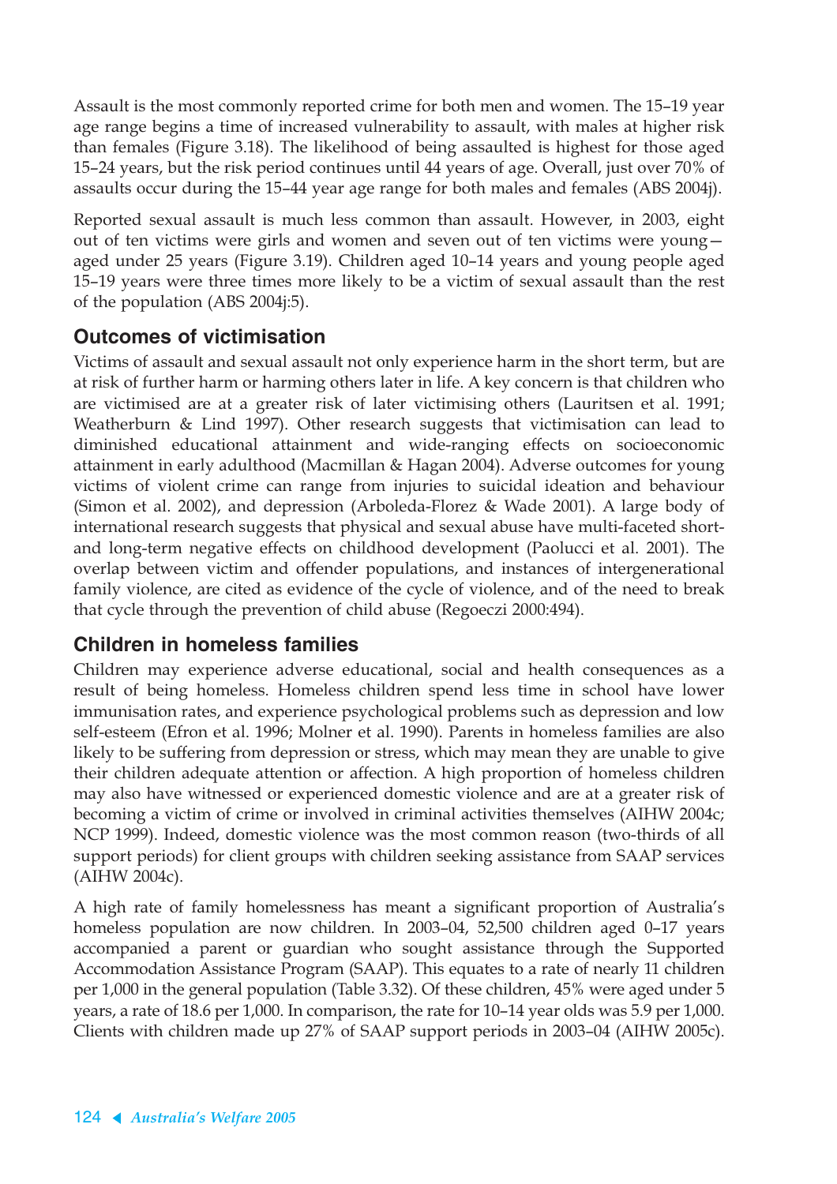Assault is the most commonly reported crime for both men and women. The 15–19 year age range begins a time of increased vulnerability to assault, with males at higher risk than females (Figure 3.18). The likelihood of being assaulted is highest for those aged 15–24 years, but the risk period continues until 44 years of age. Overall, just over 70% of assaults occur during the 15–44 year age range for both males and females (ABS 2004j).

Reported sexual assault is much less common than assault. However, in 2003, eight out of ten victims were girls and women and seven out of ten victims were young—aged under 25 years (Figure 3.19). Children aged 10–14 years and young people aged 15–19 years were three times more likely to be a victim of sexual assault than the rest of the population (ABS 2004j:5).

## Outcomes of victimisation

Victims of assault and sexual assault not only experience harm in the short term, but are at risk of further harm or harming others later in life. A key concern is that children who are victimised are at a greater risk of later victimising others (Lauritsen et al. 1991; Weatherburn & Lind 1997). Other research suggests that victimisation can lead to diminished educational attainment and wide-ranging effects on socioeconomic attainment in early adulthood (Macmillan & Hagan 2004). Adverse outcomes for young victims of violent crime can range from injuries to suicidal ideation and behaviour (Simon et al. 2002), and depression (Arboleda-Florez & Wade 2001). A large body of international research suggests that physical and sexual abuse have multi-faceted short- and long-term negative effects on childhood development (Paolucci et al. 2001). The overlap between victim and offender populations, and instances of intergenerational family violence, are cited as evidence of the cycle of violence, and of the need to break that cycle through the prevention of child abuse (Regoeczi 2000:494).

## Children in homeless families

Children may experience adverse educational, social and health consequences as a result of being homeless. Homeless children spend less time in school have lower immunisation rates, and experience psychological problems such as depression and low self-esteem (Efron et al. 1996; Molner et al. 1990). Parents in homeless families are also likely to be suffering from depression or stress, which may mean they are unable to give their children adequate attention or affection. A high proportion of homeless children may also have witnessed or experienced domestic violence and are at a greater risk of becoming a victim of crime or involved in criminal activities themselves (AIHW 2004c; NCP 1999). Indeed, domestic violence was the most common reason (two-thirds of all support periods) for client groups with children seeking assistance from SAAP services (AIHW 2004c).

A high rate of family homelessness has meant a significant proportion of Australia's homeless population are now children. In 2003–04, 52,500 children aged 0–17 years accompanied a parent or guardian who sought assistance through the Supported Accommodation Assistance Program (SAAP). This equates to a rate of nearly 11 children per 1,000 in the general population (Table 3.32). Of these children, 45% were aged under 5 years, a rate of 18.6 per 1,000. In comparison, the rate for 10–14 year olds was 5.9 per 1,000. Clients with children made up 27% of SAAP support periods in 2003–04 (AIHW 2005c).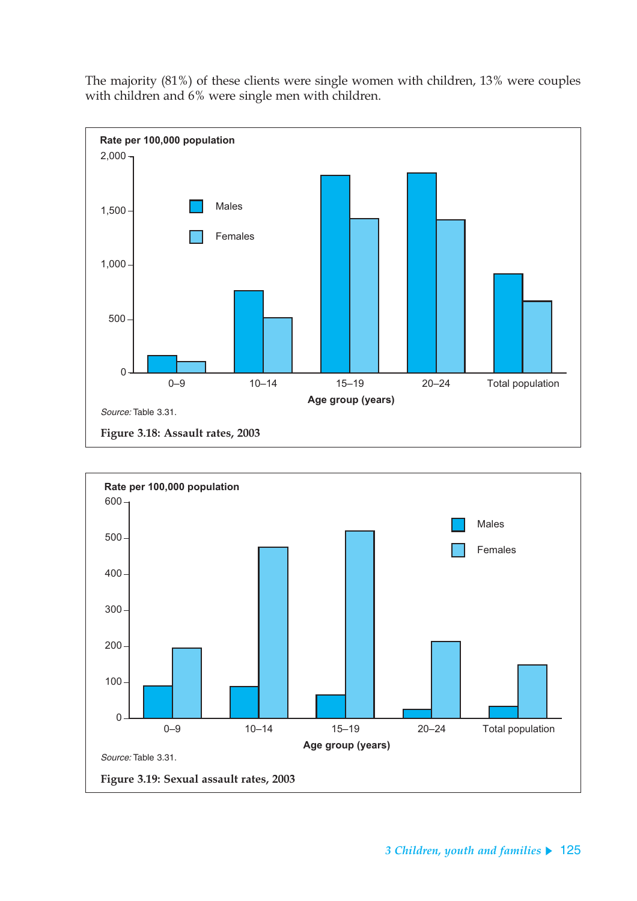The majority (81%) of these clients were single women with children, 13% were couples with children and 6% were single men with children.

Source: Table 3.31.

**Figure 3.18: Assault rates, 2003**

Source: Table 3.31.

**Figure 3.19: Sexual assault rates, 2003**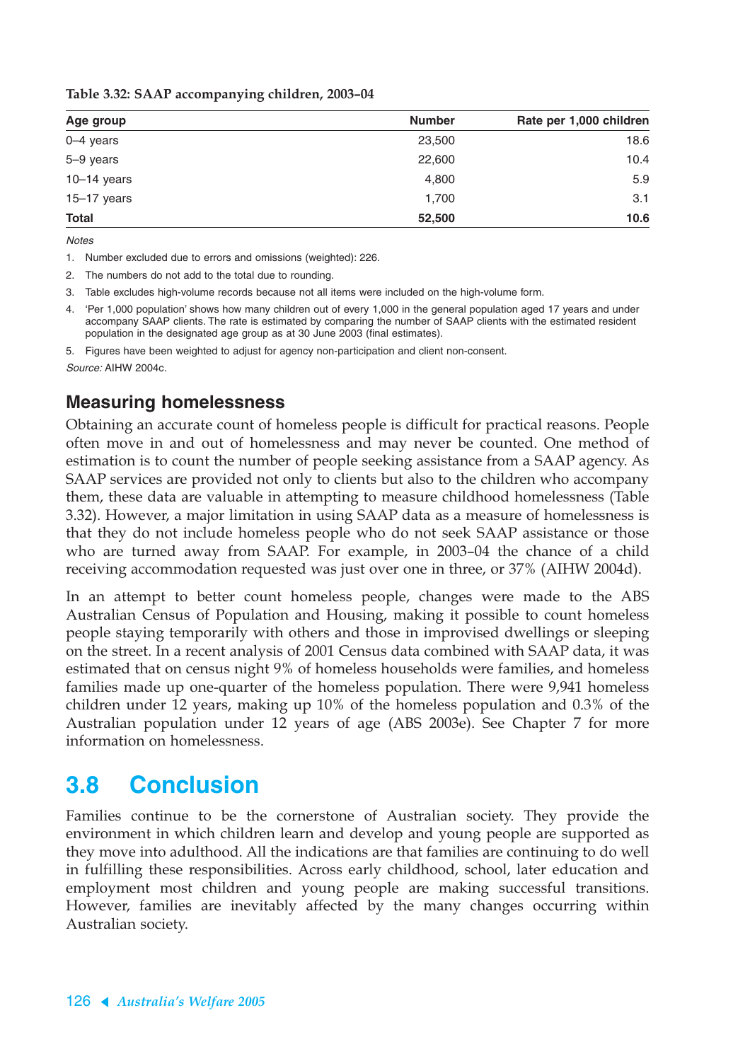**Table 3.32: SAAP accompanying children, 2003–04**

| Age group | Number | Rate per 1,000 children |
|---|---|---|
| 0–4 years | 23,500 | 18.6 |
| 5–9 years | 22,600 | 10.4 |
| 10–14 years | 4,800 | 5.9 |
| 15–17 years | 1,700 | 3.1 |
| **Total** | **52,500** | **10.6** |

*Notes*

1. Number excluded due to errors and omissions (weighted): 226.
2. The numbers do not add to the total due to rounding.
3. Table excludes high-volume records because not all items were included on the high-volume form.
4. 'Per 1,000 population' shows how many children out of every 1,000 in the general population aged 17 years and under accompany SAAP clients. The rate is estimated by comparing the number of SAAP clients with the estimated resident population in the designated age group as at 30 June 2003 (final estimates).
5. Figures have been weighted to adjust for agency non-participation and client non-consent.

*Source:* AIHW 2004c.

### Measuring homelessness

Obtaining an accurate count of homeless people is difficult for practical reasons. People often move in and out of homelessness and may never be counted. One method of estimation is to count the number of people seeking assistance from a SAAP agency. As SAAP services are provided not only to clients but also to the children who accompany them, these data are valuable in attempting to measure childhood homelessness (Table 3.32). However, a major limitation in using SAAP data as a measure of homelessness is that they do not include homeless people who do not seek SAAP assistance or those who are turned away from SAAP. For example, in 2003–04 the chance of a child receiving accommodation requested was just over one in three, or 37% (AIHW 2004d).

In an attempt to better count homeless people, changes were made to the ABS Australian Census of Population and Housing, making it possible to count homeless people staying temporarily with others and those in improvised dwellings or sleeping on the street. In a recent analysis of 2001 Census data combined with SAAP data, it was estimated that on census night 9% of homeless households were families, and homeless families made up one-quarter of the homeless population. There were 9,941 homeless children under 12 years, making up 10% of the homeless population and 0.3% of the Australian population under 12 years of age (ABS 2003e). See Chapter 7 for more information on homelessness.

## 3.8 Conclusion

Families continue to be the cornerstone of Australian society. They provide the environment in which children learn and develop and young people are supported as they move into adulthood. All the indications are that families are continuing to do well in fulfilling these responsibilities. Across early childhood, school, later education and employment most children and young people are making successful transitions. However, families are inevitably affected by the many changes occurring within Australian society.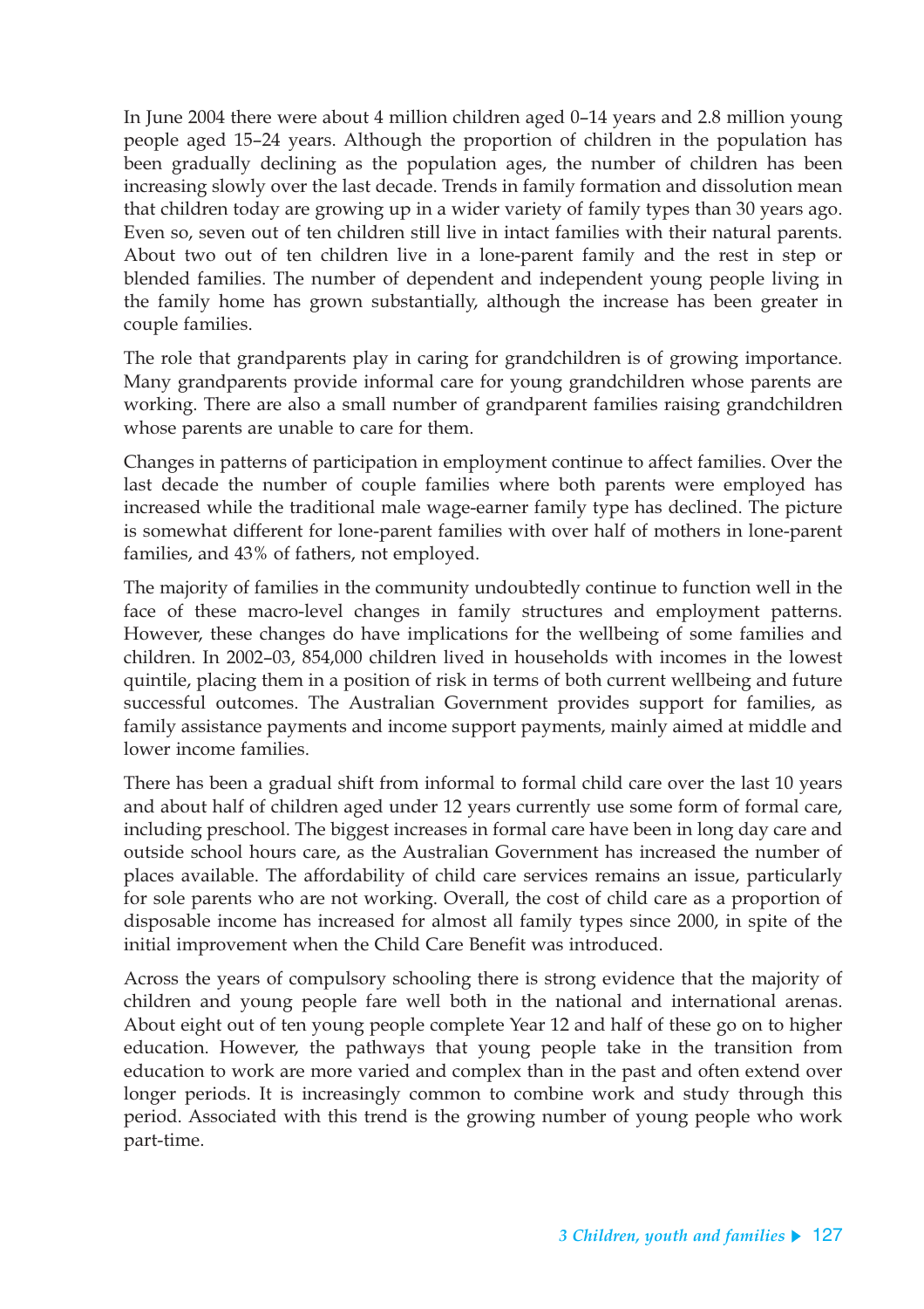In June 2004 there were about 4 million children aged 0–14 years and 2.8 million young people aged 15–24 years. Although the proportion of children in the population has been gradually declining as the population ages, the number of children has been increasing slowly over the last decade. Trends in family formation and dissolution mean that children today are growing up in a wider variety of family types than 30 years ago. Even so, seven out of ten children still live in intact families with their natural parents. About two out of ten children live in a lone-parent family and the rest in step or blended families. The number of dependent and independent young people living in the family home has grown substantially, although the increase has been greater in couple families.

The role that grandparents play in caring for grandchildren is of growing importance. Many grandparents provide informal care for young grandchildren whose parents are working. There are also a small number of grandparent families raising grandchildren whose parents are unable to care for them.

Changes in patterns of participation in employment continue to affect families. Over the last decade the number of couple families where both parents were employed has increased while the traditional male wage-earner family type has declined. The picture is somewhat different for lone-parent families with over half of mothers in lone-parent families, and 43% of fathers, not employed.

The majority of families in the community undoubtedly continue to function well in the face of these macro-level changes in family structures and employment patterns. However, these changes do have implications for the wellbeing of some families and children. In 2002–03, 854,000 children lived in households with incomes in the lowest quintile, placing them in a position of risk in terms of both current wellbeing and future successful outcomes. The Australian Government provides support for families, as family assistance payments and income support payments, mainly aimed at middle and lower income families.

There has been a gradual shift from informal to formal child care over the last 10 years and about half of children aged under 12 years currently use some form of formal care, including preschool. The biggest increases in formal care have been in long day care and outside school hours care, as the Australian Government has increased the number of places available. The affordability of child care services remains an issue, particularly for sole parents who are not working. Overall, the cost of child care as a proportion of disposable income has increased for almost all family types since 2000, in spite of the initial improvement when the Child Care Benefit was introduced.

Across the years of compulsory schooling there is strong evidence that the majority of children and young people fare well both in the national and international arenas. About eight out of ten young people complete Year 12 and half of these go on to higher education. However, the pathways that young people take in the transition from education to work are more varied and complex than in the past and often extend over longer periods. It is increasingly common to combine work and study through this period. Associated with this trend is the growing number of young people who work part-time.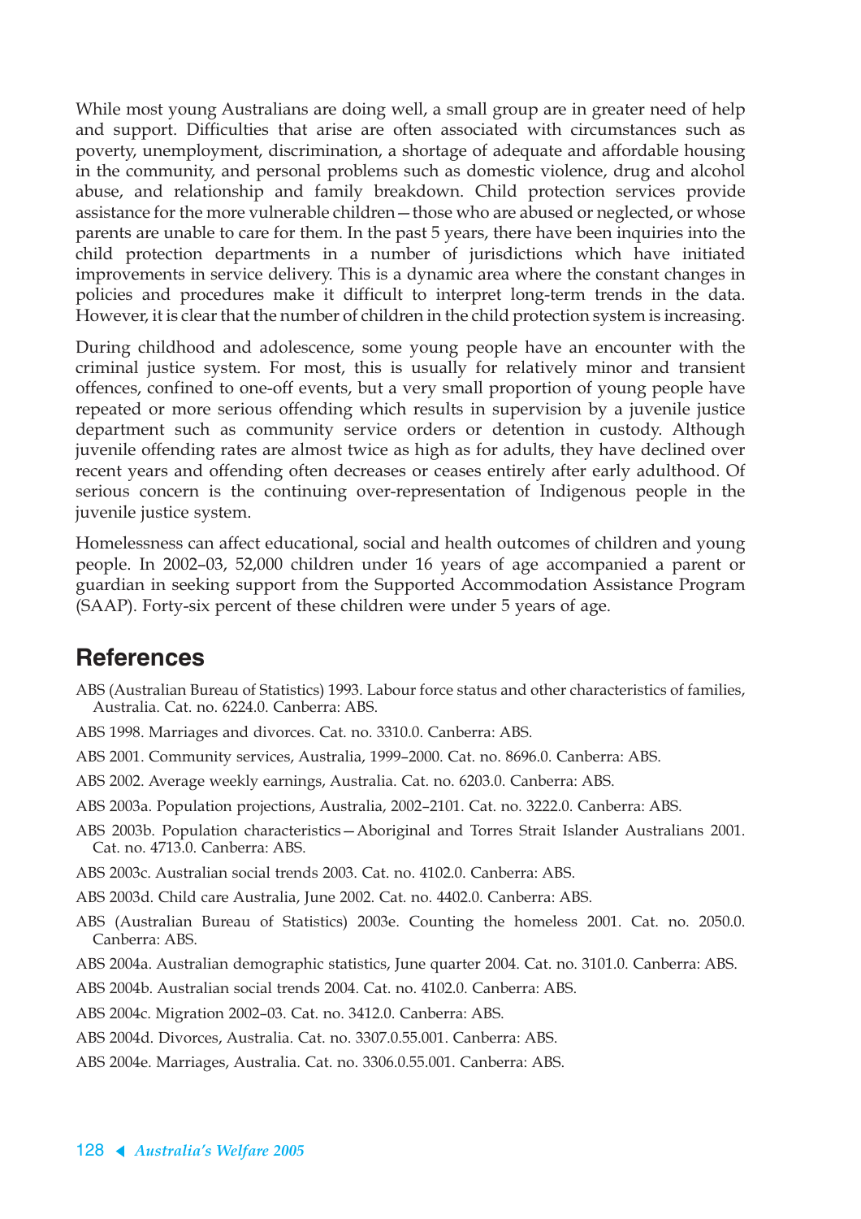While most young Australians are doing well, a small group are in greater need of help and support. Difficulties that arise are often associated with circumstances such as poverty, unemployment, discrimination, a shortage of adequate and affordable housing in the community, and personal problems such as domestic violence, drug and alcohol abuse, and relationship and family breakdown. Child protection services provide assistance for the more vulnerable children—those who are abused or neglected, or whose parents are unable to care for them. In the past 5 years, there have been inquiries into the child protection departments in a number of jurisdictions which have initiated improvements in service delivery. This is a dynamic area where the constant changes in policies and procedures make it difficult to interpret long-term trends in the data. However, it is clear that the number of children in the child protection system is increasing.

During childhood and adolescence, some young people have an encounter with the criminal justice system. For most, this is usually for relatively minor and transient offences, confined to one-off events, but a very small proportion of young people have repeated or more serious offending which results in supervision by a juvenile justice department such as community service orders or detention in custody. Although juvenile offending rates are almost twice as high as for adults, they have declined over recent years and offending often decreases or ceases entirely after early adulthood. Of serious concern is the continuing over-representation of Indigenous people in the juvenile justice system.

Homelessness can affect educational, social and health outcomes of children and young people. In 2002–03, 52,000 children under 16 years of age accompanied a parent or guardian in seeking support from the Supported Accommodation Assistance Program (SAAP). Forty-six percent of these children were under 5 years of age.

## References

ABS (Australian Bureau of Statistics) 1993. Labour force status and other characteristics of families, Australia. Cat. no. 6224.0. Canberra: ABS.

ABS 1998. Marriages and divorces. Cat. no. 3310.0. Canberra: ABS.

ABS 2001. Community services, Australia, 1999–2000. Cat. no. 8696.0. Canberra: ABS.

ABS 2002. Average weekly earnings, Australia. Cat. no. 6203.0. Canberra: ABS.

ABS 2003a. Population projections, Australia, 2002–2101. Cat. no. 3222.0. Canberra: ABS.

ABS 2003b. Population characteristics—Aboriginal and Torres Strait Islander Australians 2001. Cat. no. 4713.0. Canberra: ABS.

ABS 2003c. Australian social trends 2003. Cat. no. 4102.0. Canberra: ABS.

ABS 2003d. Child care Australia, June 2002. Cat. no. 4402.0. Canberra: ABS.

ABS (Australian Bureau of Statistics) 2003e. Counting the homeless 2001. Cat. no. 2050.0. Canberra: ABS.

ABS 2004a. Australian demographic statistics, June quarter 2004. Cat. no. 3101.0. Canberra: ABS.

ABS 2004b. Australian social trends 2004. Cat. no. 4102.0. Canberra: ABS.

ABS 2004c. Migration 2002–03. Cat. no. 3412.0. Canberra: ABS.

ABS 2004d. Divorces, Australia. Cat. no. 3307.0.55.001. Canberra: ABS.

ABS 2004e. Marriages, Australia. Cat. no. 3306.0.55.001. Canberra: ABS.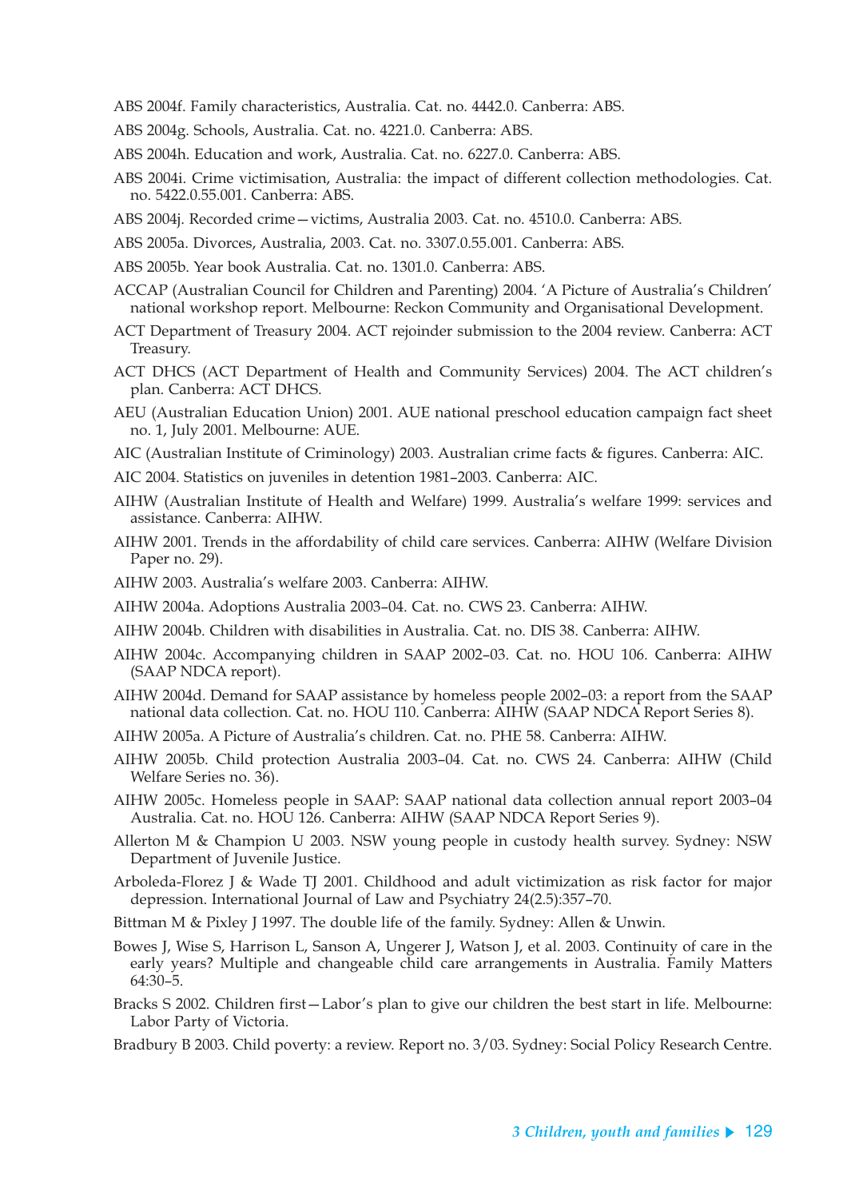ABS 2004f. Family characteristics, Australia. Cat. no. 4442.0. Canberra: ABS.

ABS 2004g. Schools, Australia. Cat. no. 4221.0. Canberra: ABS.

ABS 2004h. Education and work, Australia. Cat. no. 6227.0. Canberra: ABS.

ABS 2004i. Crime victimisation, Australia: the impact of different collection methodologies. Cat. no. 5422.0.55.001. Canberra: ABS.

ABS 2004j. Recorded crime—victims, Australia 2003. Cat. no. 4510.0. Canberra: ABS.

ABS 2005a. Divorces, Australia, 2003. Cat. no. 3307.0.55.001. Canberra: ABS.

ABS 2005b. Year book Australia. Cat. no. 1301.0. Canberra: ABS.

ACCAP (Australian Council for Children and Parenting) 2004. 'A Picture of Australia's Children' national workshop report. Melbourne: Reckon Community and Organisational Development.

ACT Department of Treasury 2004. ACT rejoinder submission to the 2004 review. Canberra: ACT Treasury.

ACT DHCS (ACT Department of Health and Community Services) 2004. The ACT children's plan. Canberra: ACT DHCS.

AEU (Australian Education Union) 2001. AUE national preschool education campaign fact sheet no. 1, July 2001. Melbourne: AUE.

AIC (Australian Institute of Criminology) 2003. Australian crime facts & figures. Canberra: AIC.

AIC 2004. Statistics on juveniles in detention 1981–2003. Canberra: AIC.

AIHW (Australian Institute of Health and Welfare) 1999. Australia's welfare 1999: services and assistance. Canberra: AIHW.

AIHW 2001. Trends in the affordability of child care services. Canberra: AIHW (Welfare Division Paper no. 29).

AIHW 2003. Australia's welfare 2003. Canberra: AIHW.

AIHW 2004a. Adoptions Australia 2003–04. Cat. no. CWS 23. Canberra: AIHW.

AIHW 2004b. Children with disabilities in Australia. Cat. no. DIS 38. Canberra: AIHW.

AIHW 2004c. Accompanying children in SAAP 2002–03. Cat. no. HOU 106. Canberra: AIHW (SAAP NDCA report).

AIHW 2004d. Demand for SAAP assistance by homeless people 2002–03: a report from the SAAP national data collection. Cat. no. HOU 110. Canberra: AIHW (SAAP NDCA Report Series 8).

AIHW 2005a. A Picture of Australia's children. Cat. no. PHE 58. Canberra: AIHW.

AIHW 2005b. Child protection Australia 2003–04. Cat. no. CWS 24. Canberra: AIHW (Child Welfare Series no. 36).

AIHW 2005c. Homeless people in SAAP: SAAP national data collection annual report 2003–04 Australia. Cat. no. HOU 126. Canberra: AIHW (SAAP NDCA Report Series 9).

Allerton M & Champion U 2003. NSW young people in custody health survey. Sydney: NSW Department of Juvenile Justice.

Arboleda-Florez J & Wade TJ 2001. Childhood and adult victimization as risk factor for major depression. International Journal of Law and Psychiatry 24(2.5):357–70.

Bittman M & Pixley J 1997. The double life of the family. Sydney: Allen & Unwin.

Bowes J, Wise S, Harrison L, Sanson A, Ungerer J, Watson J, et al. 2003. Continuity of care in the early years? Multiple and changeable child care arrangements in Australia. Family Matters 64:30–5.

Bracks S 2002. Children first—Labor's plan to give our children the best start in life. Melbourne: Labor Party of Victoria.

Bradbury B 2003. Child poverty: a review. Report no. 3/03. Sydney: Social Policy Research Centre.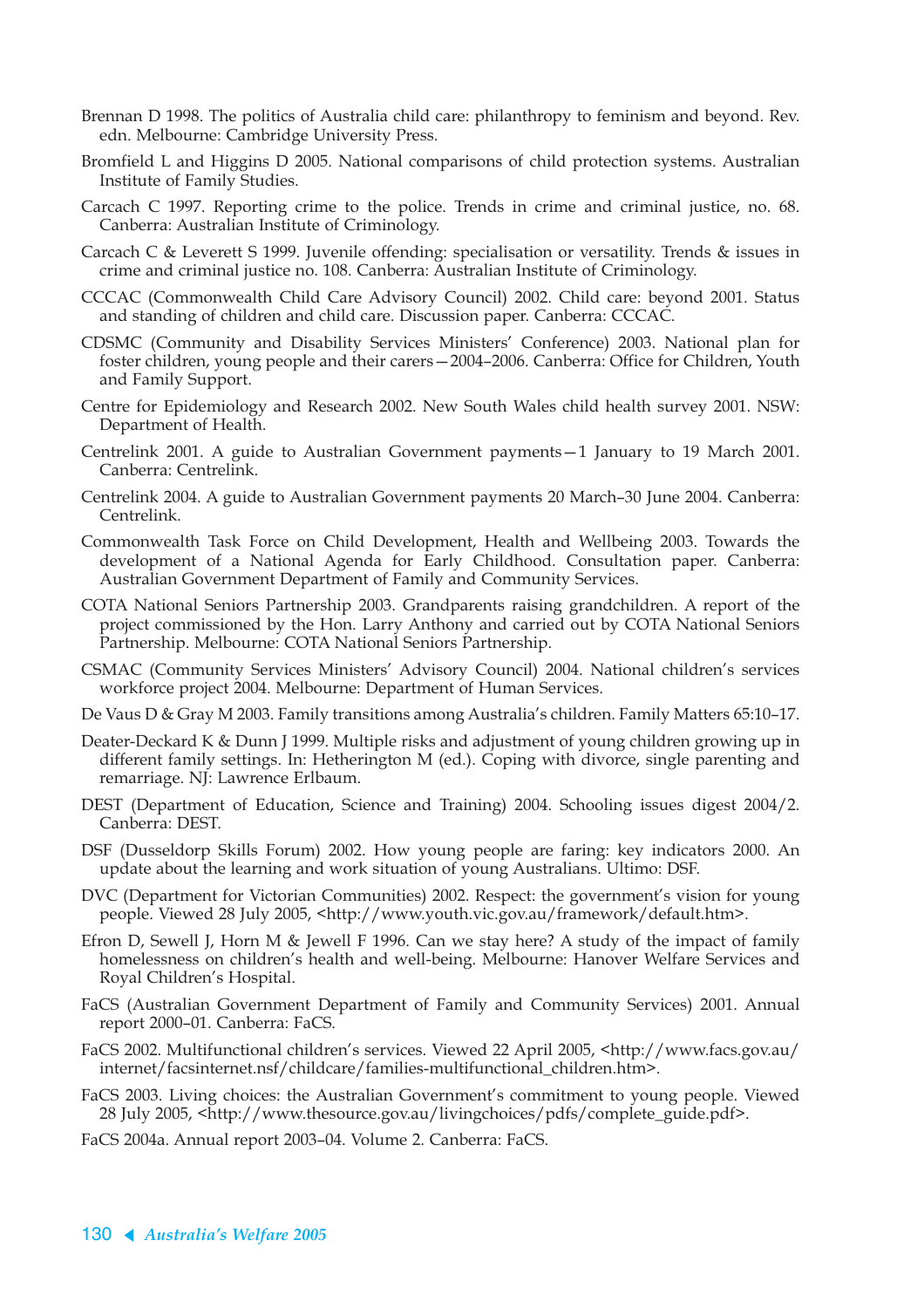Brennan D 1998. The politics of Australia child care: philanthropy to feminism and beyond. Rev. edn. Melbourne: Cambridge University Press.

Bromfield L and Higgins D 2005. National comparisons of child protection systems. Australian Institute of Family Studies.

Carcach C 1997. Reporting crime to the police. Trends in crime and criminal justice, no. 68. Canberra: Australian Institute of Criminology.

Carcach C & Leverett S 1999. Juvenile offending: specialisation or versatility. Trends & issues in crime and criminal justice no. 108. Canberra: Australian Institute of Criminology.

CCCAC (Commonwealth Child Care Advisory Council) 2002. Child care: beyond 2001. Status and standing of children and child care. Discussion paper. Canberra: CCCAC.

CDSMC (Community and Disability Services Ministers' Conference) 2003. National plan for foster children, young people and their carers—2004–2006. Canberra: Office for Children, Youth and Family Support.

Centre for Epidemiology and Research 2002. New South Wales child health survey 2001. NSW: Department of Health.

Centrelink 2001. A guide to Australian Government payments—1 January to 19 March 2001. Canberra: Centrelink.

Centrelink 2004. A guide to Australian Government payments 20 March–30 June 2004. Canberra: Centrelink.

Commonwealth Task Force on Child Development, Health and Wellbeing 2003. Towards the development of a National Agenda for Early Childhood. Consultation paper. Canberra: Australian Government Department of Family and Community Services.

COTA National Seniors Partnership 2003. Grandparents raising grandchildren. A report of the project commissioned by the Hon. Larry Anthony and carried out by COTA National Seniors Partnership. Melbourne: COTA National Seniors Partnership.

CSMAC (Community Services Ministers' Advisory Council) 2004. National children's services workforce project 2004. Melbourne: Department of Human Services.

De Vaus D & Gray M 2003. Family transitions among Australia's children. Family Matters 65:10–17.

Deater-Deckard K & Dunn J 1999. Multiple risks and adjustment of young children growing up in different family settings. In: Hetherington M (ed.). Coping with divorce, single parenting and remarriage. NJ: Lawrence Erlbaum.

DEST (Department of Education, Science and Training) 2004. Schooling issues digest 2004/2. Canberra: DEST.

DSF (Dusseldorp Skills Forum) 2002. How young people are faring: key indicators 2000. An update about the learning and work situation of young Australians. Ultimo: DSF.

DVC (Department for Victorian Communities) 2002. Respect: the government's vision for young people. Viewed 28 July 2005, <http://www.youth.vic.gov.au/framework/default.htm>.

Efron D, Sewell J, Horn M & Jewell F 1996. Can we stay here? A study of the impact of family homelessness on children's health and well-being. Melbourne: Hanover Welfare Services and Royal Children's Hospital.

FaCS (Australian Government Department of Family and Community Services) 2001. Annual report 2000–01. Canberra: FaCS.

FaCS 2002. Multifunctional children's services. Viewed 22 April 2005, <http://www.facs.gov.au/internet/facsinternet.nsf/childcare/families-multifunctional_children.htm>.

FaCS 2003. Living choices: the Australian Government's commitment to young people. Viewed 28 July 2005, <http://www.thesource.gov.au/livingchoices/pdfs/complete_guide.pdf>.

FaCS 2004a. Annual report 2003–04. Volume 2. Canberra: FaCS.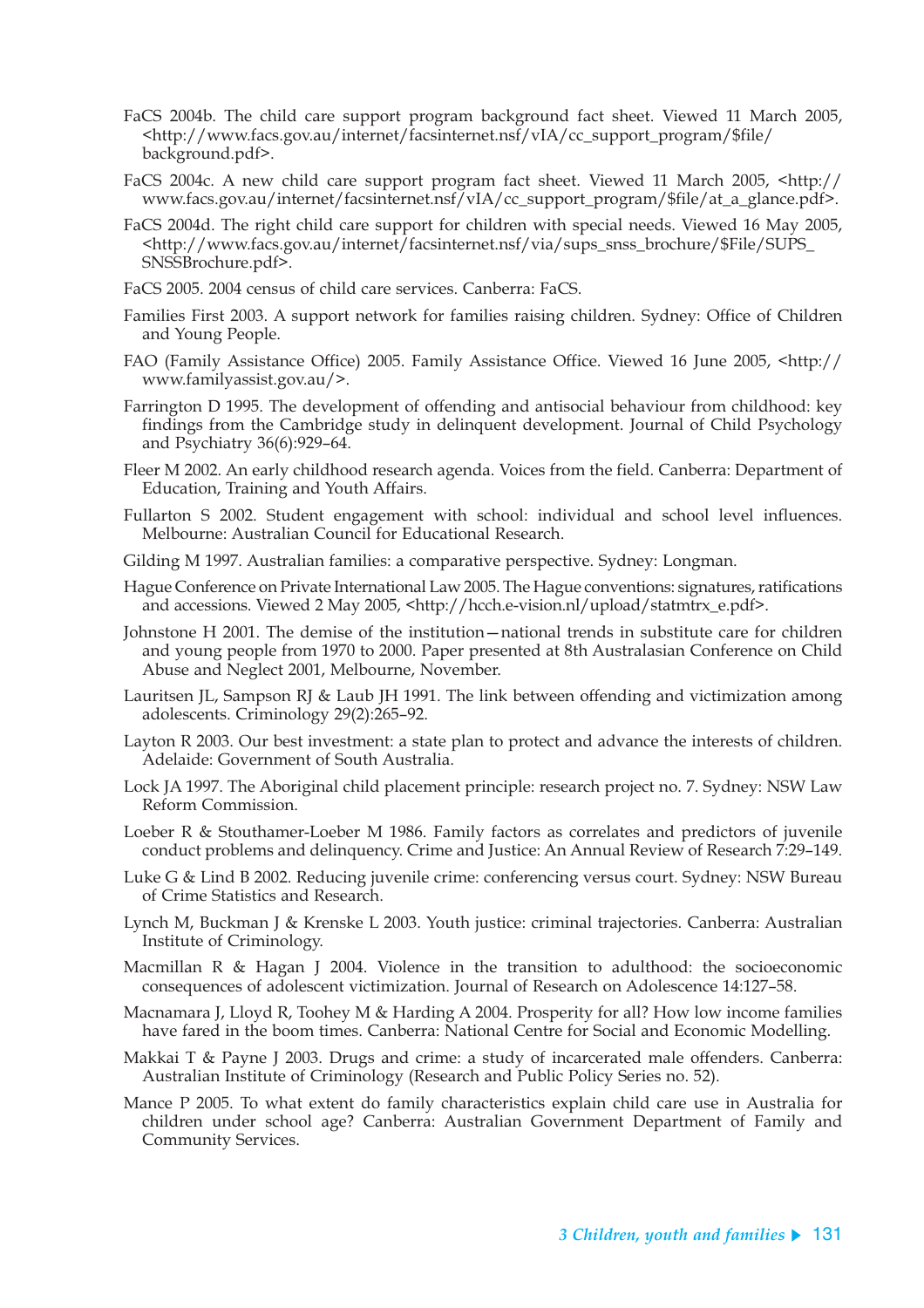FaCS 2004b. The child care support program background fact sheet. Viewed 11 March 2005, <http://www.facs.gov.au/internet/facsinternet.nsf/vIA/cc_support_program/$file/background.pdf>.

FaCS 2004c. A new child care support program fact sheet. Viewed 11 March 2005, <http://www.facs.gov.au/internet/facsinternet.nsf/vIA/cc_support_program/$file/at_a_glance.pdf>.

FaCS 2004d. The right child care support for children with special needs. Viewed 16 May 2005, <http://www.facs.gov.au/internet/facsinternet.nsf/via/sups_snss_brochure/$File/SUPS_SNSSBrochure.pdf>.

FaCS 2005. 2004 census of child care services. Canberra: FaCS.

Families First 2003. A support network for families raising children. Sydney: Office of Children and Young People.

FAO (Family Assistance Office) 2005. Family Assistance Office. Viewed 16 June 2005, <http://www.familyassist.gov.au/>.

Farrington D 1995. The development of offending and antisocial behaviour from childhood: key findings from the Cambridge study in delinquent development. Journal of Child Psychology and Psychiatry 36(6):929–64.

Fleer M 2002. An early childhood research agenda. Voices from the field. Canberra: Department of Education, Training and Youth Affairs.

Fullarton S 2002. Student engagement with school: individual and school level influences. Melbourne: Australian Council for Educational Research.

Gilding M 1997. Australian families: a comparative perspective. Sydney: Longman.

Hague Conference on Private International Law 2005. The Hague conventions: signatures, ratifications and accessions. Viewed 2 May 2005, <http://hcch.e-vision.nl/upload/statmtrx_e.pdf>.

Johnstone H 2001. The demise of the institution—national trends in substitute care for children and young people from 1970 to 2000. Paper presented at 8th Australasian Conference on Child Abuse and Neglect 2001, Melbourne, November.

Lauritsen JL, Sampson RJ & Laub JH 1991. The link between offending and victimization among adolescents. Criminology 29(2):265–92.

Layton R 2003. Our best investment: a state plan to protect and advance the interests of children. Adelaide: Government of South Australia.

Lock JA 1997. The Aboriginal child placement principle: research project no. 7. Sydney: NSW Law Reform Commission.

Loeber R & Stouthamer-Loeber M 1986. Family factors as correlates and predictors of juvenile conduct problems and delinquency. Crime and Justice: An Annual Review of Research 7:29–149.

Luke G & Lind B 2002. Reducing juvenile crime: conferencing versus court. Sydney: NSW Bureau of Crime Statistics and Research.

Lynch M, Buckman J & Krenske L 2003. Youth justice: criminal trajectories. Canberra: Australian Institute of Criminology.

Macmillan R & Hagan J 2004. Violence in the transition to adulthood: the socioeconomic consequences of adolescent victimization. Journal of Research on Adolescence 14:127–58.

Macnamara J, Lloyd R, Toohey M & Harding A 2004. Prosperity for all? How low income families have fared in the boom times. Canberra: National Centre for Social and Economic Modelling.

Makkai T & Payne J 2003. Drugs and crime: a study of incarcerated male offenders. Canberra: Australian Institute of Criminology (Research and Public Policy Series no. 52).

Mance P 2005. To what extent do family characteristics explain child care use in Australia for children under school age? Canberra: Australian Government Department of Family and Community Services.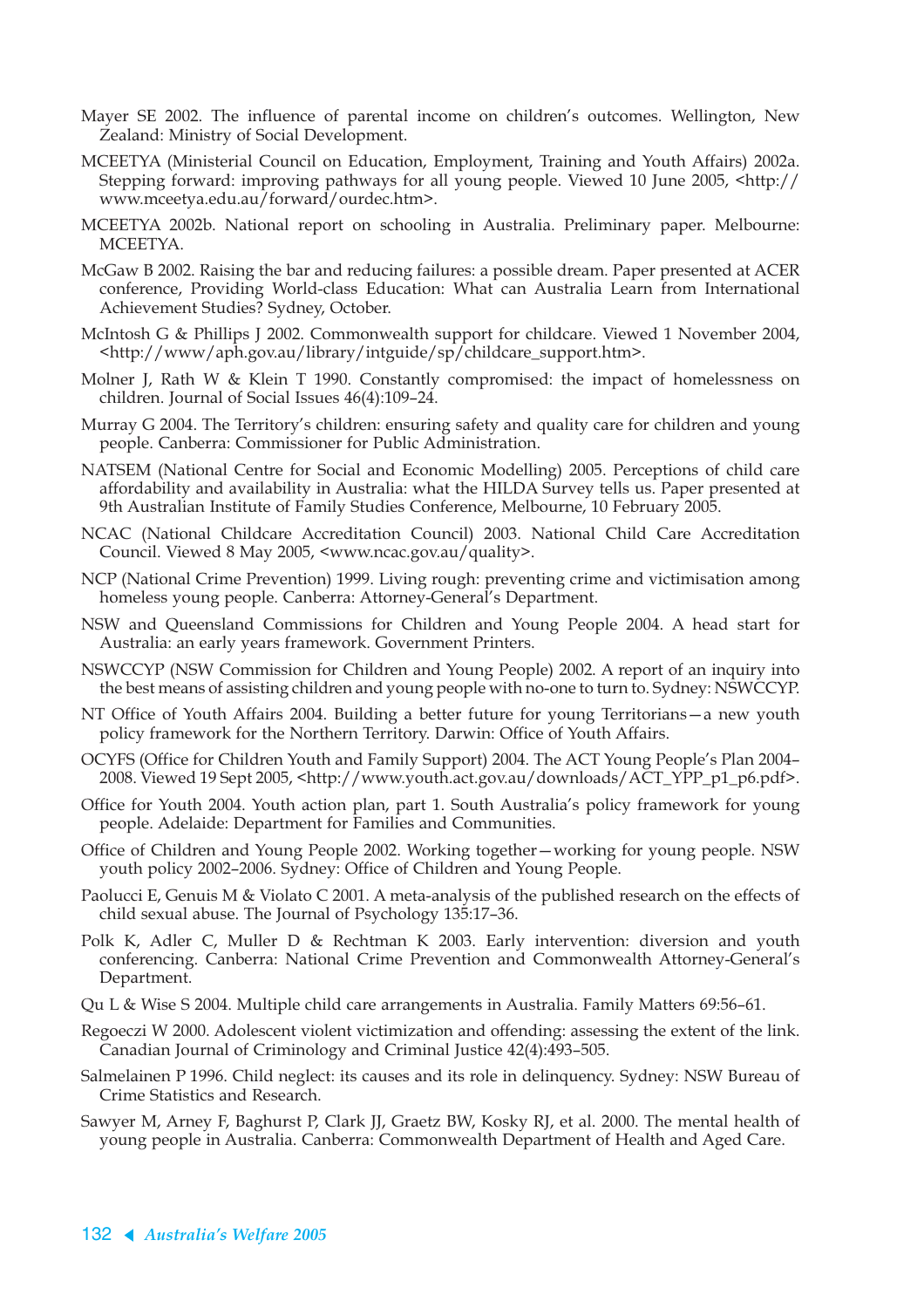Mayer SE 2002. The influence of parental income on children's outcomes. Wellington, New Zealand: Ministry of Social Development.

MCEETYA (Ministerial Council on Education, Employment, Training and Youth Affairs) 2002a. Stepping forward: improving pathways for all young people. Viewed 10 June 2005, <http://www.mceetya.edu.au/forward/ourdec.htm>.

MCEETYA 2002b. National report on schooling in Australia. Preliminary paper. Melbourne: MCEETYA.

McGaw B 2002. Raising the bar and reducing failures: a possible dream. Paper presented at ACER conference, Providing World-class Education: What can Australia Learn from International Achievement Studies? Sydney, October.

McIntosh G & Phillips J 2002. Commonwealth support for childcare. Viewed 1 November 2004, <http://www/aph.gov.au/library/intguide/sp/childcare_support.htm>.

Molner J, Rath W & Klein T 1990. Constantly compromised: the impact of homelessness on children. Journal of Social Issues 46(4):109–24.

Murray G 2004. The Territory's children: ensuring safety and quality care for children and young people. Canberra: Commissioner for Public Administration.

NATSEM (National Centre for Social and Economic Modelling) 2005. Perceptions of child care affordability and availability in Australia: what the HILDA Survey tells us. Paper presented at 9th Australian Institute of Family Studies Conference, Melbourne, 10 February 2005.

NCAC (National Childcare Accreditation Council) 2003. National Child Care Accreditation Council. Viewed 8 May 2005, <www.ncac.gov.au/quality>.

NCP (National Crime Prevention) 1999. Living rough: preventing crime and victimisation among homeless young people. Canberra: Attorney-General's Department.

NSW and Queensland Commissions for Children and Young People 2004. A head start for Australia: an early years framework. Government Printers.

NSWCCYP (NSW Commission for Children and Young People) 2002. A report of an inquiry into the best means of assisting children and young people with no-one to turn to. Sydney: NSWCCYP.

NT Office of Youth Affairs 2004. Building a better future for young Territorians—a new youth policy framework for the Northern Territory. Darwin: Office of Youth Affairs.

OCYFS (Office for Children Youth and Family Support) 2004. The ACT Young People's Plan 2004–2008. Viewed 19 Sept 2005, <http://www.youth.act.gov.au/downloads/ACT_YPP_p1_p6.pdf>.

Office for Youth 2004. Youth action plan, part 1. South Australia's policy framework for young people. Adelaide: Department for Families and Communities.

Office of Children and Young People 2002. Working together—working for young people. NSW youth policy 2002–2006. Sydney: Office of Children and Young People.

Paolucci E, Genuis M & Violato C 2001. A meta-analysis of the published research on the effects of child sexual abuse. The Journal of Psychology 135:17–36.

Polk K, Adler C, Muller D & Rechtman K 2003. Early intervention: diversion and youth conferencing. Canberra: National Crime Prevention and Commonwealth Attorney-General's Department.

Qu L & Wise S 2004. Multiple child care arrangements in Australia. Family Matters 69:56–61.

Regoeczi W 2000. Adolescent violent victimization and offending: assessing the extent of the link. Canadian Journal of Criminology and Criminal Justice 42(4):493–505.

Salmelainen P 1996. Child neglect: its causes and its role in delinquency. Sydney: NSW Bureau of Crime Statistics and Research.

Sawyer M, Arney F, Baghurst P, Clark JJ, Graetz BW, Kosky RJ, et al. 2000. The mental health of young people in Australia. Canberra: Commonwealth Department of Health and Aged Care.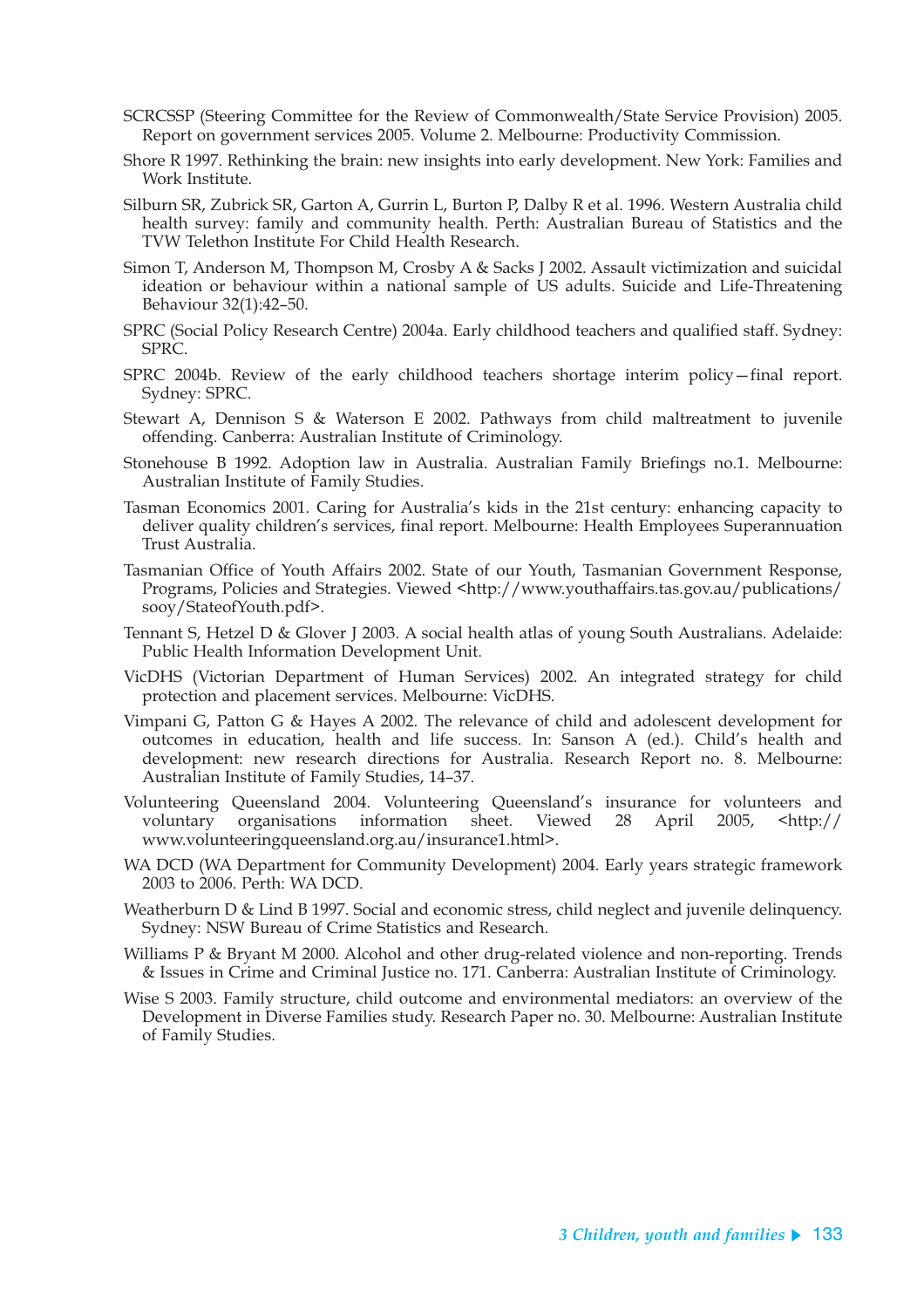SCRCSSP (Steering Committee for the Review of Commonwealth/State Service Provision) 2005. Report on government services 2005. Volume 2. Melbourne: Productivity Commission.

Shore R 1997. Rethinking the brain: new insights into early development. New York: Families and Work Institute.

Silburn SR, Zubrick SR, Garton A, Gurrin L, Burton P, Dalby R et al. 1996. Western Australia child health survey: family and community health. Perth: Australian Bureau of Statistics and the TVW Telethon Institute For Child Health Research.

Simon T, Anderson M, Thompson M, Crosby A & Sacks J 2002. Assault victimization and suicidal ideation or behaviour within a national sample of US adults. Suicide and Life-Threatening Behaviour 32(1):42–50.

SPRC (Social Policy Research Centre) 2004a. Early childhood teachers and qualified staff. Sydney: SPRC.

SPRC 2004b. Review of the early childhood teachers shortage interim policy—final report. Sydney: SPRC.

Stewart A, Dennison S & Waterson E 2002. Pathways from child maltreatment to juvenile offending. Canberra: Australian Institute of Criminology.

Stonehouse B 1992. Adoption law in Australia. Australian Family Briefings no.1. Melbourne: Australian Institute of Family Studies.

Tasman Economics 2001. Caring for Australia's kids in the 21st century: enhancing capacity to deliver quality children's services, final report. Melbourne: Health Employees Superannuation Trust Australia.

Tasmanian Office of Youth Affairs 2002. State of our Youth, Tasmanian Government Response, Programs, Policies and Strategies. Viewed <http://www.youthaffairs.tas.gov.au/publications/sooy/StateofYouth.pdf>.

Tennant S, Hetzel D & Glover J 2003. A social health atlas of young South Australians. Adelaide: Public Health Information Development Unit.

VicDHS (Victorian Department of Human Services) 2002. An integrated strategy for child protection and placement services. Melbourne: VicDHS.

Vimpani G, Patton G & Hayes A 2002. The relevance of child and adolescent development for outcomes in education, health and life success. In: Sanson A (ed.). Child's health and development: new research directions for Australia. Research Report no. 8. Melbourne: Australian Institute of Family Studies, 14–37.

Volunteering Queensland 2004. Volunteering Queensland's insurance for volunteers and voluntary organisations information sheet. Viewed 28 April 2005, <http://www.volunteeringqueensland.org.au/insurance1.html>.

WA DCD (WA Department for Community Development) 2004. Early years strategic framework 2003 to 2006. Perth: WA DCD.

Weatherburn D & Lind B 1997. Social and economic stress, child neglect and juvenile delinquency. Sydney: NSW Bureau of Crime Statistics and Research.

Williams P & Bryant M 2000. Alcohol and other drug-related violence and non-reporting. Trends & Issues in Crime and Criminal Justice no. 171. Canberra: Australian Institute of Criminology.

Wise S 2003. Family structure, child outcome and environmental mediators: an overview of the Development in Diverse Families study. Research Paper no. 30. Melbourne: Australian Institute of Family Studies.